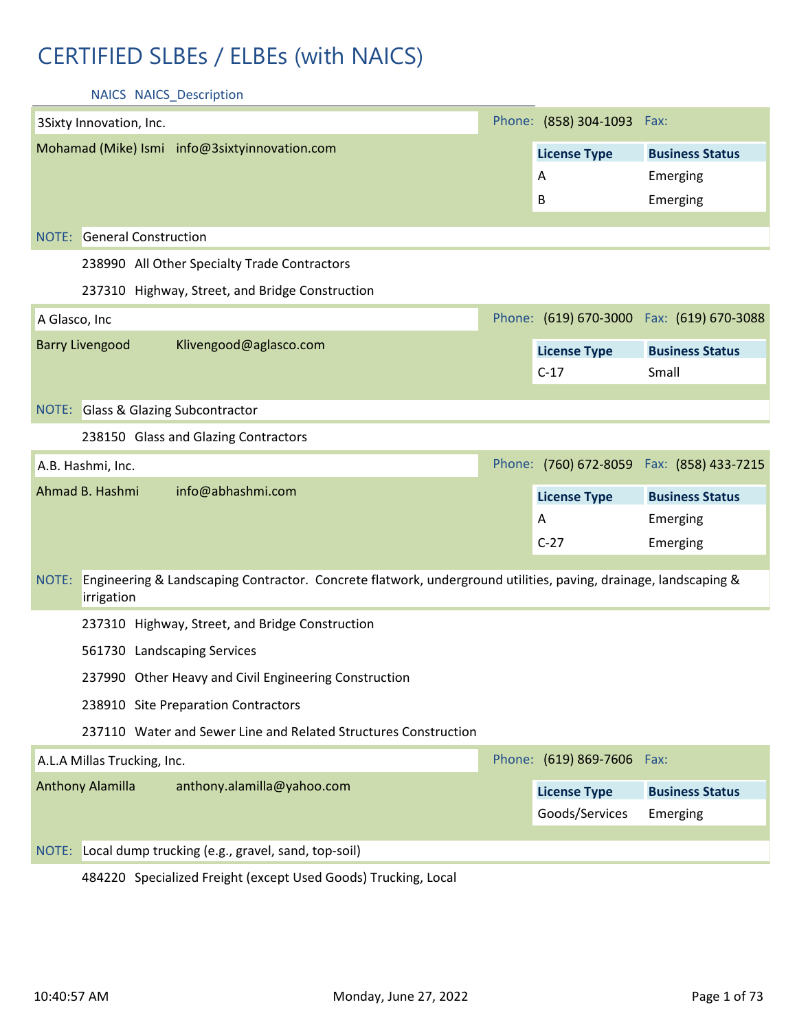# CERTIFIED SLBEs / ELBEs (with NAICS)

NAICS NAICS_Description

---

**3Sixty Innovation, Inc.**

Phone: (858) 304-1093 Fax:

Mohamad (Mike) Ismi info@3sixtyinnovation.com

| License Type | Business Status |
|---|---|
| A | Emerging |
| B | Emerging |

NOTE: General Construction

238990 All Other Specialty Trade Contractors

237310 Highway, Street, and Bridge Construction

---

**A Glasco, Inc**

Phone: (619) 670-3000 Fax: (619) 670-3088

Barry Livengood Klivengood@aglasco.com

| License Type | Business Status |
|---|---|
| C-17 | Small |

NOTE: Glass & Glazing Subcontractor

238150 Glass and Glazing Contractors

---

**A.B. Hashmi, Inc.**

Phone: (760) 672-8059 Fax: (858) 433-7215

Ahmad B. Hashmi info@abhashmi.com

| License Type | Business Status |
|---|---|
| A | Emerging |
| C-27 | Emerging |

NOTE: Engineering & Landscaping Contractor. Concrete flatwork, underground utilities, paving, drainage, landscaping & irrigation

237310 Highway, Street, and Bridge Construction

561730 Landscaping Services

237990 Other Heavy and Civil Engineering Construction

238910 Site Preparation Contractors

237110 Water and Sewer Line and Related Structures Construction

---

**A.L.A Millas Trucking, Inc.**

Phone: (619) 869-7606 Fax:

Anthony Alamilla anthony.alamilla@yahoo.com

| License Type | Business Status |
|---|---|
| Goods/Services | Emerging |

NOTE: Local dump trucking (e.g., gravel, sand, top-soil)

484220 Specialized Freight (except Used Goods) Trucking, Local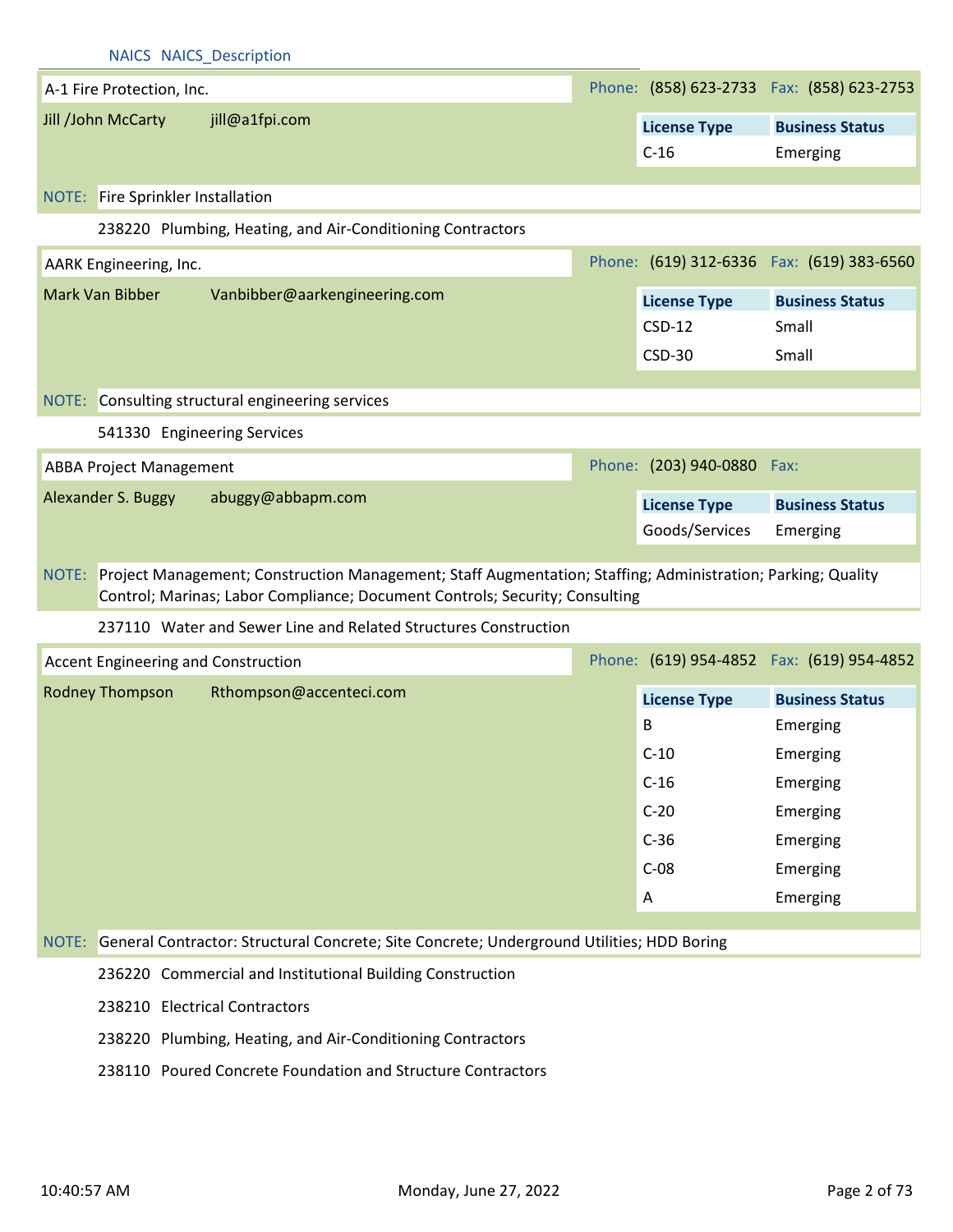NAICS NAICS_Description

**A-1 Fire Protection, Inc.**

Phone: (858) 623-2733 Fax: (858) 623-2753

Jill /John McCarty jill@a1fpi.com

| License Type | Business Status |
|---|---|
| C-16 | Emerging |

NOTE: Fire Sprinkler Installation

238220 Plumbing, Heating, and Air-Conditioning Contractors

**AARK Engineering, Inc.**

Phone: (619) 312-6336 Fax: (619) 383-6560

Mark Van Bibber Vanbibber@aarkengineering.com

| License Type | Business Status |
|---|---|
| CSD-12 | Small |
| CSD-30 | Small |

NOTE: Consulting structural engineering services

541330 Engineering Services

**ABBA Project Management**

Phone: (203) 940-0880 Fax:

Alexander S. Buggy abuggy@abbapm.com

| License Type | Business Status |
|---|---|
| Goods/Services | Emerging |

NOTE: Project Management; Construction Management; Staff Augmentation; Staffing; Administration; Parking; Quality Control; Marinas; Labor Compliance; Document Controls; Security; Consulting

237110 Water and Sewer Line and Related Structures Construction

**Accent Engineering and Construction**

Phone: (619) 954-4852 Fax: (619) 954-4852

Rodney Thompson Rthompson@accenteci.com

| License Type | Business Status |
|---|---|
| B | Emerging |
| C-10 | Emerging |
| C-16 | Emerging |
| C-20 | Emerging |
| C-36 | Emerging |
| C-08 | Emerging |
| A | Emerging |

NOTE: General Contractor: Structural Concrete; Site Concrete; Underground Utilities; HDD Boring

236220 Commercial and Institutional Building Construction

238210 Electrical Contractors

238220 Plumbing, Heating, and Air-Conditioning Contractors

238110 Poured Concrete Foundation and Structure Contractors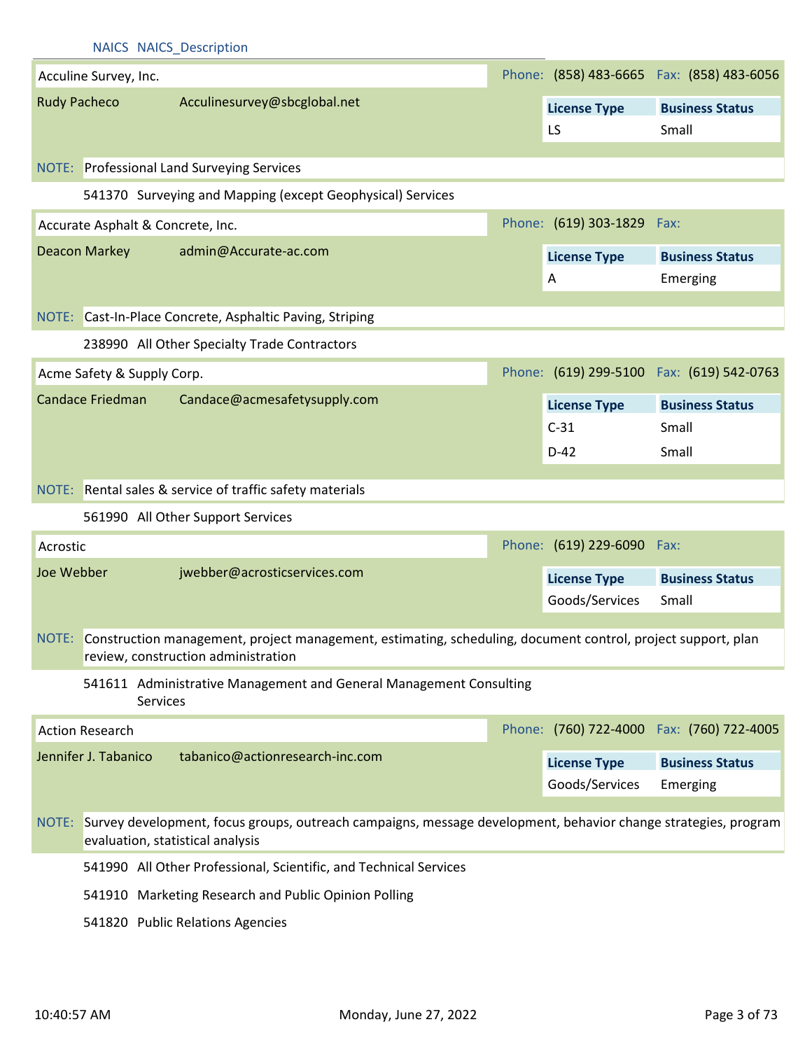NAICS NAICS_Description

## Acculine Survey, Inc.

Phone: (858) 483-6665 Fax: (858) 483-6056

Rudy Pacheco Acculinesurvey@sbcglobal.net

| License Type | Business Status |
|---|---|
| LS | Small |

NOTE: Professional Land Surveying Services

541370 Surveying and Mapping (except Geophysical) Services

## Accurate Asphalt & Concrete, Inc.

Phone: (619) 303-1829 Fax:

Deacon Markey admin@Accurate-ac.com

| License Type | Business Status |
|---|---|
| A | Emerging |

NOTE: Cast-In-Place Concrete, Asphaltic Paving, Striping

238990 All Other Specialty Trade Contractors

## Acme Safety & Supply Corp.

Phone: (619) 299-5100 Fax: (619) 542-0763

Candace Friedman Candace@acmesafetysupply.com

| License Type | Business Status |
|---|---|
| C-31 | Small |
| D-42 | Small |

NOTE: Rental sales & service of traffic safety materials

561990 All Other Support Services

## Acrostic

Phone: (619) 229-6090 Fax:

Joe Webber jwebber@acrosticservices.com

| License Type | Business Status |
|---|---|
| Goods/Services | Small |

NOTE: Construction management, project management, estimating, scheduling, document control, project support, plan review, construction administration

541611 Administrative Management and General Management Consulting Services

## Action Research

Phone: (760) 722-4000 Fax: (760) 722-4005

Jennifer J. Tabanico tabanico@actionresearch-inc.com

| License Type | Business Status |
|---|---|
| Goods/Services | Emerging |

NOTE: Survey development, focus groups, outreach campaigns, message development, behavior change strategies, program evaluation, statistical analysis

541990 All Other Professional, Scientific, and Technical Services

541910 Marketing Research and Public Opinion Polling

541820 Public Relations Agencies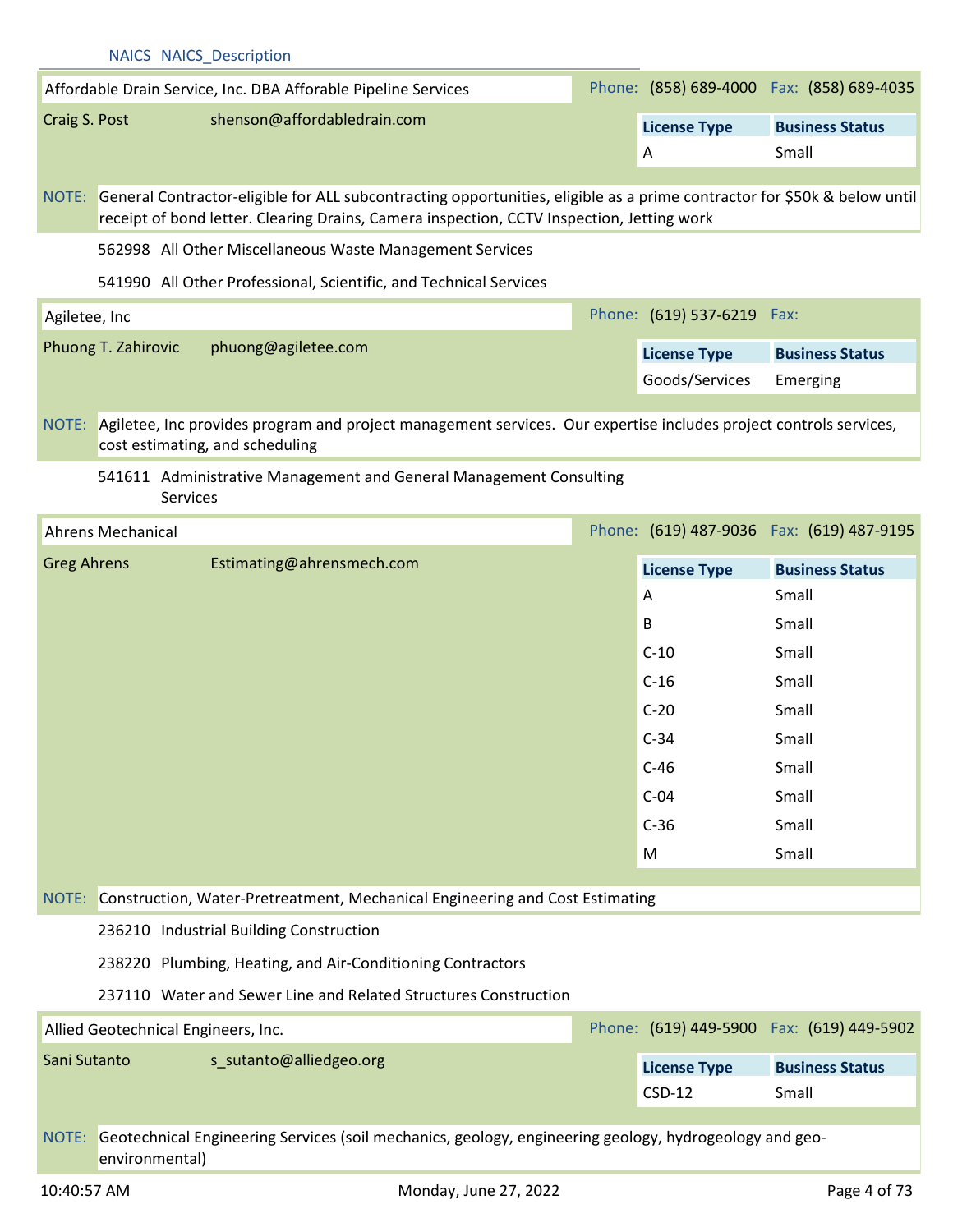NAICS NAICS_Description

**Affordable Drain Service, Inc. DBA Afforable Pipeline Services**

Phone: (858) 689-4000 Fax: (858) 689-4035

Craig S. Post shenson@affordabledrain.com

| License Type | Business Status |
|---|---|
| A | Small |

NOTE: General Contractor-eligible for ALL subcontracting opportunities, eligible as a prime contractor for $50k & below until receipt of bond letter. Clearing Drains, Camera inspection, CCTV Inspection, Jetting work

562998 All Other Miscellaneous Waste Management Services

541990 All Other Professional, Scientific, and Technical Services

**Agiletee, Inc**

Phone: (619) 537-6219 Fax:

Phuong T. Zahirovic phuong@agiletee.com

| License Type | Business Status |
|---|---|
| Goods/Services | Emerging |

NOTE: Agiletee, Inc provides program and project management services. Our expertise includes project controls services, cost estimating, and scheduling

541611 Administrative Management and General Management Consulting Services

**Ahrens Mechanical**

Phone: (619) 487-9036 Fax: (619) 487-9195

Greg Ahrens Estimating@ahrensmech.com

| License Type | Business Status |
|---|---|
| A | Small |
| B | Small |
| C-10 | Small |
| C-16 | Small |
| C-20 | Small |
| C-34 | Small |
| C-46 | Small |
| C-04 | Small |
| C-36 | Small |
| M | Small |

NOTE: Construction, Water-Pretreatment, Mechanical Engineering and Cost Estimating

236210 Industrial Building Construction

238220 Plumbing, Heating, and Air-Conditioning Contractors

237110 Water and Sewer Line and Related Structures Construction

**Allied Geotechnical Engineers, Inc.**

Phone: (619) 449-5900 Fax: (619) 449-5902

Sani Sutanto s_sutanto@alliedgeo.org

| License Type | Business Status |
|---|---|
| CSD-12 | Small |

NOTE: Geotechnical Engineering Services (soil mechanics, geology, engineering geology, hydrogeology and geo-environmental)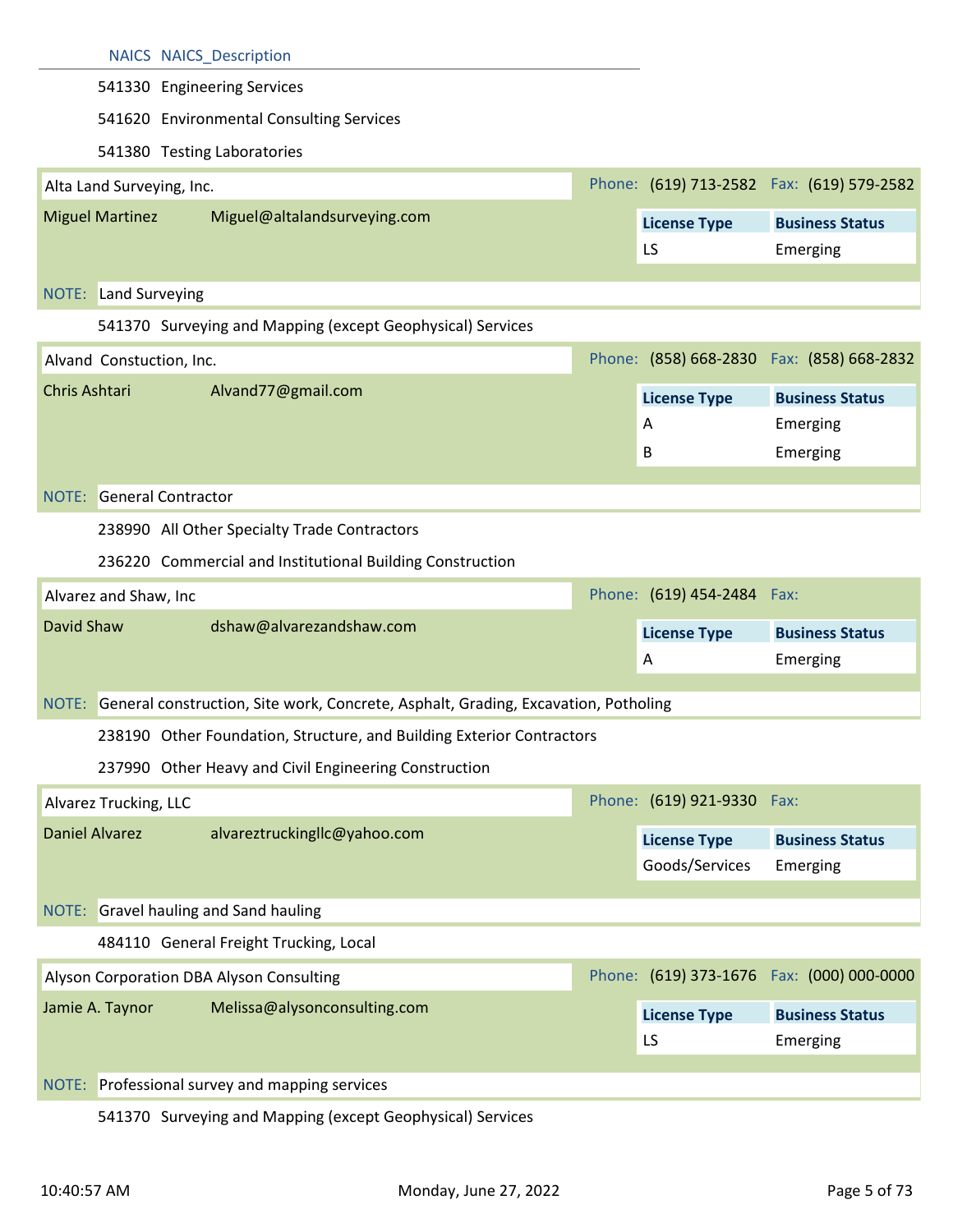| NAICS | NAICS_Description |
|---|---|
| 541330 | Engineering Services |
| 541620 | Environmental Consulting Services |
| 541380 | Testing Laboratories |

## Alta Land Surveying, Inc.

Phone: (619) 713-2582 Fax: (619) 579-2582

Miguel Martinez Miguel@altalandsurveying.com

| License Type | Business Status |
|---|---|
| LS | Emerging |

NOTE: Land Surveying

| NAICS | NAICS_Description |
|---|---|
| 541370 | Surveying and Mapping (except Geophysical) Services |

## Alvand Constuction, Inc.

Phone: (858) 668-2830 Fax: (858) 668-2832

Chris Ashtari Alvand77@gmail.com

| License Type | Business Status |
|---|---|
| A | Emerging |
| B | Emerging |

NOTE: General Contractor

| NAICS | NAICS_Description |
|---|---|
| 238990 | All Other Specialty Trade Contractors |
| 236220 | Commercial and Institutional Building Construction |

## Alvarez and Shaw, Inc

Phone: (619) 454-2484 Fax:

David Shaw dshaw@alvarezandshaw.com

| License Type | Business Status |
|---|---|
| A | Emerging |

NOTE: General construction, Site work, Concrete, Asphalt, Grading, Excavation, Potholing

| NAICS | NAICS_Description |
|---|---|
| 238190 | Other Foundation, Structure, and Building Exterior Contractors |
| 237990 | Other Heavy and Civil Engineering Construction |

## Alvarez Trucking, LLC

Phone: (619) 921-9330 Fax:

Daniel Alvarez alvareztruckingllc@yahoo.com

| License Type | Business Status |
|---|---|
| Goods/Services | Emerging |

NOTE: Gravel hauling and Sand hauling

| NAICS | NAICS_Description |
|---|---|
| 484110 | General Freight Trucking, Local |

## Alyson Corporation DBA Alyson Consulting

Phone: (619) 373-1676 Fax: (000) 000-0000

Jamie A. Taynor Melissa@alysonconsulting.com

| License Type | Business Status |
|---|---|
| LS | Emerging |

NOTE: Professional survey and mapping services

| NAICS | NAICS_Description |
|---|---|
| 541370 | Surveying and Mapping (except Geophysical) Services |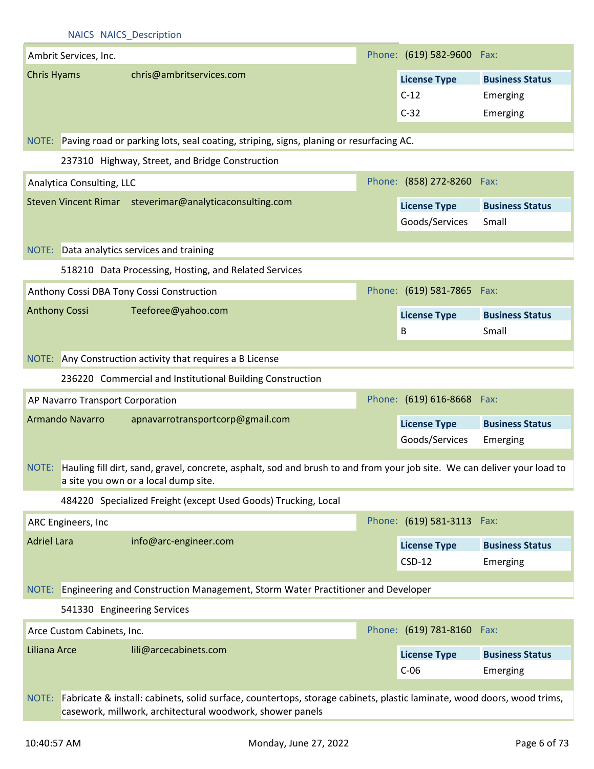NAICS NAICS_Description

**Ambrit Services, Inc.** Phone: (619) 582-9600 Fax:

Chris Hyams chris@ambritservices.com

| License Type | Business Status |
|---|---|
| C-12 | Emerging |
| C-32 | Emerging |

NOTE: Paving road or parking lots, seal coating, striping, signs, planing or resurfacing AC.

237310 Highway, Street, and Bridge Construction

**Analytica Consulting, LLC** Phone: (858) 272-8260 Fax:

Steven Vincent Rimar steverimar@analyticaconsulting.com

| License Type | Business Status |
|---|---|
| Goods/Services | Small |

NOTE: Data analytics services and training

518210 Data Processing, Hosting, and Related Services

**Anthony Cossi DBA Tony Cossi Construction** Phone: (619) 581-7865 Fax:

Anthony Cossi Teeforee@yahoo.com

| License Type | Business Status |
|---|---|
| B | Small |

NOTE: Any Construction activity that requires a B License

236220 Commercial and Institutional Building Construction

**AP Navarro Transport Corporation** Phone: (619) 616-8668 Fax:

Armando Navarro apnavarrotransportcorp@gmail.com

| License Type | Business Status |
|---|---|
| Goods/Services | Emerging |

NOTE: Hauling fill dirt, sand, gravel, concrete, asphalt, sod and brush to and from your job site. We can deliver your load to a site you own or a local dump site.

484220 Specialized Freight (except Used Goods) Trucking, Local

**ARC Engineers, Inc** Phone: (619) 581-3113 Fax:

Adriel Lara info@arc-engineer.com

| License Type | Business Status |
|---|---|
| CSD-12 | Emerging |

NOTE: Engineering and Construction Management, Storm Water Practitioner and Developer

541330 Engineering Services

**Arce Custom Cabinets, Inc.** Phone: (619) 781-8160 Fax:

Liliana Arce lili@arcecabinets.com

| License Type | Business Status |
|---|---|
| C-06 | Emerging |

NOTE: Fabricate & install: cabinets, solid surface, countertops, storage cabinets, plastic laminate, wood doors, wood trims, casework, millwork, architectural woodwork, shower panels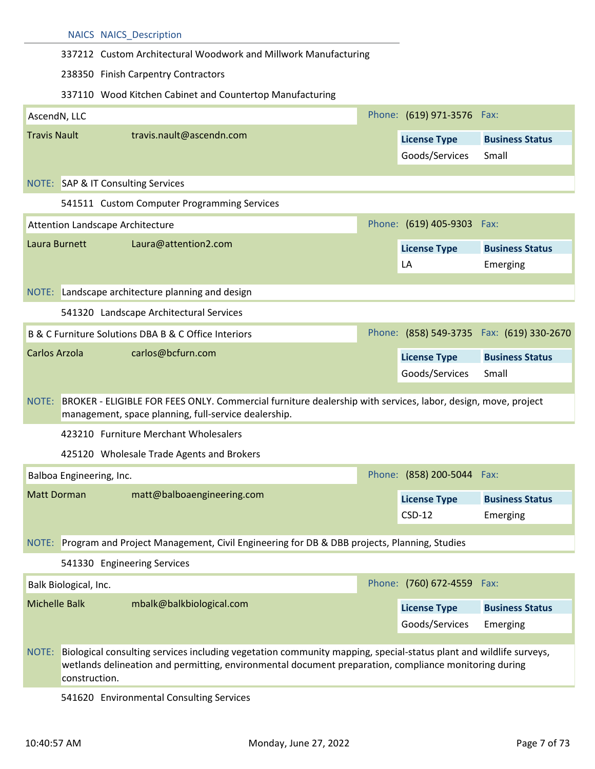| NAICS | NAICS_Description |
|---|---|
| 337212 | Custom Architectural Woodwork and Millwork Manufacturing |
| 238350 | Finish Carpentry Contractors |
| 337110 | Wood Kitchen Cabinet and Countertop Manufacturing |

**AscendN, LLC** — Phone: (619) 971-3576 Fax:

Travis Nault — travis.nault@ascendn.com

| License Type | Business Status |
|---|---|
| Goods/Services | Small |

NOTE: SAP & IT Consulting Services

541511 Custom Computer Programming Services

**Attention Landscape Architecture** — Phone: (619) 405-9303 Fax:

Laura Burnett — Laura@attention2.com

| License Type | Business Status |
|---|---|
| LA | Emerging |

NOTE: Landscape architecture planning and design

541320 Landscape Architectural Services

**B & C Furniture Solutions DBA B & C Office Interiors** — Phone: (858) 549-3735 Fax: (619) 330-2670

Carlos Arzola — carlos@bcfurn.com

| License Type | Business Status |
|---|---|
| Goods/Services | Small |

NOTE: BROKER - ELIGIBLE FOR FEES ONLY. Commercial furniture dealership with services, labor, design, move, project management, space planning, full-service dealership.

423210 Furniture Merchant Wholesalers

425120 Wholesale Trade Agents and Brokers

**Balboa Engineering, Inc.** — Phone: (858) 200-5044 Fax:

Matt Dorman — matt@balboaengineering.com

| License Type | Business Status |
|---|---|
| CSD-12 | Emerging |

NOTE: Program and Project Management, Civil Engineering for DB & DBB projects, Planning, Studies

541330 Engineering Services

**Balk Biological, Inc.** — Phone: (760) 672-4559 Fax:

Michelle Balk — mbalk@balkbiological.com

| License Type | Business Status |
|---|---|
| Goods/Services | Emerging |

NOTE: Biological consulting services including vegetation community mapping, special-status plant and wildlife surveys, wetlands delineation and permitting, environmental document preparation, compliance monitoring during construction.

541620 Environmental Consulting Services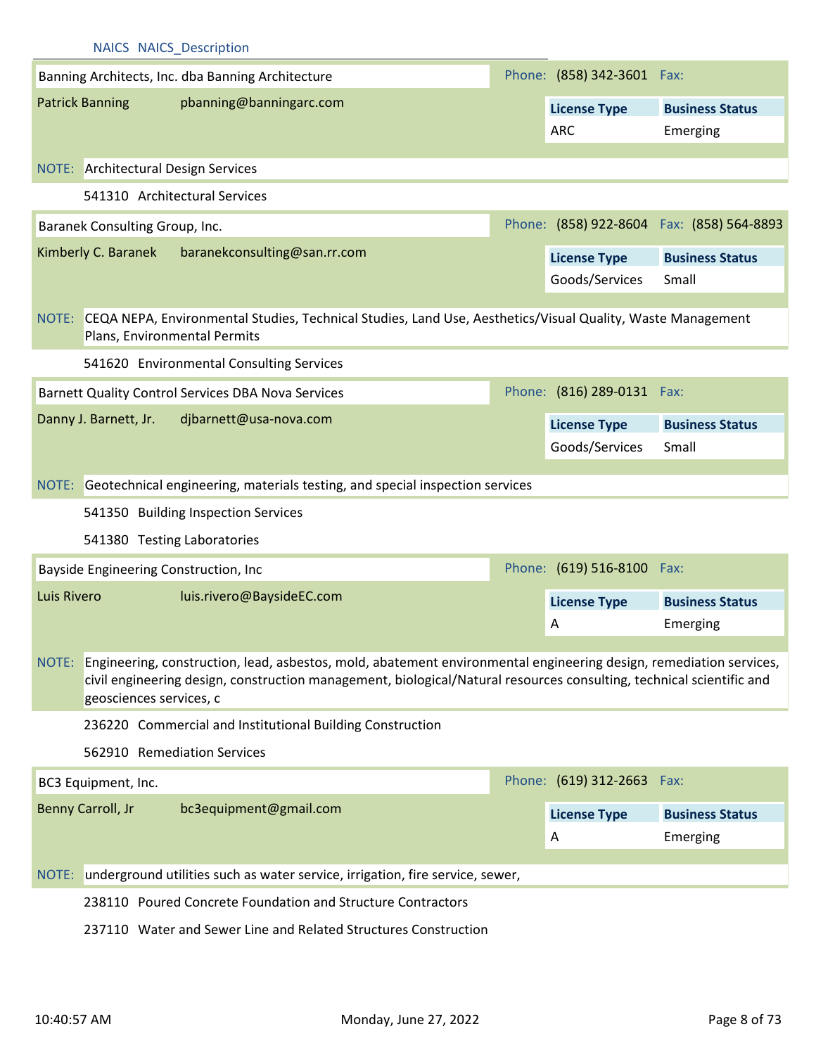NAICS NAICS_Description

**Banning Architects, Inc. dba Banning Architecture**

Phone: (858) 342-3601 Fax:

Patrick Banning pbanning@banningarc.com

| License Type | Business Status |
|---|---|
| ARC | Emerging |

NOTE: Architectural Design Services

541310 Architectural Services

**Baranek Consulting Group, Inc.**

Phone: (858) 922-8604 Fax: (858) 564-8893

Kimberly C. Baranek baranekconsulting@san.rr.com

| License Type | Business Status |
|---|---|
| Goods/Services | Small |

NOTE: CEQA NEPA, Environmental Studies, Technical Studies, Land Use, Aesthetics/Visual Quality, Waste Management Plans, Environmental Permits

541620 Environmental Consulting Services

**Barnett Quality Control Services DBA Nova Services**

Phone: (816) 289-0131 Fax:

Danny J. Barnett, Jr. djbarnett@usa-nova.com

| License Type | Business Status |
|---|---|
| Goods/Services | Small |

NOTE: Geotechnical engineering, materials testing, and special inspection services

541350 Building Inspection Services

541380 Testing Laboratories

**Bayside Engineering Construction, Inc**

Phone: (619) 516-8100 Fax:

Luis Rivero luis.rivero@BaysideEC.com

| License Type | Business Status |
|---|---|
| A | Emerging |

NOTE: Engineering, construction, lead, asbestos, mold, abatement environmental engineering design, remediation services, civil engineering design, construction management, biological/Natural resources consulting, technical scientific and geosciences services, c

236220 Commercial and Institutional Building Construction

562910 Remediation Services

**BC3 Equipment, Inc.**

Phone: (619) 312-2663 Fax:

Benny Carroll, Jr bc3equipment@gmail.com

| License Type | Business Status |
|---|---|
| A | Emerging |

NOTE: underground utilities such as water service, irrigation, fire service, sewer,

238110 Poured Concrete Foundation and Structure Contractors

237110 Water and Sewer Line and Related Structures Construction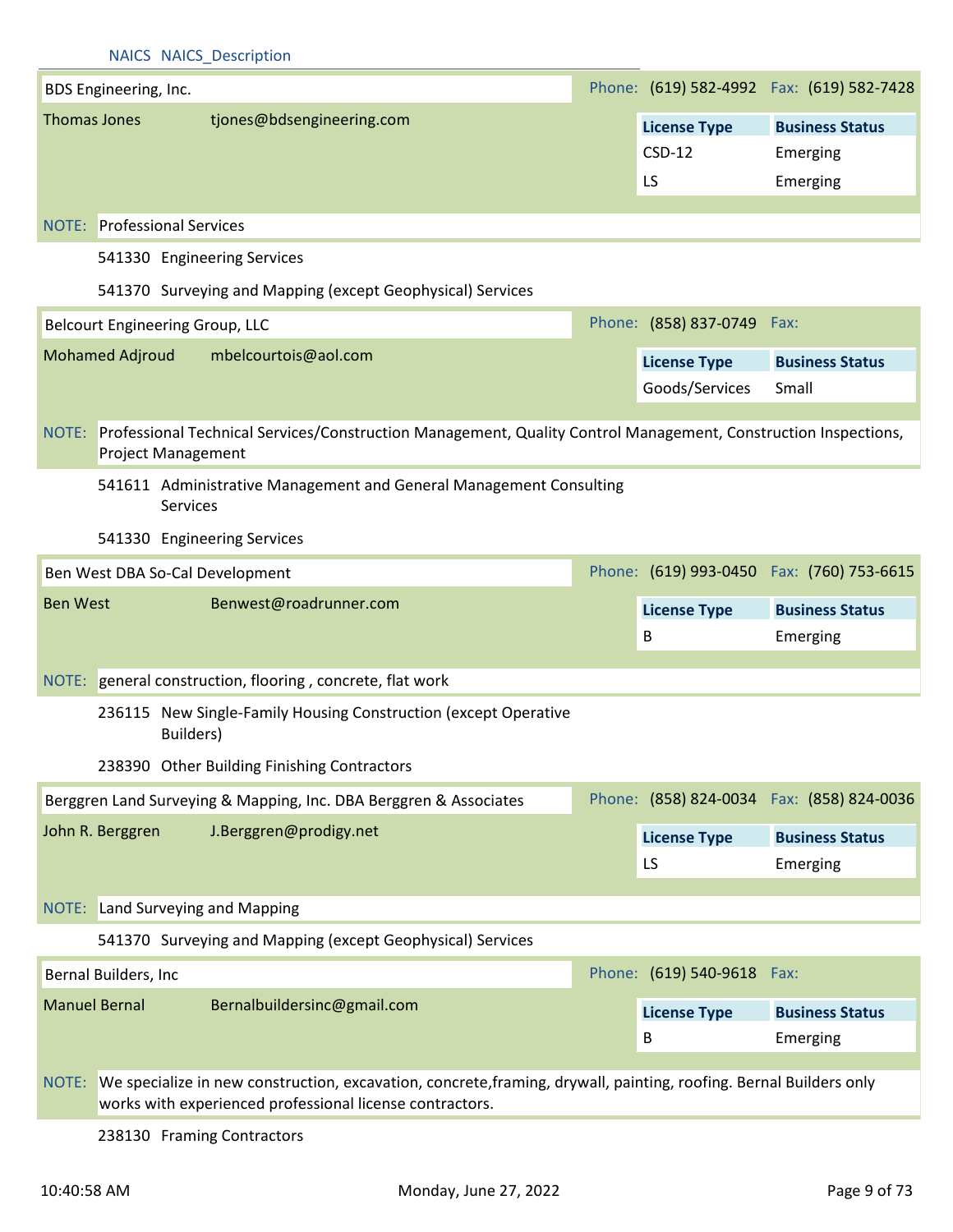NAICS NAICS_Description

**BDS Engineering, Inc.** Phone: (619) 582-4992 Fax: (619) 582-7428

Thomas Jones tjones@bdsengineering.com

| License Type | Business Status |
|---|---|
| CSD-12 | Emerging |
| LS | Emerging |

NOTE: Professional Services

541330 Engineering Services

541370 Surveying and Mapping (except Geophysical) Services

**Belcourt Engineering Group, LLC** Phone: (858) 837-0749 Fax:

Mohamed Adjroud mbelcourtois@aol.com

| License Type | Business Status |
|---|---|
| Goods/Services | Small |

NOTE: Professional Technical Services/Construction Management, Quality Control Management, Construction Inspections, Project Management

541611 Administrative Management and General Management Consulting Services

541330 Engineering Services

**Ben West DBA So-Cal Development** Phone: (619) 993-0450 Fax: (760) 753-6615

Ben West Benwest@roadrunner.com

| License Type | Business Status |
|---|---|
| B | Emerging |

NOTE: general construction, flooring , concrete, flat work

236115 New Single-Family Housing Construction (except Operative Builders)

238390 Other Building Finishing Contractors

**Berggren Land Surveying & Mapping, Inc. DBA Berggren & Associates** Phone: (858) 824-0034 Fax: (858) 824-0036

John R. Berggren J.Berggren@prodigy.net

| License Type | Business Status |
|---|---|
| LS | Emerging |

NOTE: Land Surveying and Mapping

541370 Surveying and Mapping (except Geophysical) Services

**Bernal Builders, Inc** Phone: (619) 540-9618 Fax:

Manuel Bernal Bernalbuildersinc@gmail.com

| License Type | Business Status |
|---|---|
| B | Emerging |

NOTE: We specialize in new construction, excavation, concrete,framing, drywall, painting, roofing. Bernal Builders only works with experienced professional license contractors.

238130 Framing Contractors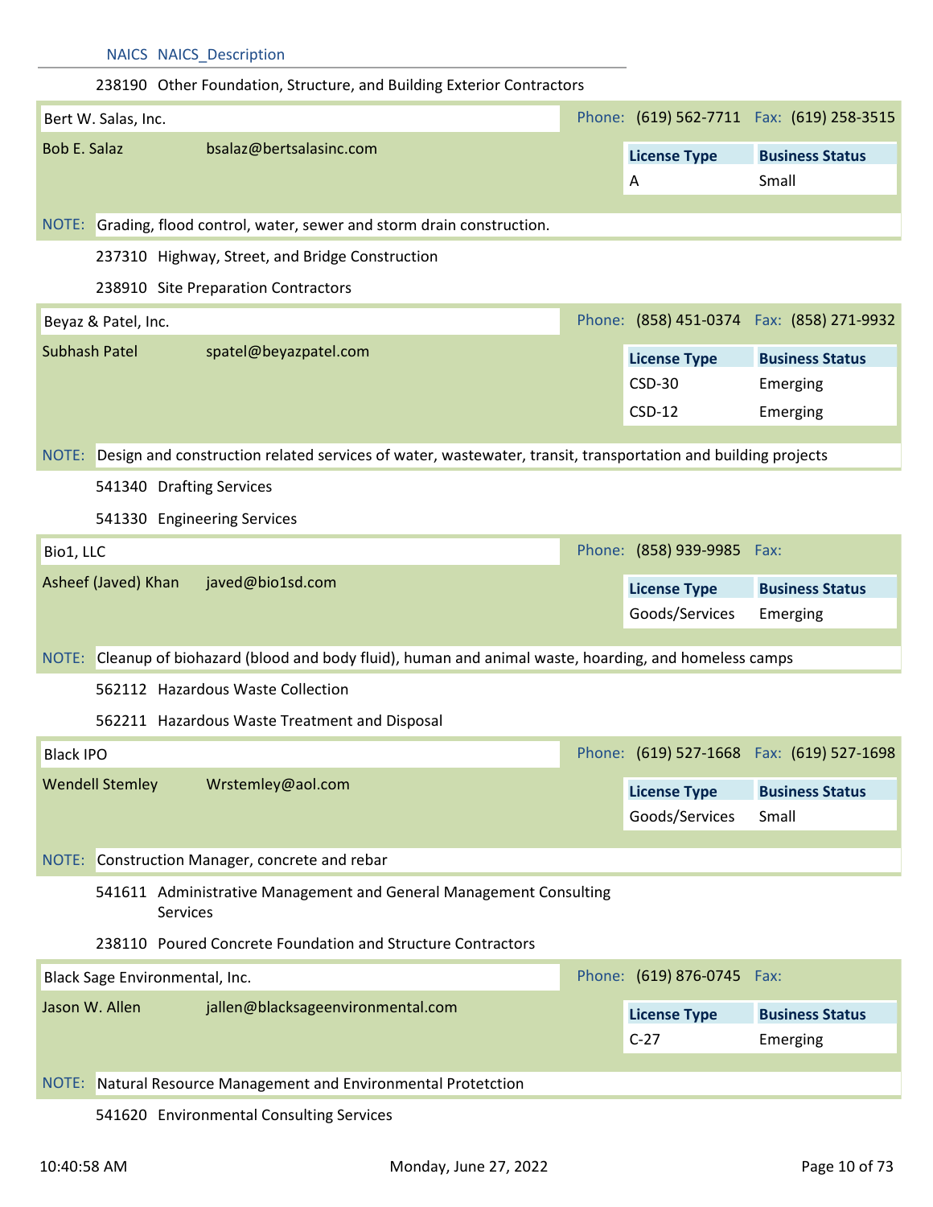| NAICS | NAICS_Description |
|---|---|
| 238190 | Other Foundation, Structure, and Building Exterior Contractors |

**Bert W. Salas, Inc.** — Phone: (619) 562-7711 Fax: (619) 258-3515

Bob E. Salaz — bsalaz@bertsalasinc.com

| License Type | Business Status |
|---|---|
| A | Small |

NOTE: Grading, flood control, water, sewer and storm drain construction.

237310 Highway, Street, and Bridge Construction

238910 Site Preparation Contractors

**Beyaz & Patel, Inc.** — Phone: (858) 451-0374 Fax: (858) 271-9932

Subhash Patel — spatel@beyazpatel.com

| License Type | Business Status |
|---|---|
| CSD-30 | Emerging |
| CSD-12 | Emerging |

NOTE: Design and construction related services of water, wastewater, transit, transportation and building projects

541340 Drafting Services

541330 Engineering Services

**Bio1, LLC** — Phone: (858) 939-9985 Fax:

Asheef (Javed) Khan — javed@bio1sd.com

| License Type | Business Status |
|---|---|
| Goods/Services | Emerging |

NOTE: Cleanup of biohazard (blood and body fluid), human and animal waste, hoarding, and homeless camps

562112 Hazardous Waste Collection

562211 Hazardous Waste Treatment and Disposal

**Black IPO** — Phone: (619) 527-1668 Fax: (619) 527-1698

Wendell Stemley — Wrstemley@aol.com

| License Type | Business Status |
|---|---|
| Goods/Services | Small |

NOTE: Construction Manager, concrete and rebar

541611 Administrative Management and General Management Consulting Services

238110 Poured Concrete Foundation and Structure Contractors

**Black Sage Environmental, Inc.** — Phone: (619) 876-0745 Fax:

Jason W. Allen — jallen@blacksageenvironmental.com

| License Type | Business Status |
|---|---|
| C-27 | Emerging |

NOTE: Natural Resource Management and Environmental Protetction

541620 Environmental Consulting Services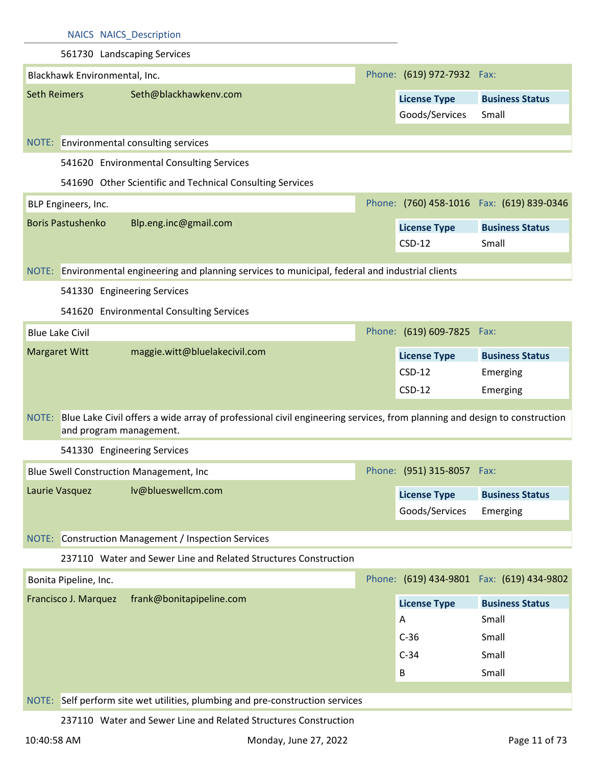| NAICS | NAICS_Description |
|---|---|
| 561730 | Landscaping Services |

**Blackhawk Environmental, Inc.** Phone: (619) 972-7932 Fax:

Seth Reimers Seth@blackhawkenv.com

| License Type | Business Status |
|---|---|
| Goods/Services | Small |

NOTE: Environmental consulting services

541620 Environmental Consulting Services

541690 Other Scientific and Technical Consulting Services

**BLP Engineers, Inc.** Phone: (760) 458-1016 Fax: (619) 839-0346

Boris Pastushenko Blp.eng.inc@gmail.com

| License Type | Business Status |
|---|---|
| CSD-12 | Small |

NOTE: Environmental engineering and planning services to municipal, federal and industrial clients

541330 Engineering Services

541620 Environmental Consulting Services

**Blue Lake Civil** Phone: (619) 609-7825 Fax:

Margaret Witt maggie.witt@bluelakecivil.com

| License Type | Business Status |
|---|---|
| CSD-12 | Emerging |
| CSD-12 | Emerging |

NOTE: Blue Lake Civil offers a wide array of professional civil engineering services, from planning and design to construction and program management.

541330 Engineering Services

**Blue Swell Construction Management, Inc** Phone: (951) 315-8057 Fax:

Laurie Vasquez lv@blueswellcm.com

| License Type | Business Status |
|---|---|
| Goods/Services | Emerging |

NOTE: Construction Management / Inspection Services

237110 Water and Sewer Line and Related Structures Construction

**Bonita Pipeline, Inc.** Phone: (619) 434-9801 Fax: (619) 434-9802

Francisco J. Marquez frank@bonitapipeline.com

| License Type | Business Status |
|---|---|
| A | Small |
| C-36 | Small |
| C-34 | Small |
| B | Small |

NOTE: Self perform site wet utilities, plumbing and pre-construction services

237110 Water and Sewer Line and Related Structures Construction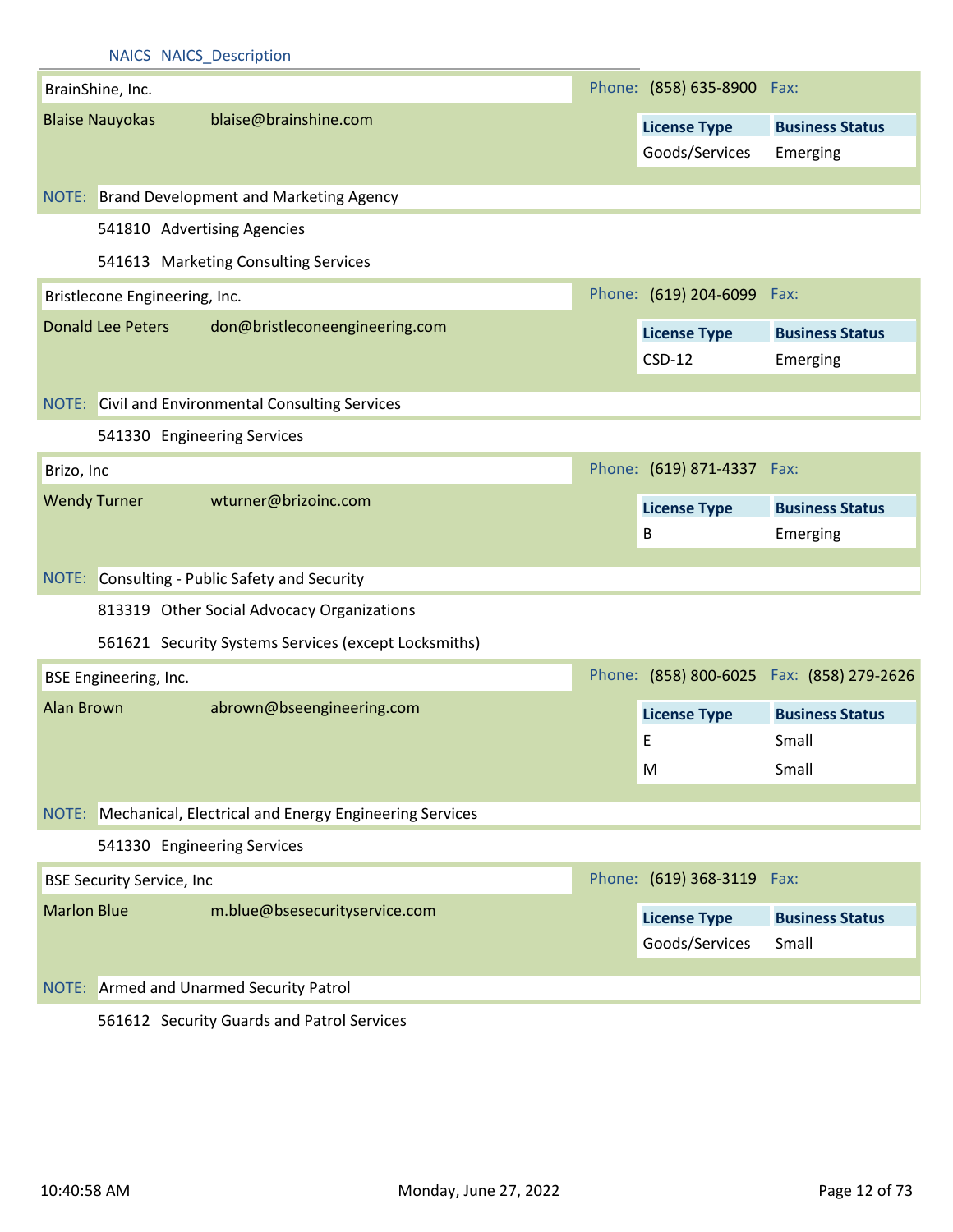NAICS NAICS_Description

**BrainShine, Inc.**

Phone: (858) 635-8900 Fax:

Blaise Nauyokas blaise@brainshine.com

| License Type | Business Status |
|---|---|
| Goods/Services | Emerging |

NOTE: Brand Development and Marketing Agency

541810 Advertising Agencies

541613 Marketing Consulting Services

**Bristlecone Engineering, Inc.**

Phone: (619) 204-6099 Fax:

Donald Lee Peters don@bristleconeengineering.com

| License Type | Business Status |
|---|---|
| CSD-12 | Emerging |

NOTE: Civil and Environmental Consulting Services

541330 Engineering Services

**Brizo, Inc**

Phone: (619) 871-4337 Fax:

Wendy Turner wturner@brizoinc.com

| License Type | Business Status |
|---|---|
| B | Emerging |

NOTE: Consulting - Public Safety and Security

813319 Other Social Advocacy Organizations

561621 Security Systems Services (except Locksmiths)

**BSE Engineering, Inc.**

Phone: (858) 800-6025 Fax: (858) 279-2626

Alan Brown abrown@bseengineering.com

| License Type | Business Status |
|---|---|
| E | Small |
| M | Small |

NOTE: Mechanical, Electrical and Energy Engineering Services

541330 Engineering Services

**BSE Security Service, Inc**

Phone: (619) 368-3119 Fax:

Marlon Blue m.blue@bsesecurityservice.com

| License Type | Business Status |
|---|---|
| Goods/Services | Small |

NOTE: Armed and Unarmed Security Patrol

561612 Security Guards and Patrol Services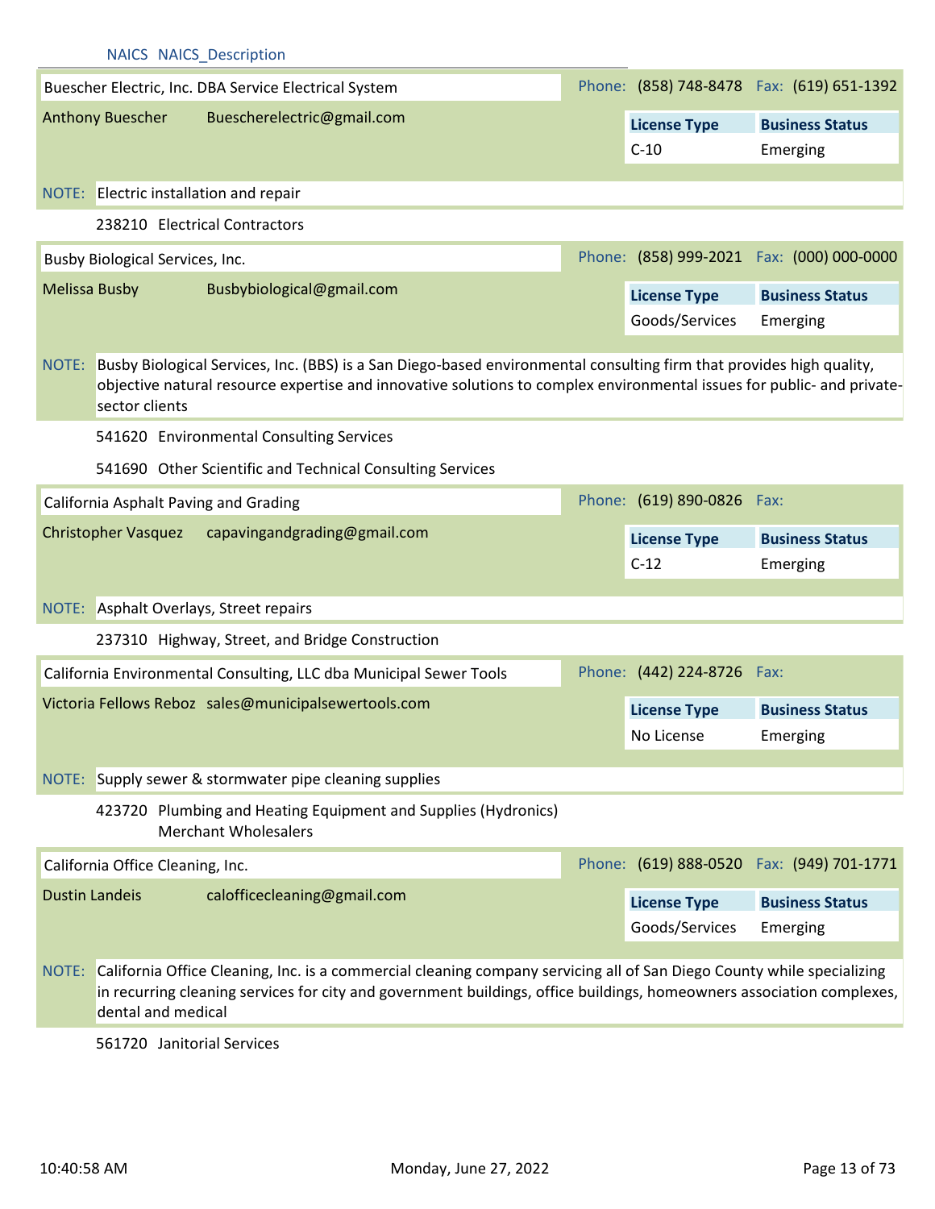NAICS NAICS_Description

**Buescher Electric, Inc. DBA Service Electrical System**

Phone: (858) 748-8478 Fax: (619) 651-1392

Anthony Buescher Buescherelectric@gmail.com

| License Type | Business Status |
|---|---|
| C-10 | Emerging |

NOTE: Electric installation and repair

238210 Electrical Contractors

**Busby Biological Services, Inc.**

Phone: (858) 999-2021 Fax: (000) 000-0000

Melissa Busby Busbybiological@gmail.com

| License Type | Business Status |
|---|---|
| Goods/Services | Emerging |

NOTE: Busby Biological Services, Inc. (BBS) is a San Diego-based environmental consulting firm that provides high quality, objective natural resource expertise and innovative solutions to complex environmental issues for public- and private-sector clients

541620 Environmental Consulting Services

541690 Other Scientific and Technical Consulting Services

**California Asphalt Paving and Grading**

Phone: (619) 890-0826 Fax:

Christopher Vasquez capavingandgrading@gmail.com

| License Type | Business Status |
|---|---|
| C-12 | Emerging |

NOTE: Asphalt Overlays, Street repairs

237310 Highway, Street, and Bridge Construction

**California Environmental Consulting, LLC dba Municipal Sewer Tools**

Phone: (442) 224-8726 Fax:

Victoria Fellows Reboz sales@municipalsewertools.com

| License Type | Business Status |
|---|---|
| No License | Emerging |

NOTE: Supply sewer & stormwater pipe cleaning supplies

423720 Plumbing and Heating Equipment and Supplies (Hydronics) Merchant Wholesalers

**California Office Cleaning, Inc.**

Phone: (619) 888-0520 Fax: (949) 701-1771

Dustin Landeis calofficecleaning@gmail.com

| License Type | Business Status |
|---|---|
| Goods/Services | Emerging |

NOTE: California Office Cleaning, Inc. is a commercial cleaning company servicing all of San Diego County while specializing in recurring cleaning services for city and government buildings, office buildings, homeowners association complexes, dental and medical

561720 Janitorial Services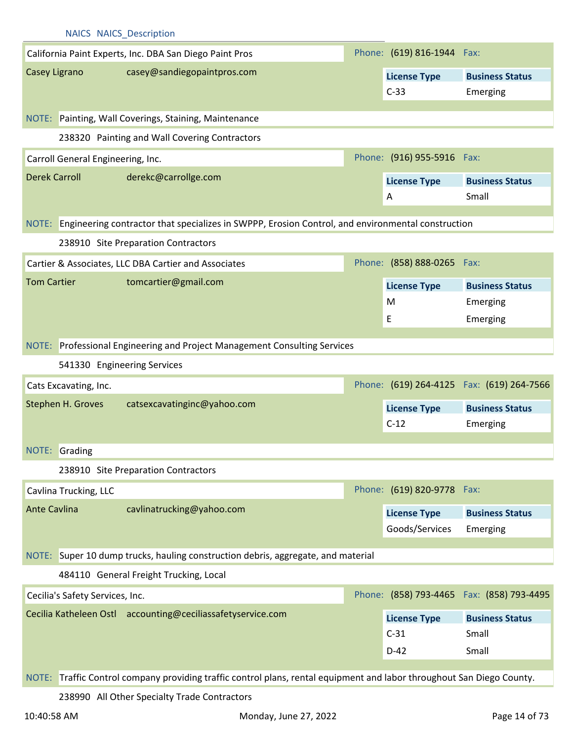NAICS NAICS_Description

**California Paint Experts, Inc. DBA San Diego Paint Pros**
Phone: (619) 816-1944 Fax:

Casey Ligrano casey@sandiegopaintpros.com

| License Type | Business Status |
|---|---|
| C-33 | Emerging |

NOTE: Painting, Wall Coverings, Staining, Maintenance

238320 Painting and Wall Covering Contractors

---

**Carroll General Engineering, Inc.**
Phone: (916) 955-5916 Fax:

Derek Carroll derekc@carrollge.com

| License Type | Business Status |
|---|---|
| A | Small |

NOTE: Engineering contractor that specializes in SWPPP, Erosion Control, and environmental construction

238910 Site Preparation Contractors

---

**Cartier & Associates, LLC DBA Cartier and Associates**
Phone: (858) 888-0265 Fax:

Tom Cartier tomcartier@gmail.com

| License Type | Business Status |
|---|---|
| M | Emerging |
| E | Emerging |

NOTE: Professional Engineering and Project Management Consulting Services

541330 Engineering Services

---

**Cats Excavating, Inc.**
Phone: (619) 264-4125 Fax: (619) 264-7566

Stephen H. Groves catsexcavatinginc@yahoo.com

| License Type | Business Status |
|---|---|
| C-12 | Emerging |

NOTE: Grading

238910 Site Preparation Contractors

---

**Cavlina Trucking, LLC**
Phone: (619) 820-9778 Fax:

Ante Cavlina cavlinatrucking@yahoo.com

| License Type | Business Status |
|---|---|
| Goods/Services | Emerging |

NOTE: Super 10 dump trucks, hauling construction debris, aggregate, and material

484110 General Freight Trucking, Local

---

**Cecilia's Safety Services, Inc.**
Phone: (858) 793-4465 Fax: (858) 793-4495

Cecilia Katheleen Ostl accounting@ceciliassafetyservice.com

| License Type | Business Status |
|---|---|
| C-31 | Small |
| D-42 | Small |

NOTE: Traffic Control company providing traffic control plans, rental equipment and labor throughout San Diego County.

238990 All Other Specialty Trade Contractors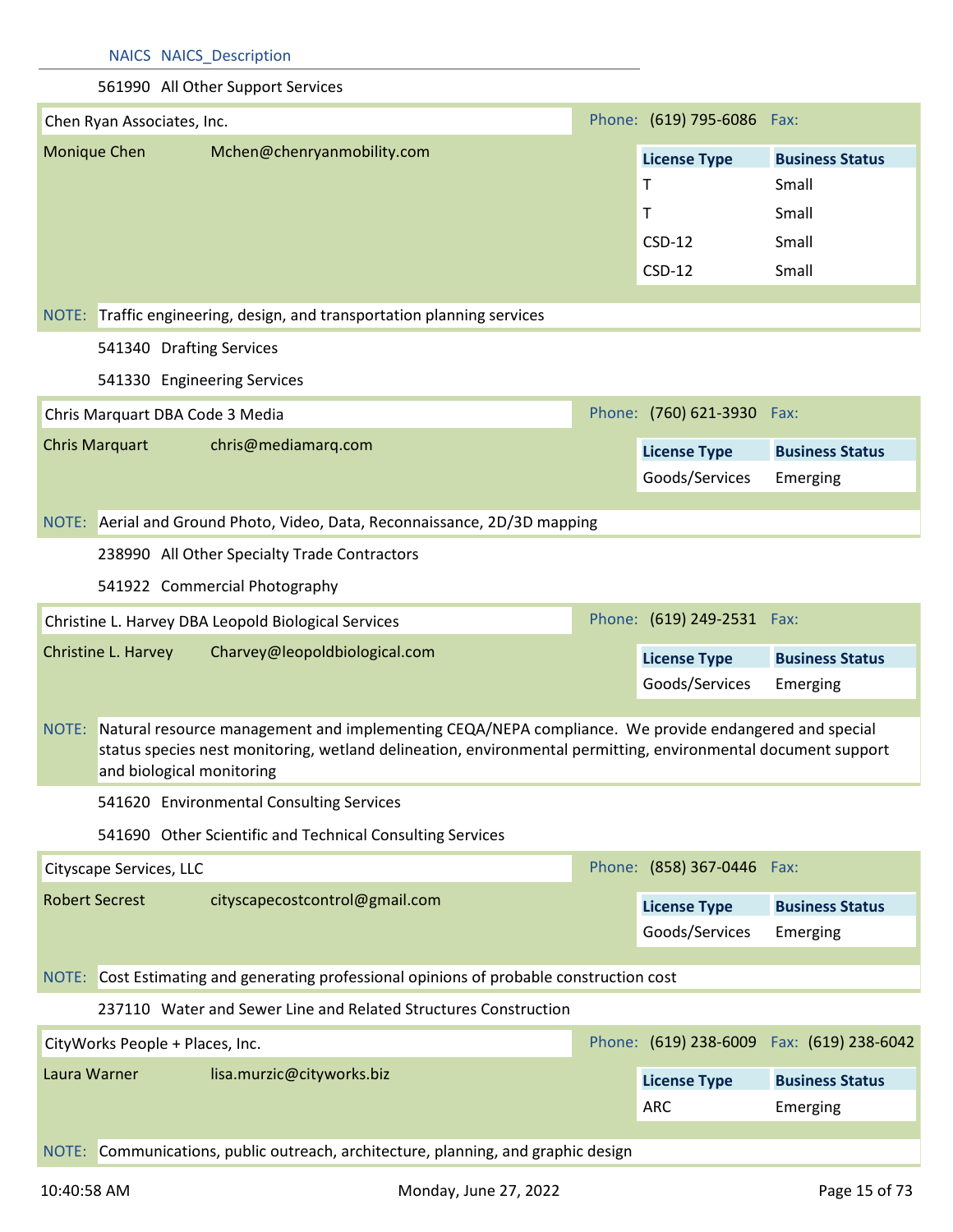| NAICS | NAICS_Description |
|---|---|
| 561990 | All Other Support Services |

**Chen Ryan Associates, Inc.** Phone: (619) 795-6086 Fax:

Monique Chen Mchen@chenryanmobility.com

| License Type | Business Status |
|---|---|
| T | Small |
| T | Small |
| CSD-12 | Small |
| CSD-12 | Small |

NOTE: Traffic engineering, design, and transportation planning services

541340 Drafting Services

541330 Engineering Services

**Chris Marquart DBA Code 3 Media** Phone: (760) 621-3930 Fax:

Chris Marquart chris@mediamarq.com

| License Type | Business Status |
|---|---|
| Goods/Services | Emerging |

NOTE: Aerial and Ground Photo, Video, Data, Reconnaissance, 2D/3D mapping

238990 All Other Specialty Trade Contractors

541922 Commercial Photography

**Christine L. Harvey DBA Leopold Biological Services** Phone: (619) 249-2531 Fax:

Christine L. Harvey Charvey@leopoldbiological.com

| License Type | Business Status |
|---|---|
| Goods/Services | Emerging |

NOTE: Natural resource management and implementing CEQA/NEPA compliance. We provide endangered and special status species nest monitoring, wetland delineation, environmental permitting, environmental document support and biological monitoring

541620 Environmental Consulting Services

541690 Other Scientific and Technical Consulting Services

**Cityscape Services, LLC** Phone: (858) 367-0446 Fax:

Robert Secrest cityscapecostcontrol@gmail.com

| License Type | Business Status |
|---|---|
| Goods/Services | Emerging |

NOTE: Cost Estimating and generating professional opinions of probable construction cost

237110 Water and Sewer Line and Related Structures Construction

**CityWorks People + Places, Inc.** Phone: (619) 238-6009 Fax: (619) 238-6042

Laura Warner lisa.murzic@cityworks.biz

| License Type | Business Status |
|---|---|
| ARC | Emerging |

NOTE: Communications, public outreach, architecture, planning, and graphic design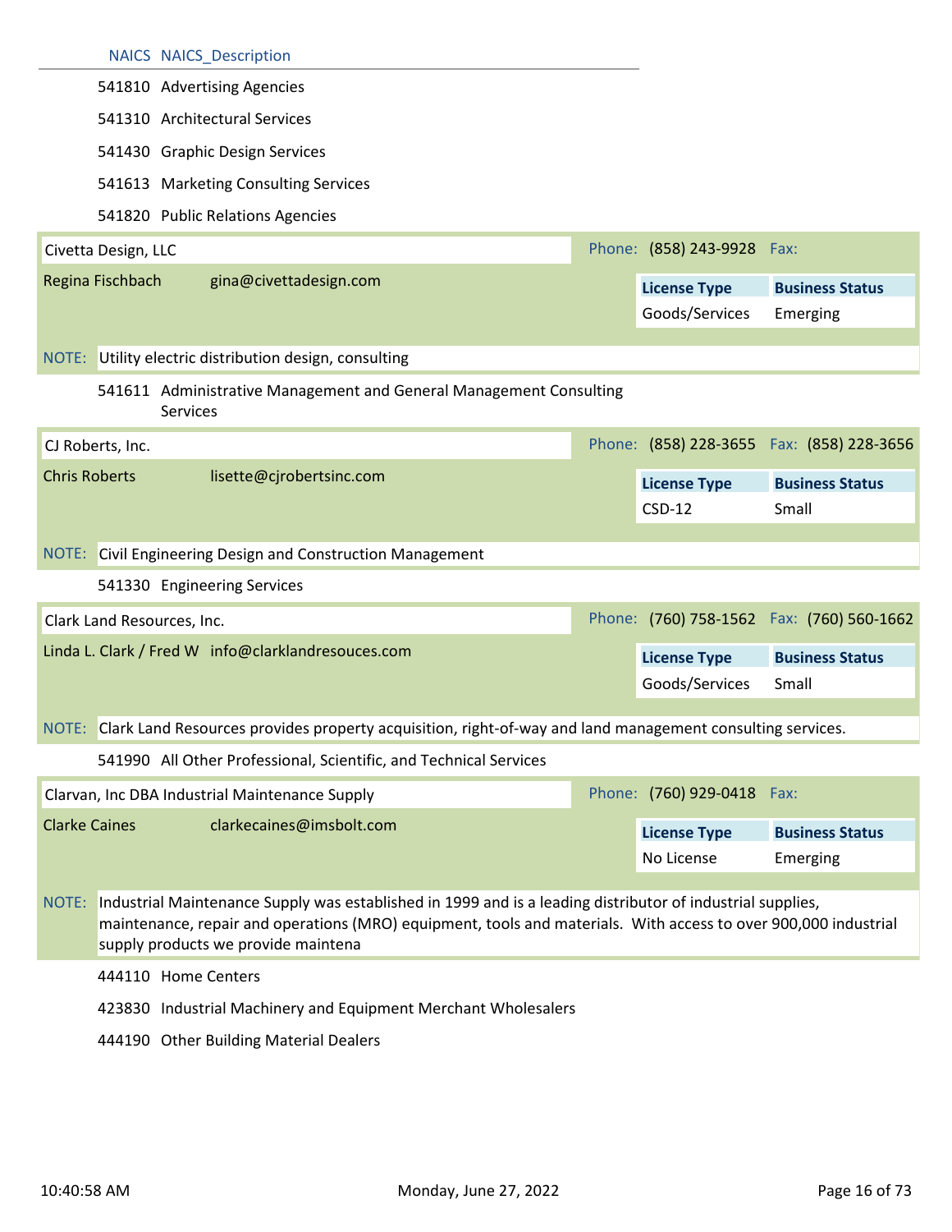| NAICS | NAICS_Description |
|---|---|
| 541810 | Advertising Agencies |
| 541310 | Architectural Services |
| 541430 | Graphic Design Services |
| 541613 | Marketing Consulting Services |
| 541820 | Public Relations Agencies |

**Civetta Design, LLC** — Phone: (858) 243-9928 Fax:

Regina Fischbach — gina@civettadesign.com

| License Type | Business Status |
|---|---|
| Goods/Services | Emerging |

NOTE: Utility electric distribution design, consulting

| NAICS | NAICS_Description |
|---|---|
| 541611 | Administrative Management and General Management Consulting Services |

**CJ Roberts, Inc.** — Phone: (858) 228-3655 Fax: (858) 228-3656

Chris Roberts — lisette@cjrobertsinc.com

| License Type | Business Status |
|---|---|
| CSD-12 | Small |

NOTE: Civil Engineering Design and Construction Management

| NAICS | NAICS_Description |
|---|---|
| 541330 | Engineering Services |

**Clark Land Resources, Inc.** — Phone: (760) 758-1562 Fax: (760) 560-1662

Linda L. Clark / Fred W — info@clarklandresouces.com

| License Type | Business Status |
|---|---|
| Goods/Services | Small |

NOTE: Clark Land Resources provides property acquisition, right-of-way and land management consulting services.

| NAICS | NAICS_Description |
|---|---|
| 541990 | All Other Professional, Scientific, and Technical Services |

**Clarvan, Inc DBA Industrial Maintenance Supply** — Phone: (760) 929-0418 Fax:

Clarke Caines — clarkecaines@imsbolt.com

| License Type | Business Status |
|---|---|
| No License | Emerging |

NOTE: Industrial Maintenance Supply was established in 1999 and is a leading distributor of industrial supplies, maintenance, repair and operations (MRO) equipment, tools and materials. With access to over 900,000 industrial supply products we provide maintena

| NAICS | NAICS_Description |
|---|---|
| 444110 | Home Centers |
| 423830 | Industrial Machinery and Equipment Merchant Wholesalers |
| 444190 | Other Building Material Dealers |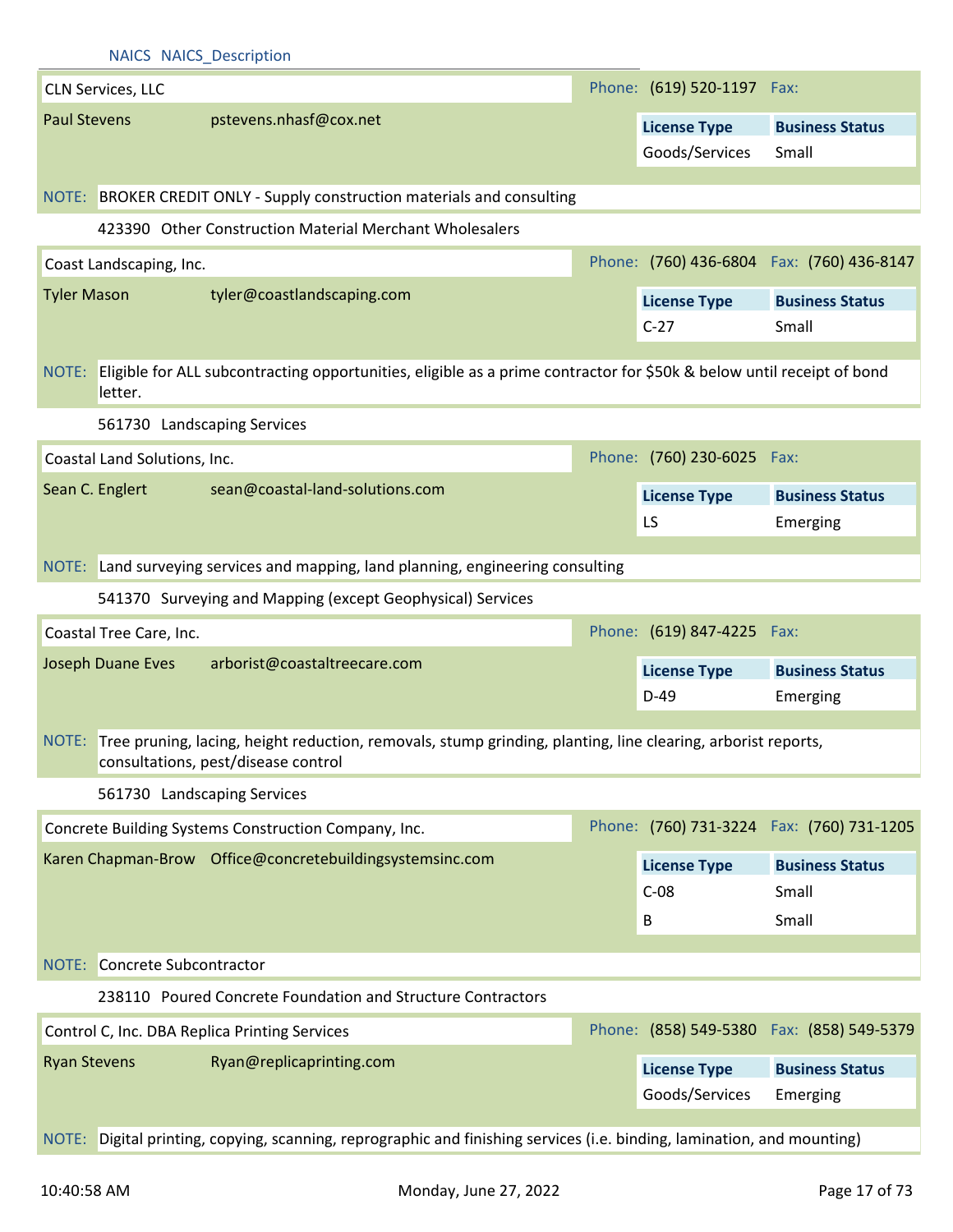NAICS NAICS_Description

**CLN Services, LLC** Phone: (619) 520-1197 Fax:

Paul Stevens pstevens.nhasf@cox.net

| License Type | Business Status |
| --- | --- |
| Goods/Services | Small |

NOTE: BROKER CREDIT ONLY - Supply construction materials and consulting

423390 Other Construction Material Merchant Wholesalers

**Coast Landscaping, Inc.** Phone: (760) 436-6804 Fax: (760) 436-8147

Tyler Mason tyler@coastlandscaping.com

| License Type | Business Status |
| --- | --- |
| C-27 | Small |

NOTE: Eligible for ALL subcontracting opportunities, eligible as a prime contractor for $50k & below until receipt of bond letter.

561730 Landscaping Services

**Coastal Land Solutions, Inc.** Phone: (760) 230-6025 Fax:

Sean C. Englert sean@coastal-land-solutions.com

| License Type | Business Status |
| --- | --- |
| LS | Emerging |

NOTE: Land surveying services and mapping, land planning, engineering consulting

541370 Surveying and Mapping (except Geophysical) Services

**Coastal Tree Care, Inc.** Phone: (619) 847-4225 Fax:

Joseph Duane Eves arborist@coastaltreecare.com

| License Type | Business Status |
| --- | --- |
| D-49 | Emerging |

NOTE: Tree pruning, lacing, height reduction, removals, stump grinding, planting, line clearing, arborist reports, consultations, pest/disease control

561730 Landscaping Services

**Concrete Building Systems Construction Company, Inc.** Phone: (760) 731-3224 Fax: (760) 731-1205

Karen Chapman-Brow Office@concretebuildingsystemsinc.com

| License Type | Business Status |
| --- | --- |
| C-08 | Small |
| B | Small |

NOTE: Concrete Subcontractor

238110 Poured Concrete Foundation and Structure Contractors

**Control C, Inc. DBA Replica Printing Services** Phone: (858) 549-5380 Fax: (858) 549-5379

Ryan Stevens Ryan@replicaprinting.com

| License Type | Business Status |
| --- | --- |
| Goods/Services | Emerging |

NOTE: Digital printing, copying, scanning, reprographic and finishing services (i.e. binding, lamination, and mounting)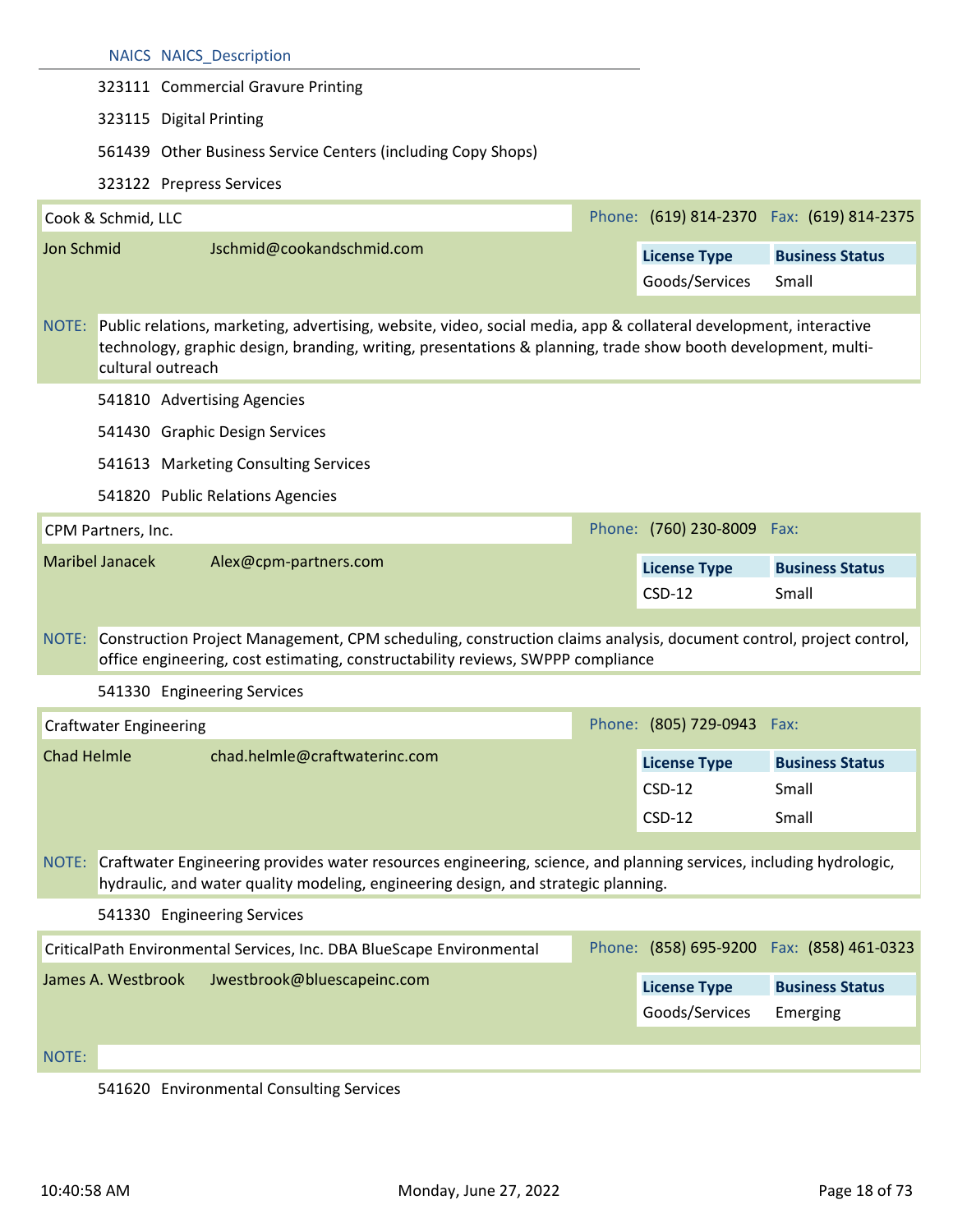| NAICS | NAICS_Description |
|---|---|
| 323111 | Commercial Gravure Printing |
| 323115 | Digital Printing |
| 561439 | Other Business Service Centers (including Copy Shops) |
| 323122 | Prepress Services |

**Cook & Schmid, LLC**

Phone: (619) 814-2370 Fax: (619) 814-2375

Jon Schmid Jschmid@cookandschmid.com

| License Type | Business Status |
|---|---|
| Goods/Services | Small |

NOTE: Public relations, marketing, advertising, website, video, social media, app & collateral development, interactive technology, graphic design, branding, writing, presentations & planning, trade show booth development, multi-cultural outreach

| NAICS | NAICS_Description |
|---|---|
| 541810 | Advertising Agencies |
| 541430 | Graphic Design Services |
| 541613 | Marketing Consulting Services |
| 541820 | Public Relations Agencies |

**CPM Partners, Inc.**

Phone: (760) 230-8009 Fax:

Maribel Janacek Alex@cpm-partners.com

| License Type | Business Status |
|---|---|
| CSD-12 | Small |

NOTE: Construction Project Management, CPM scheduling, construction claims analysis, document control, project control, office engineering, cost estimating, constructability reviews, SWPPP compliance

| NAICS | NAICS_Description |
|---|---|
| 541330 | Engineering Services |

**Craftwater Engineering**

Phone: (805) 729-0943 Fax:

Chad Helmle chad.helmle@craftwaterinc.com

| License Type | Business Status |
|---|---|
| CSD-12 | Small |
| CSD-12 | Small |

NOTE: Craftwater Engineering provides water resources engineering, science, and planning services, including hydrologic, hydraulic, and water quality modeling, engineering design, and strategic planning.

| NAICS | NAICS_Description |
|---|---|
| 541330 | Engineering Services |

**CriticalPath Environmental Services, Inc. DBA BlueScape Environmental**

Phone: (858) 695-9200 Fax: (858) 461-0323

James A. Westbrook Jwestbrook@bluescapeinc.com

| License Type | Business Status |
|---|---|
| Goods/Services | Emerging |

NOTE:

| NAICS | NAICS_Description |
|---|---|
| 541620 | Environmental Consulting Services |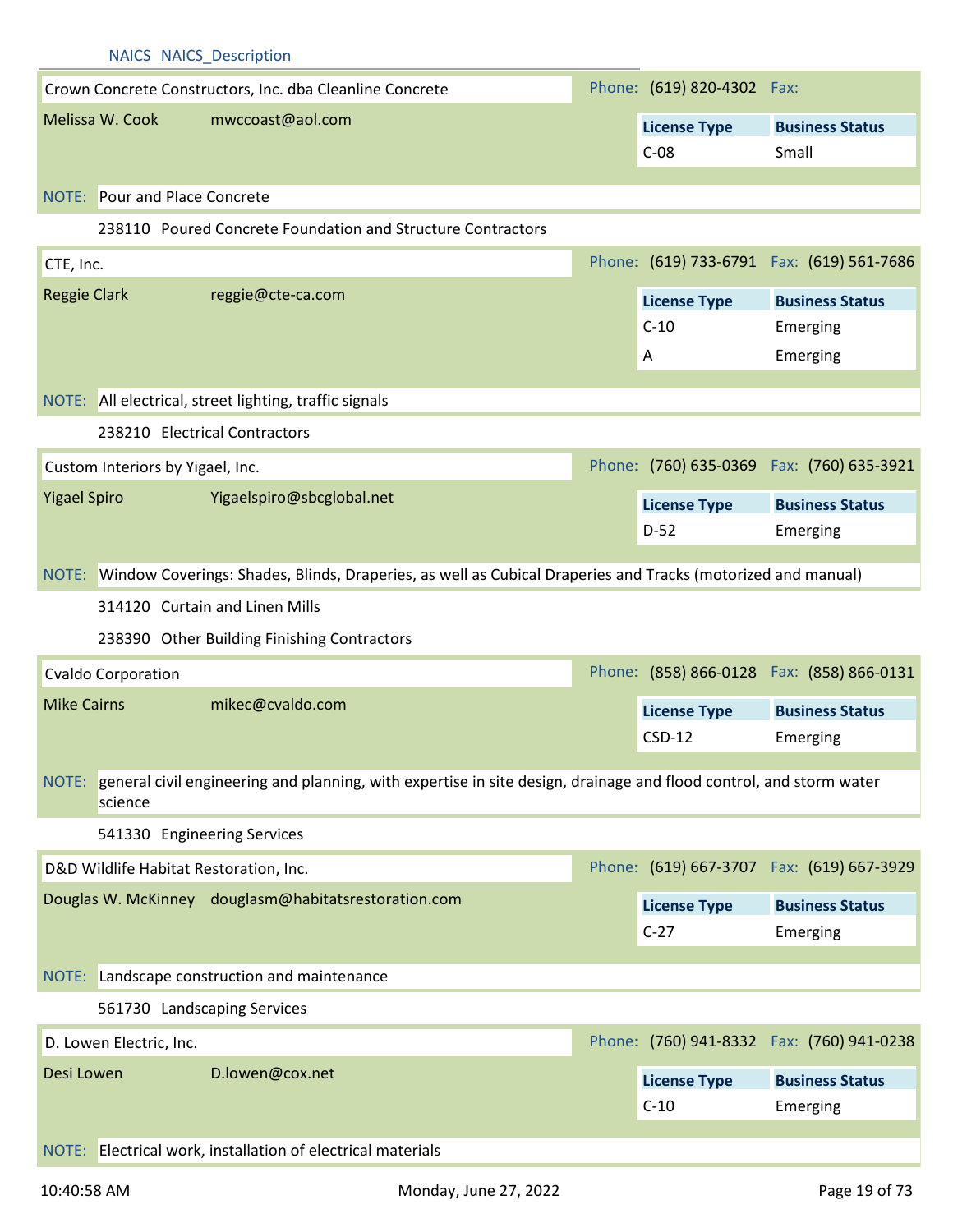NAICS NAICS_Description

**Crown Concrete Constructors, Inc. dba Cleanline Concrete**
Phone: (619) 820-4302 Fax:

Melissa W. Cook mwccoast@aol.com

| License Type | Business Status |
|---|---|
| C-08 | Small |

NOTE: Pour and Place Concrete

238110 Poured Concrete Foundation and Structure Contractors

**CTE, Inc.**
Phone: (619) 733-6791 Fax: (619) 561-7686

Reggie Clark reggie@cte-ca.com

| License Type | Business Status |
|---|---|
| C-10 | Emerging |
| A | Emerging |

NOTE: All electrical, street lighting, traffic signals

238210 Electrical Contractors

**Custom Interiors by Yigael, Inc.**
Phone: (760) 635-0369 Fax: (760) 635-3921

Yigael Spiro Yigaelspiro@sbcglobal.net

| License Type | Business Status |
|---|---|
| D-52 | Emerging |

NOTE: Window Coverings: Shades, Blinds, Draperies, as well as Cubical Draperies and Tracks (motorized and manual)

314120 Curtain and Linen Mills

238390 Other Building Finishing Contractors

**Cvaldo Corporation**
Phone: (858) 866-0128 Fax: (858) 866-0131

Mike Cairns mikec@cvaldo.com

| License Type | Business Status |
|---|---|
| CSD-12 | Emerging |

NOTE: general civil engineering and planning, with expertise in site design, drainage and flood control, and storm water science

541330 Engineering Services

**D&D Wildlife Habitat Restoration, Inc.**
Phone: (619) 667-3707 Fax: (619) 667-3929

Douglas W. McKinney douglasm@habitatsrestoration.com

| License Type | Business Status |
|---|---|
| C-27 | Emerging |

NOTE: Landscape construction and maintenance

561730 Landscaping Services

**D. Lowen Electric, Inc.**
Phone: (760) 941-8332 Fax: (760) 941-0238

Desi Lowen D.lowen@cox.net

| License Type | Business Status |
|---|---|
| C-10 | Emerging |

NOTE: Electrical work, installation of electrical materials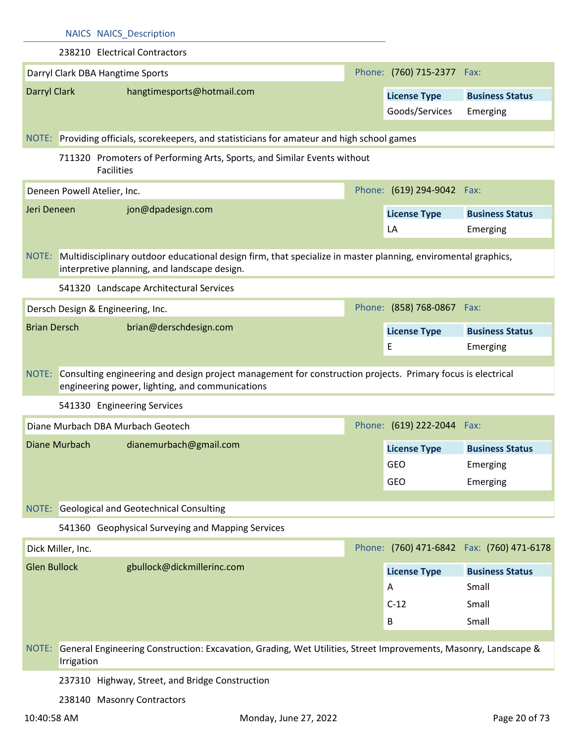| NAICS | NAICS_Description |
|---|---|
| 238210 | Electrical Contractors |

**Darryl Clark DBA Hangtime Sports**  
Phone: (760) 715-2377 Fax:

Darryl Clark — hangtimesports@hotmail.com

| License Type | Business Status |
|---|---|
| Goods/Services | Emerging |

NOTE: Providing officials, scorekeepers, and statisticians for amateur and high school games

711320 Promoters of Performing Arts, Sports, and Similar Events without Facilities

**Deneen Powell Atelier, Inc.**  
Phone: (619) 294-9042 Fax:

Jeri Deneen — jon@dpadesign.com

| License Type | Business Status |
|---|---|
| LA | Emerging |

NOTE: Multidisciplinary outdoor educational design firm, that specialize in master planning, enviromental graphics, interpretive planning, and landscape design.

541320 Landscape Architectural Services

**Dersch Design & Engineering, Inc.**  
Phone: (858) 768-0867 Fax:

Brian Dersch — brian@derschdesign.com

| License Type | Business Status |
|---|---|
| E | Emerging |

NOTE: Consulting engineering and design project management for construction projects. Primary focus is electrical engineering power, lighting, and communications

541330 Engineering Services

**Diane Murbach DBA Murbach Geotech**  
Phone: (619) 222-2044 Fax:

Diane Murbach — dianemurbach@gmail.com

| License Type | Business Status |
|---|---|
| GEO | Emerging |
| GEO | Emerging |

NOTE: Geological and Geotechnical Consulting

541360 Geophysical Surveying and Mapping Services

**Dick Miller, Inc.**  
Phone: (760) 471-6842 Fax: (760) 471-6178

Glen Bullock — gbullock@dickmillerinc.com

| License Type | Business Status |
|---|---|
| A | Small |
| C-12 | Small |
| B | Small |

NOTE: General Engineering Construction: Excavation, Grading, Wet Utilities, Street Improvements, Masonry, Landscape & Irrigation

237310 Highway, Street, and Bridge Construction

238140 Masonry Contractors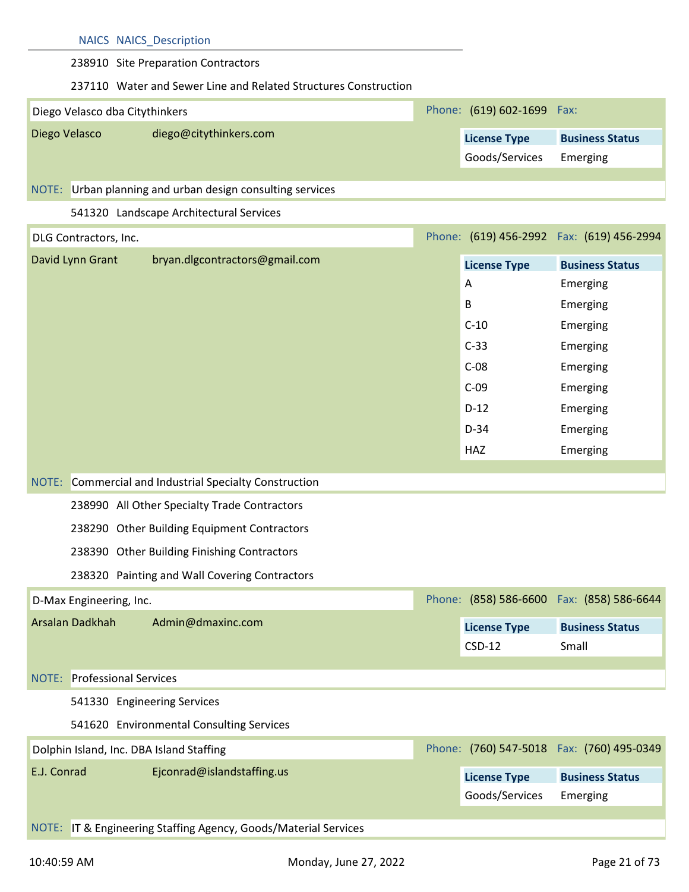| NAICS | NAICS_Description |
|---|---|
| 238910 | Site Preparation Contractors |
| 237110 | Water and Sewer Line and Related Structures Construction |

**Diego Velasco dba Citythinkers**

Phone: (619) 602-1699 Fax:

Diego Velasco diego@citythinkers.com

| License Type | Business Status |
|---|---|
| Goods/Services | Emerging |

NOTE: Urban planning and urban design consulting services

| NAICS | NAICS_Description |
|---|---|
| 541320 | Landscape Architectural Services |

**DLG Contractors, Inc.**

Phone: (619) 456-2992 Fax: (619) 456-2994

David Lynn Grant bryan.dlgcontractors@gmail.com

| License Type | Business Status |
|---|---|
| A | Emerging |
| B | Emerging |
| C-10 | Emerging |
| C-33 | Emerging |
| C-08 | Emerging |
| C-09 | Emerging |
| D-12 | Emerging |
| D-34 | Emerging |
| HAZ | Emerging |

NOTE: Commercial and Industrial Specialty Construction

| NAICS | NAICS_Description |
|---|---|
| 238990 | All Other Specialty Trade Contractors |
| 238290 | Other Building Equipment Contractors |
| 238390 | Other Building Finishing Contractors |
| 238320 | Painting and Wall Covering Contractors |

**D-Max Engineering, Inc.**

Phone: (858) 586-6600 Fax: (858) 586-6644

Arsalan Dadkhah Admin@dmaxinc.com

| License Type | Business Status |
|---|---|
| CSD-12 | Small |

NOTE: Professional Services

| NAICS | NAICS_Description |
|---|---|
| 541330 | Engineering Services |
| 541620 | Environmental Consulting Services |

**Dolphin Island, Inc. DBA Island Staffing**

Phone: (760) 547-5018 Fax: (760) 495-0349

E.J. Conrad Ejconrad@islandstaffing.us

| License Type | Business Status |
|---|---|
| Goods/Services | Emerging |

NOTE: IT & Engineering Staffing Agency, Goods/Material Services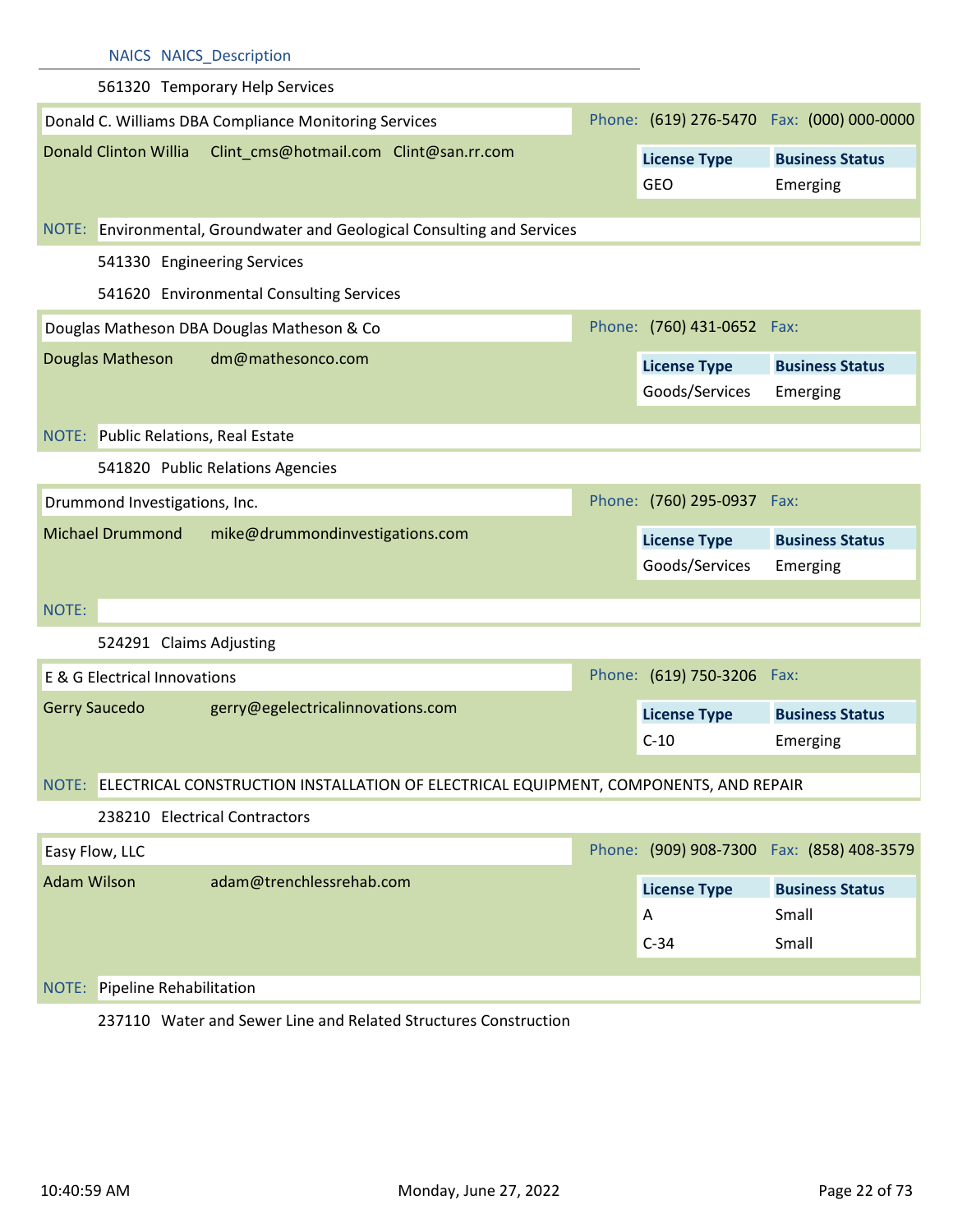| NAICS | NAICS_Description |
|---|---|
| 561320 | Temporary Help Services |

**Donald C. Williams DBA Compliance Monitoring Services**
Phone: (619) 276-5470 Fax: (000) 000-0000

Donald Clinton Willia — Clint_cms@hotmail.com Clint@san.rr.com

| License Type | Business Status |
|---|---|
| GEO | Emerging |

NOTE: Environmental, Groundwater and Geological Consulting and Services

- 541330 Engineering Services
- 541620 Environmental Consulting Services

**Douglas Matheson DBA Douglas Matheson & Co**
Phone: (760) 431-0652 Fax:

Douglas Matheson — dm@mathesonco.com

| License Type | Business Status |
|---|---|
| Goods/Services | Emerging |

NOTE: Public Relations, Real Estate

- 541820 Public Relations Agencies

**Drummond Investigations, Inc.**
Phone: (760) 295-0937 Fax:

Michael Drummond — mike@drummondinvestigations.com

| License Type | Business Status |
|---|---|
| Goods/Services | Emerging |

NOTE:

- 524291 Claims Adjusting

**E & G Electrical Innovations**
Phone: (619) 750-3206 Fax:

Gerry Saucedo — gerry@egelectricalinnovations.com

| License Type | Business Status |
|---|---|
| C-10 | Emerging |

NOTE: ELECTRICAL CONSTRUCTION INSTALLATION OF ELECTRICAL EQUIPMENT, COMPONENTS, AND REPAIR

- 238210 Electrical Contractors

**Easy Flow, LLC**
Phone: (909) 908-7300 Fax: (858) 408-3579

Adam Wilson — adam@trenchlessrehab.com

| License Type | Business Status |
|---|---|
| A | Small |
| C-34 | Small |

NOTE: Pipeline Rehabilitation

- 237110 Water and Sewer Line and Related Structures Construction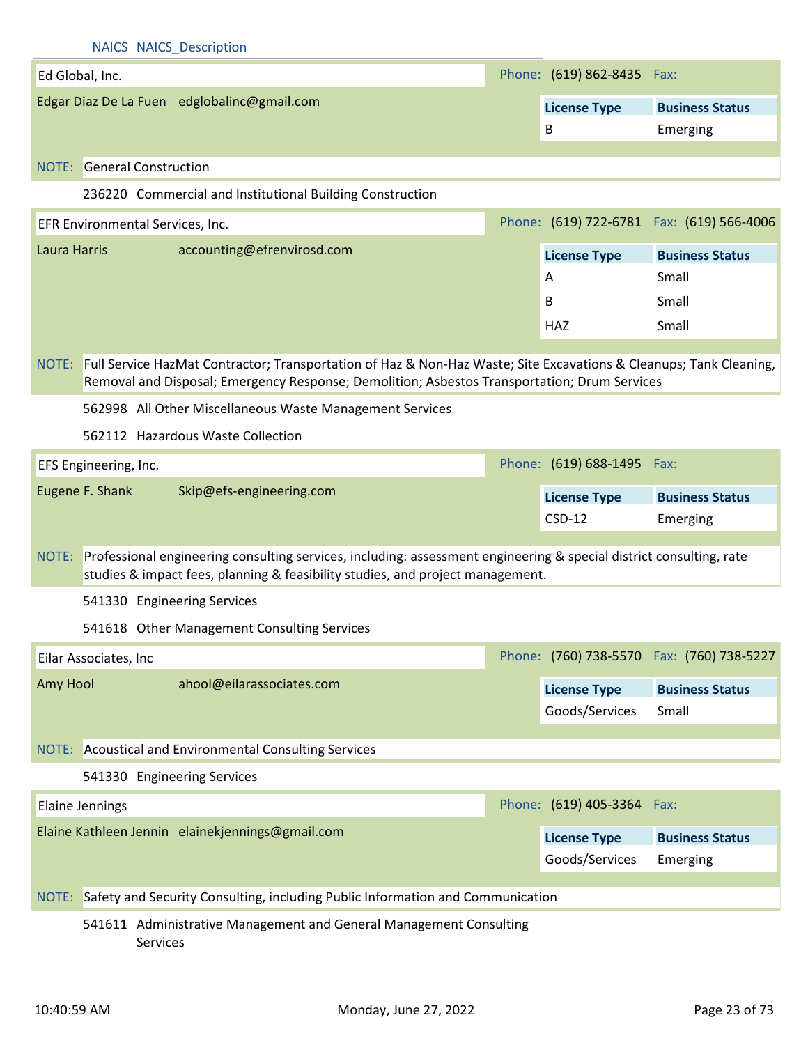NAICS NAICS_Description

**Ed Global, Inc.**

Phone: (619) 862-8435 Fax:

Edgar Diaz De La Fuen edglobalinc@gmail.com

| License Type | Business Status |
|---|---|
| B | Emerging |

NOTE: General Construction

236220 Commercial and Institutional Building Construction

**EFR Environmental Services, Inc.**

Phone: (619) 722-6781 Fax: (619) 566-4006

Laura Harris accounting@efrenvirosd.com

| License Type | Business Status |
|---|---|
| A | Small |
| B | Small |
| HAZ | Small |

NOTE: Full Service HazMat Contractor; Transportation of Haz & Non-Haz Waste; Site Excavations & Cleanups; Tank Cleaning, Removal and Disposal; Emergency Response; Demolition; Asbestos Transportation; Drum Services

562998 All Other Miscellaneous Waste Management Services

562112 Hazardous Waste Collection

**EFS Engineering, Inc.**

Phone: (619) 688-1495 Fax:

Eugene F. Shank Skip@efs-engineering.com

| License Type | Business Status |
|---|---|
| CSD-12 | Emerging |

NOTE: Professional engineering consulting services, including: assessment engineering & special district consulting, rate studies & impact fees, planning & feasibility studies, and project management.

541330 Engineering Services

541618 Other Management Consulting Services

**Eilar Associates, Inc**

Phone: (760) 738-5570 Fax: (760) 738-5227

Amy Hool ahool@eilarassociates.com

| License Type | Business Status |
|---|---|
| Goods/Services | Small |

NOTE: Acoustical and Environmental Consulting Services

541330 Engineering Services

**Elaine Jennings**

Phone: (619) 405-3364 Fax:

Elaine Kathleen Jennin elainekjennings@gmail.com

| License Type | Business Status |
|---|---|
| Goods/Services | Emerging |

NOTE: Safety and Security Consulting, including Public Information and Communication

541611 Administrative Management and General Management Consulting Services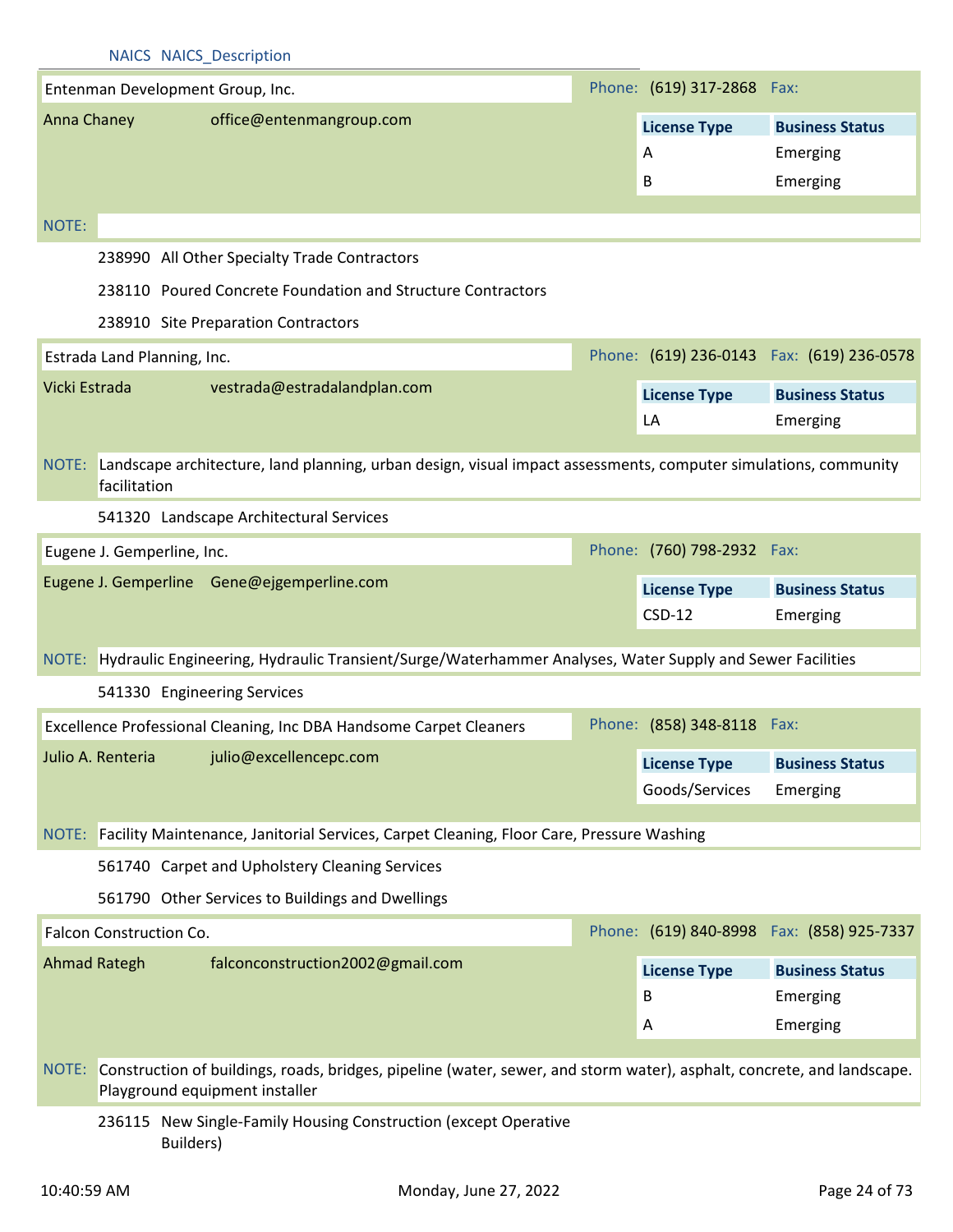NAICS NAICS_Description

**Entenman Development Group, Inc.** Phone: (619) 317-2868 Fax:

Anna Chaney office@entenmangroup.com

| License Type | Business Status |
|---|---|
| A | Emerging |
| B | Emerging |

NOTE:

238990 All Other Specialty Trade Contractors

238110 Poured Concrete Foundation and Structure Contractors

238910 Site Preparation Contractors

**Estrada Land Planning, Inc.** Phone: (619) 236-0143 Fax: (619) 236-0578

Vicki Estrada vestrada@estradalandplan.com

| License Type | Business Status |
|---|---|
| LA | Emerging |

NOTE: Landscape architecture, land planning, urban design, visual impact assessments, computer simulations, community facilitation

541320 Landscape Architectural Services

**Eugene J. Gemperline, Inc.** Phone: (760) 798-2932 Fax:

Eugene J. Gemperline Gene@ejgemperline.com

| License Type | Business Status |
|---|---|
| CSD-12 | Emerging |

NOTE: Hydraulic Engineering, Hydraulic Transient/Surge/Waterhammer Analyses, Water Supply and Sewer Facilities

541330 Engineering Services

**Excellence Professional Cleaning, Inc DBA Handsome Carpet Cleaners** Phone: (858) 348-8118 Fax:

Julio A. Renteria julio@excellencepc.com

| License Type | Business Status |
|---|---|
| Goods/Services | Emerging |

NOTE: Facility Maintenance, Janitorial Services, Carpet Cleaning, Floor Care, Pressure Washing

561740 Carpet and Upholstery Cleaning Services

561790 Other Services to Buildings and Dwellings

**Falcon Construction Co.** Phone: (619) 840-8998 Fax: (858) 925-7337

Ahmad Rategh falconconstruction2002@gmail.com

| License Type | Business Status |
|---|---|
| B | Emerging |
| A | Emerging |

NOTE: Construction of buildings, roads, bridges, pipeline (water, sewer, and storm water), asphalt, concrete, and landscape. Playground equipment installer

236115 New Single-Family Housing Construction (except Operative Builders)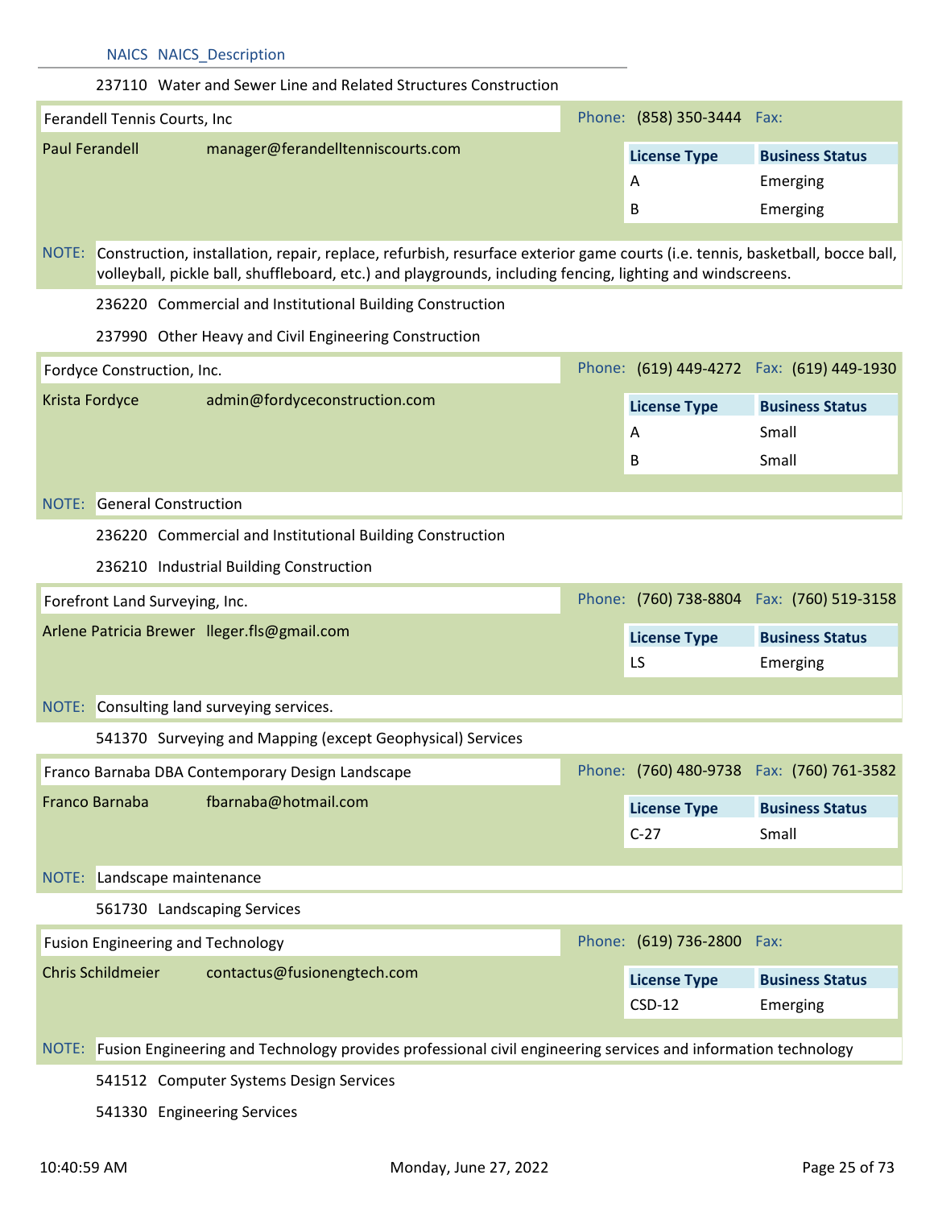| NAICS | NAICS_Description |
| --- | --- |
| 237110 | Water and Sewer Line and Related Structures Construction |

**Ferandell Tennis Courts, Inc**
Phone: (858) 350-3444 Fax:

Paul Ferandell manager@ferandelltenniscourts.com

| License Type | Business Status |
| --- | --- |
| A | Emerging |
| B | Emerging |

NOTE: Construction, installation, repair, replace, refurbish, resurface exterior game courts (i.e. tennis, basketball, bocce ball, volleyball, pickle ball, shuffleboard, etc.) and playgrounds, including fencing, lighting and windscreens.

236220 Commercial and Institutional Building Construction

237990 Other Heavy and Civil Engineering Construction

**Fordyce Construction, Inc.**
Phone: (619) 449-4272 Fax: (619) 449-1930

Krista Fordyce admin@fordyceconstruction.com

| License Type | Business Status |
| --- | --- |
| A | Small |
| B | Small |

NOTE: General Construction

236220 Commercial and Institutional Building Construction

236210 Industrial Building Construction

**Forefront Land Surveying, Inc.**
Phone: (760) 738-8804 Fax: (760) 519-3158

Arlene Patricia Brewer lleger.fls@gmail.com

| License Type | Business Status |
| --- | --- |
| LS | Emerging |

NOTE: Consulting land surveying services.

541370 Surveying and Mapping (except Geophysical) Services

**Franco Barnaba DBA Contemporary Design Landscape**
Phone: (760) 480-9738 Fax: (760) 761-3582

Franco Barnaba fbarnaba@hotmail.com

| License Type | Business Status |
| --- | --- |
| C-27 | Small |

NOTE: Landscape maintenance

561730 Landscaping Services

**Fusion Engineering and Technology**
Phone: (619) 736-2800 Fax:

Chris Schildmeier contactus@fusionengtech.com

| License Type | Business Status |
| --- | --- |
| CSD-12 | Emerging |

NOTE: Fusion Engineering and Technology provides professional civil engineering services and information technology

541512 Computer Systems Design Services

541330 Engineering Services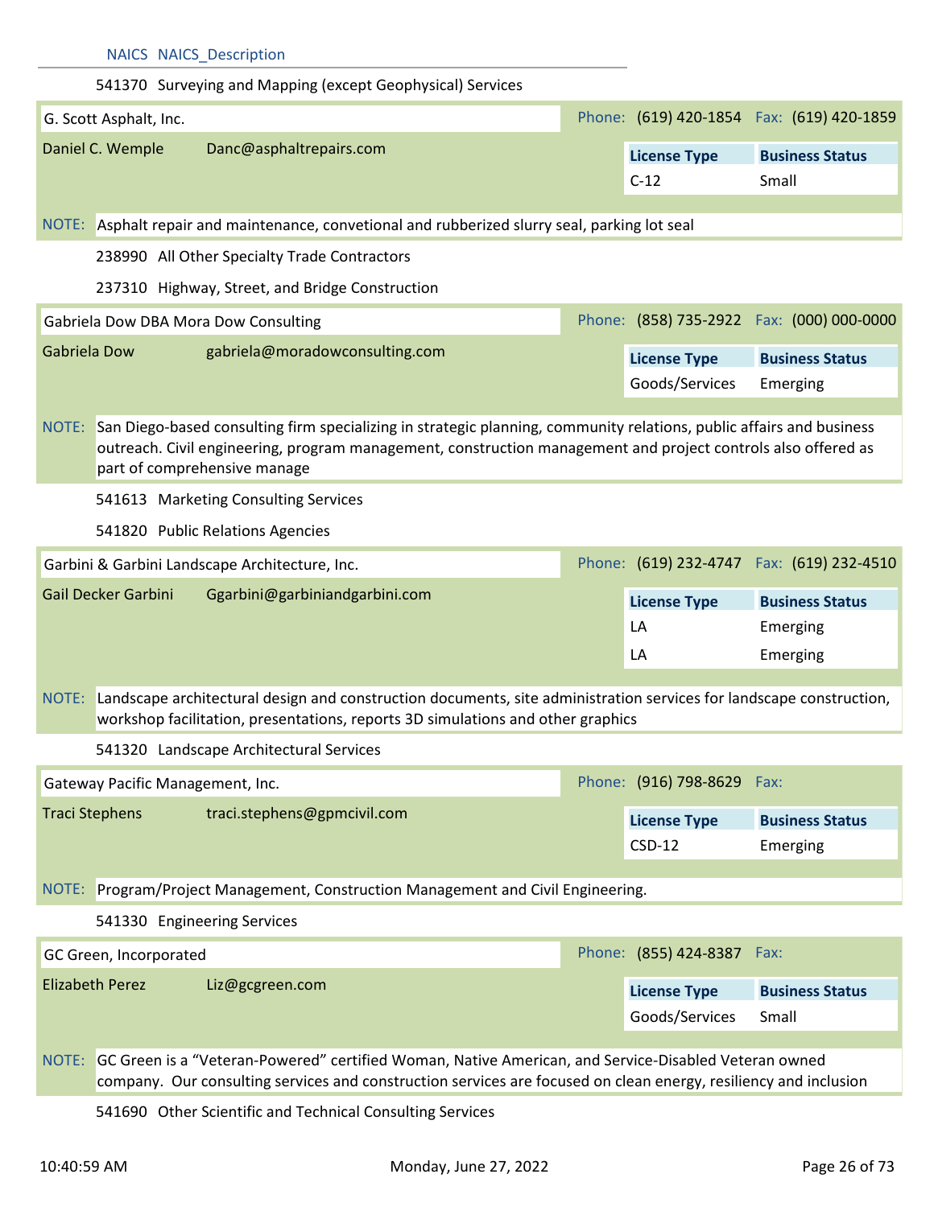| NAICS | NAICS_Description |
|---|---|
| 541370 | Surveying and Mapping (except Geophysical) Services |

**G. Scott Asphalt, Inc.** Phone: (619) 420-1854 Fax: (619) 420-1859

Daniel C. Wemple Danc@asphaltrepairs.com

| License Type | Business Status |
|---|---|
| C-12 | Small |

NOTE: Asphalt repair and maintenance, convetional and rubberized slurry seal, parking lot seal

238990 All Other Specialty Trade Contractors

237310 Highway, Street, and Bridge Construction

**Gabriela Dow DBA Mora Dow Consulting** Phone: (858) 735-2922 Fax: (000) 000-0000

Gabriela Dow gabriela@moradowconsulting.com

| License Type | Business Status |
|---|---|
| Goods/Services | Emerging |

NOTE: San Diego-based consulting firm specializing in strategic planning, community relations, public affairs and business outreach. Civil engineering, program management, construction management and project controls also offered as part of comprehensive manage

541613 Marketing Consulting Services

541820 Public Relations Agencies

**Garbini & Garbini Landscape Architecture, Inc.** Phone: (619) 232-4747 Fax: (619) 232-4510

Gail Decker Garbini Ggarbini@garbiniandgarbini.com

| License Type | Business Status |
|---|---|
| LA | Emerging |
| LA | Emerging |

NOTE: Landscape architectural design and construction documents, site administration services for landscape construction, workshop facilitation, presentations, reports 3D simulations and other graphics

541320 Landscape Architectural Services

**Gateway Pacific Management, Inc.** Phone: (916) 798-8629 Fax:

Traci Stephens traci.stephens@gpmcivil.com

| License Type | Business Status |
|---|---|
| CSD-12 | Emerging |

NOTE: Program/Project Management, Construction Management and Civil Engineering.

541330 Engineering Services

**GC Green, Incorporated** Phone: (855) 424-8387 Fax:

Elizabeth Perez Liz@gcgreen.com

| License Type | Business Status |
|---|---|
| Goods/Services | Small |

NOTE: GC Green is a "Veteran-Powered" certified Woman, Native American, and Service-Disabled Veteran owned company. Our consulting services and construction services are focused on clean energy, resiliency and inclusion

541690 Other Scientific and Technical Consulting Services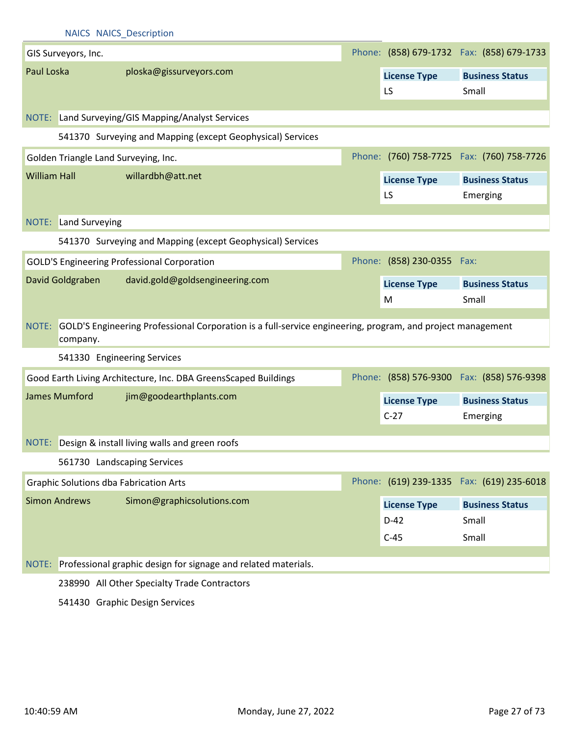NAICS NAICS_Description

**GIS Surveyors, Inc.** — Phone: (858) 679-1732 Fax: (858) 679-1733

Paul Loska — ploska@gissurveyors.com

| License Type | Business Status |
|---|---|
| LS | Small |

NOTE: Land Surveying/GIS Mapping/Analyst Services

541370 Surveying and Mapping (except Geophysical) Services

**Golden Triangle Land Surveying, Inc.** — Phone: (760) 758-7725 Fax: (760) 758-7726

William Hall — willardbh@att.net

| License Type | Business Status |
|---|---|
| LS | Emerging |

NOTE: Land Surveying

541370 Surveying and Mapping (except Geophysical) Services

**GOLD'S Engineering Professional Corporation** — Phone: (858) 230-0355 Fax:

David Goldgraben — david.gold@goldsengineering.com

| License Type | Business Status |
|---|---|
| M | Small |

NOTE: GOLD'S Engineering Professional Corporation is a full-service engineering, program, and project management company.

541330 Engineering Services

**Good Earth Living Architecture, Inc. DBA GreensScaped Buildings** — Phone: (858) 576-9300 Fax: (858) 576-9398

James Mumford — jim@goodearthplants.com

| License Type | Business Status |
|---|---|
| C-27 | Emerging |

NOTE: Design & install living walls and green roofs

561730 Landscaping Services

**Graphic Solutions dba Fabrication Arts** — Phone: (619) 239-1335 Fax: (619) 235-6018

Simon Andrews — Simon@graphicsolutions.com

| License Type | Business Status |
|---|---|
| D-42 | Small |
| C-45 | Small |

NOTE: Professional graphic design for signage and related materials.

238990 All Other Specialty Trade Contractors

541430 Graphic Design Services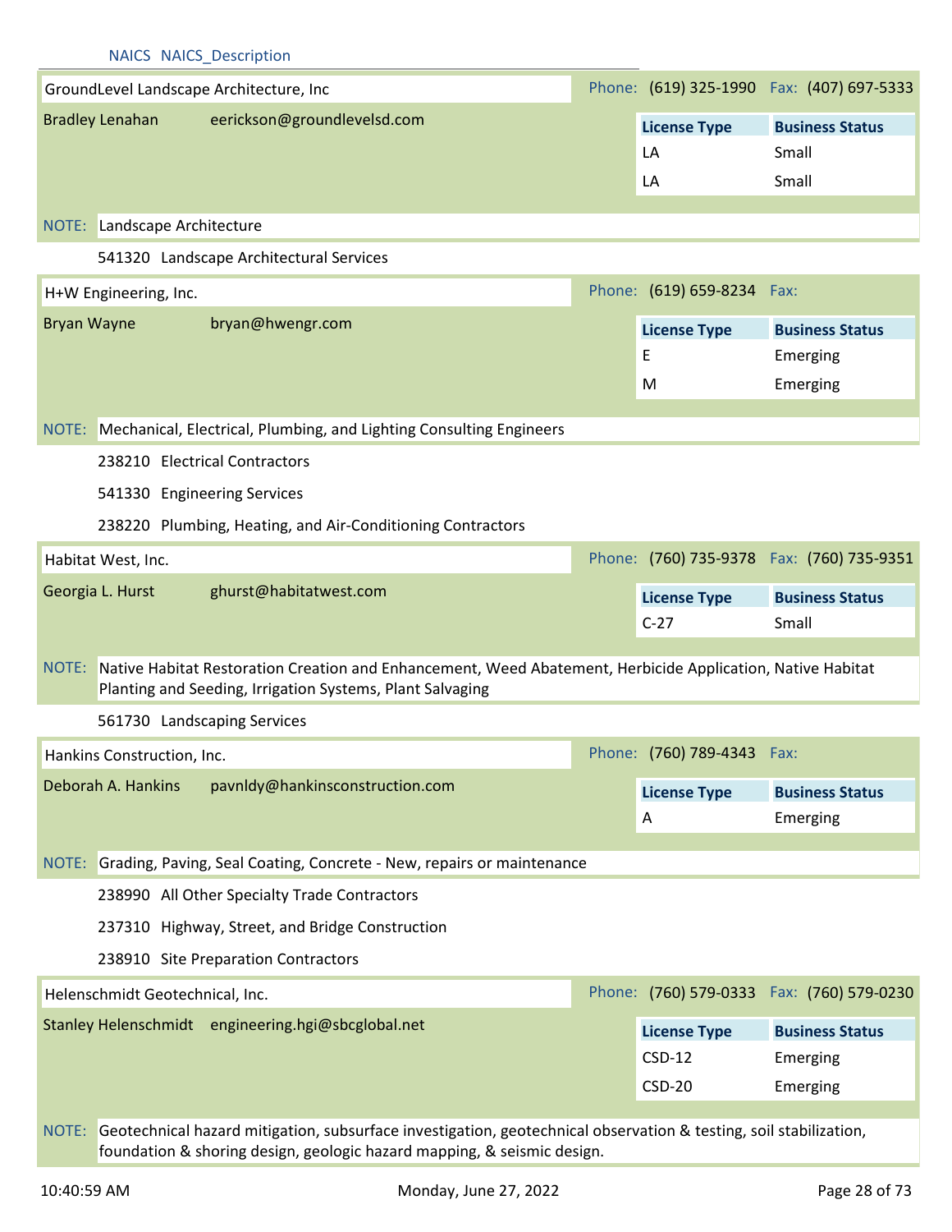NAICS NAICS_Description

## GroundLevel Landscape Architecture, Inc

Phone: (619) 325-1990 Fax: (407) 697-5333

Bradley Lenahan eerickson@groundlevelsd.com

| License Type | Business Status |
|---|---|
| LA | Small |
| LA | Small |

NOTE: Landscape Architecture

541320 Landscape Architectural Services

## H+W Engineering, Inc.

Phone: (619) 659-8234 Fax:

Bryan Wayne bryan@hwengr.com

| License Type | Business Status |
|---|---|
| E | Emerging |
| M | Emerging |

NOTE: Mechanical, Electrical, Plumbing, and Lighting Consulting Engineers

238210 Electrical Contractors

541330 Engineering Services

238220 Plumbing, Heating, and Air-Conditioning Contractors

## Habitat West, Inc.

Phone: (760) 735-9378 Fax: (760) 735-9351

Georgia L. Hurst ghurst@habitatwest.com

| License Type | Business Status |
|---|---|
| C-27 | Small |

NOTE: Native Habitat Restoration Creation and Enhancement, Weed Abatement, Herbicide Application, Native Habitat Planting and Seeding, Irrigation Systems, Plant Salvaging

561730 Landscaping Services

## Hankins Construction, Inc.

Phone: (760) 789-4343 Fax:

Deborah A. Hankins pavnldy@hankinsconstruction.com

| License Type | Business Status |
|---|---|
| A | Emerging |

NOTE: Grading, Paving, Seal Coating, Concrete - New, repairs or maintenance

238990 All Other Specialty Trade Contractors

237310 Highway, Street, and Bridge Construction

238910 Site Preparation Contractors

## Helenschmidt Geotechnical, Inc.

Phone: (760) 579-0333 Fax: (760) 579-0230

Stanley Helenschmidt engineering.hgi@sbcglobal.net

| License Type | Business Status |
|---|---|
| CSD-12 | Emerging |
| CSD-20 | Emerging |

NOTE: Geotechnical hazard mitigation, subsurface investigation, geotechnical observation & testing, soil stabilization, foundation & shoring design, geologic hazard mapping, & seismic design.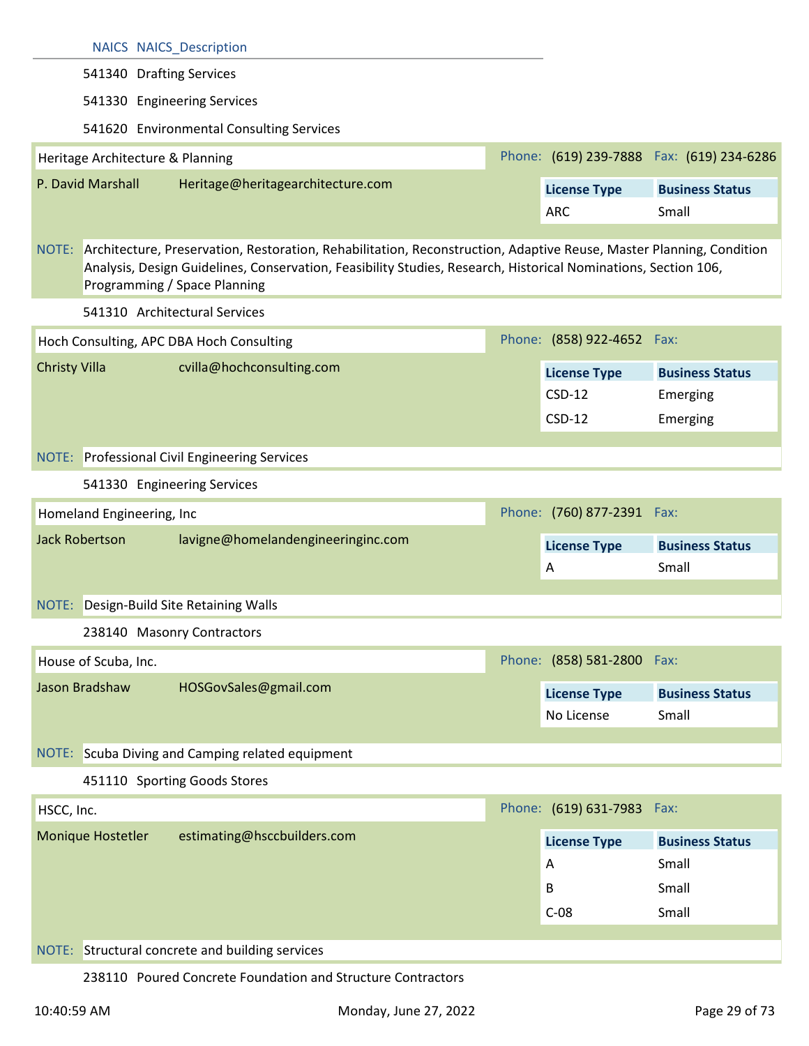| NAICS | NAICS_Description |
|---|---|
| 541340 | Drafting Services |
| 541330 | Engineering Services |
| 541620 | Environmental Consulting Services |

**Heritage Architecture & Planning**
Phone: (619) 239-7888 Fax: (619) 234-6286

P. David Marshall — Heritage@heritagearchitecture.com

| License Type | Business Status |
|---|---|
| ARC | Small |

NOTE: Architecture, Preservation, Restoration, Rehabilitation, Reconstruction, Adaptive Reuse, Master Planning, Condition Analysis, Design Guidelines, Conservation, Feasibility Studies, Research, Historical Nominations, Section 106, Programming / Space Planning

541310 Architectural Services

**Hoch Consulting, APC DBA Hoch Consulting**
Phone: (858) 922-4652 Fax:

Christy Villa — cvilla@hochconsulting.com

| License Type | Business Status |
|---|---|
| CSD-12 | Emerging |
| CSD-12 | Emerging |

NOTE: Professional Civil Engineering Services

541330 Engineering Services

**Homeland Engineering, Inc**
Phone: (760) 877-2391 Fax:

Jack Robertson — lavigne@homelandengineeringinc.com

| License Type | Business Status |
|---|---|
| A | Small |

NOTE: Design-Build Site Retaining Walls

238140 Masonry Contractors

**House of Scuba, Inc.**
Phone: (858) 581-2800 Fax:

Jason Bradshaw — HOSGovSales@gmail.com

| License Type | Business Status |
|---|---|
| No License | Small |

NOTE: Scuba Diving and Camping related equipment

451110 Sporting Goods Stores

**HSCC, Inc.**
Phone: (619) 631-7983 Fax:

Monique Hostetler — estimating@hsccbuilders.com

| License Type | Business Status |
|---|---|
| A | Small |
| B | Small |
| C-08 | Small |

NOTE: Structural concrete and building services

238110 Poured Concrete Foundation and Structure Contractors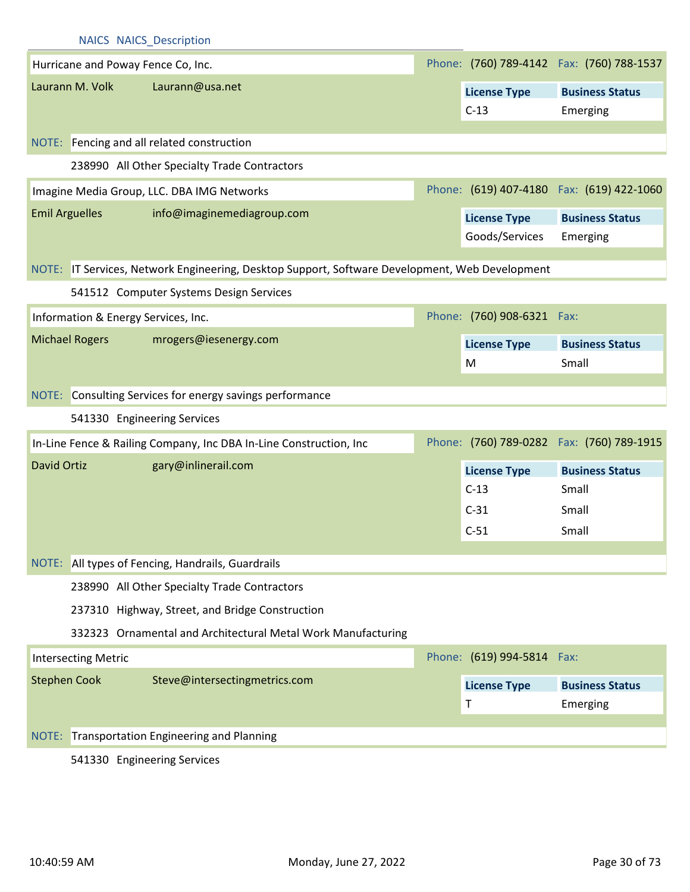NAICS NAICS_Description

**Hurricane and Poway Fence Co, Inc.**
Phone: (760) 789-4142 Fax: (760) 788-1537

Laurann M. Volk Laurann@usa.net

| License Type | Business Status |
|---|---|
| C-13 | Emerging |

NOTE: Fencing and all related construction

238990 All Other Specialty Trade Contractors

**Imagine Media Group, LLC. DBA IMG Networks**
Phone: (619) 407-4180 Fax: (619) 422-1060

Emil Arguelles info@imaginemediagroup.com

| License Type | Business Status |
|---|---|
| Goods/Services | Emerging |

NOTE: IT Services, Network Engineering, Desktop Support, Software Development, Web Development

541512 Computer Systems Design Services

**Information & Energy Services, Inc.**
Phone: (760) 908-6321 Fax:

Michael Rogers mrogers@iesenergy.com

| License Type | Business Status |
|---|---|
| M | Small |

NOTE: Consulting Services for energy savings performance

541330 Engineering Services

**In-Line Fence & Railing Company, Inc DBA In-Line Construction, Inc**
Phone: (760) 789-0282 Fax: (760) 789-1915

David Ortiz gary@inlinerail.com

| License Type | Business Status |
|---|---|
| C-13 | Small |
| C-31 | Small |
| C-51 | Small |

NOTE: All types of Fencing, Handrails, Guardrails

238990 All Other Specialty Trade Contractors

237310 Highway, Street, and Bridge Construction

332323 Ornamental and Architectural Metal Work Manufacturing

**Intersecting Metric**
Phone: (619) 994-5814 Fax:

Stephen Cook Steve@intersectingmetrics.com

| License Type | Business Status |
|---|---|
| T | Emerging |

NOTE: Transportation Engineering and Planning

541330 Engineering Services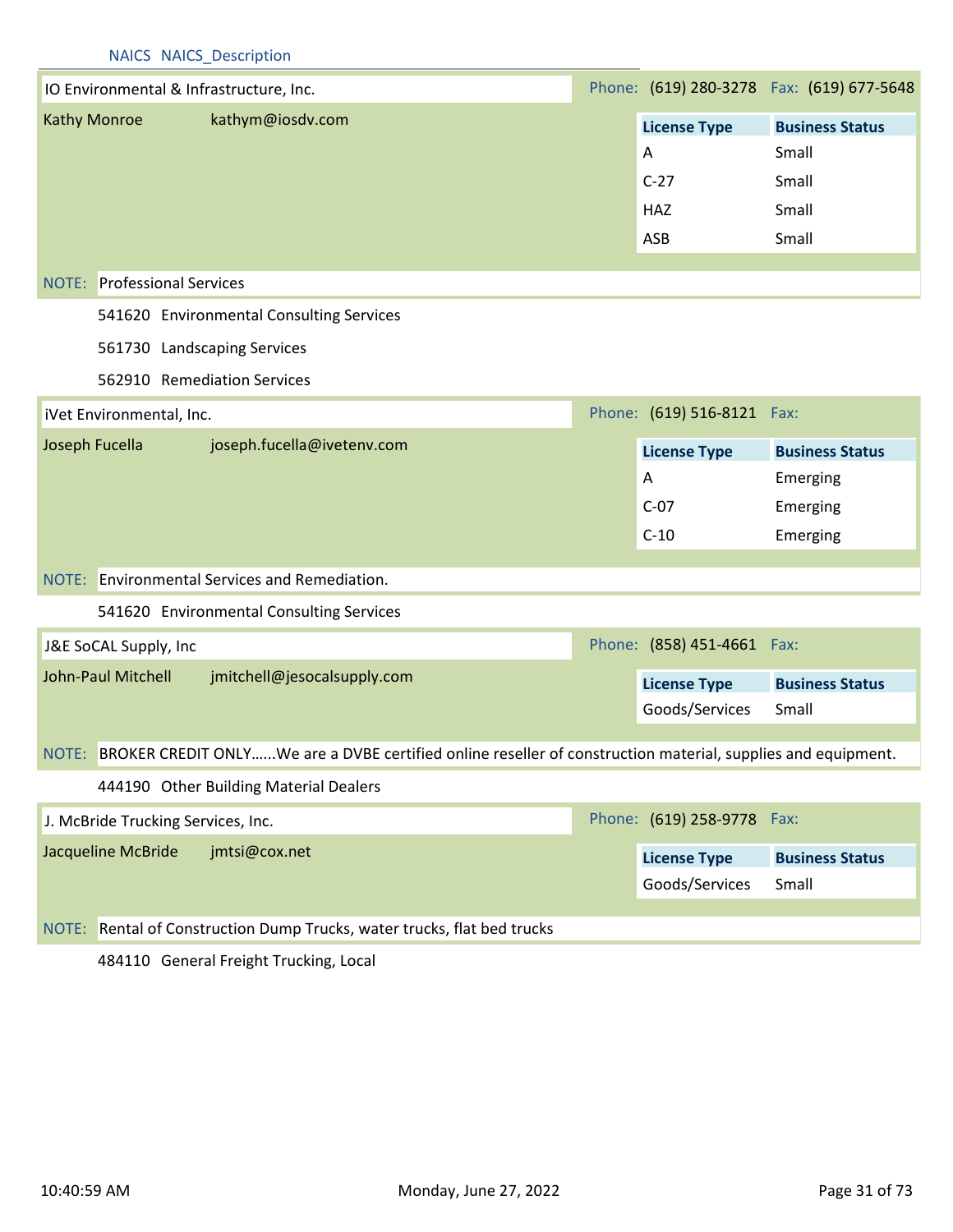NAICS NAICS_Description

**IO Environmental & Infrastructure, Inc.**

Phone: (619) 280-3278 Fax: (619) 677-5648

Kathy Monroe kathym@iosdv.com

| License Type | Business Status |
|---|---|
| A | Small |
| C-27 | Small |
| HAZ | Small |
| ASB | Small |

NOTE: Professional Services

541620 Environmental Consulting Services

561730 Landscaping Services

562910 Remediation Services

**iVet Environmental, Inc.**

Phone: (619) 516-8121 Fax:

Joseph Fucella joseph.fucella@ivetenv.com

| License Type | Business Status |
|---|---|
| A | Emerging |
| C-07 | Emerging |
| C-10 | Emerging |

NOTE: Environmental Services and Remediation.

541620 Environmental Consulting Services

**J&E SoCAL Supply, Inc**

Phone: (858) 451-4661 Fax:

John-Paul Mitchell jmitchell@jesocalsupply.com

| License Type | Business Status |
|---|---|
| Goods/Services | Small |

NOTE: BROKER CREDIT ONLY......We are a DVBE certified online reseller of construction material, supplies and equipment.

444190 Other Building Material Dealers

**J. McBride Trucking Services, Inc.**

Phone: (619) 258-9778 Fax:

Jacqueline McBride jmtsi@cox.net

| License Type | Business Status |
|---|---|
| Goods/Services | Small |

NOTE: Rental of Construction Dump Trucks, water trucks, flat bed trucks

484110 General Freight Trucking, Local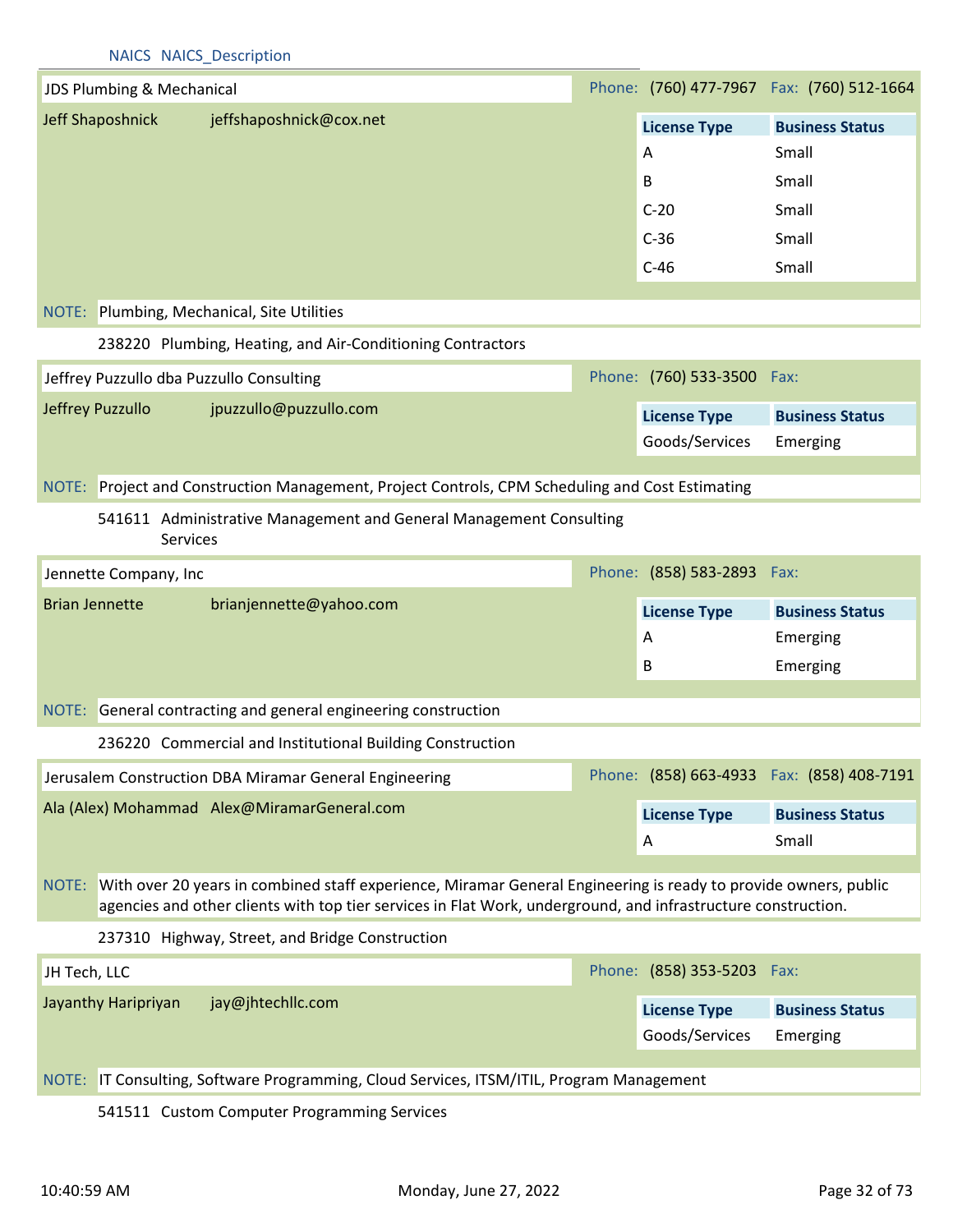NAICS NAICS_Description

**JDS Plumbing & Mechanical** — Phone: (760) 477-7967 Fax: (760) 512-1664

Jeff Shaposhnick — jeffshaposhnick@cox.net

| License Type | Business Status |
|---|---|
| A | Small |
| B | Small |
| C-20 | Small |
| C-36 | Small |
| C-46 | Small |

NOTE: Plumbing, Mechanical, Site Utilities

238220 Plumbing, Heating, and Air-Conditioning Contractors

**Jeffrey Puzzullo dba Puzzullo Consulting** — Phone: (760) 533-3500 Fax:

Jeffrey Puzzullo — jpuzzullo@puzzullo.com

| License Type | Business Status |
|---|---|
| Goods/Services | Emerging |

NOTE: Project and Construction Management, Project Controls, CPM Scheduling and Cost Estimating

541611 Administrative Management and General Management Consulting Services

**Jennette Company, Inc** — Phone: (858) 583-2893 Fax:

Brian Jennette — brianjennette@yahoo.com

| License Type | Business Status |
|---|---|
| A | Emerging |
| B | Emerging |

NOTE: General contracting and general engineering construction

236220 Commercial and Institutional Building Construction

**Jerusalem Construction DBA Miramar General Engineering** — Phone: (858) 663-4933 Fax: (858) 408-7191

Ala (Alex) Mohammad — Alex@MiramarGeneral.com

| License Type | Business Status |
|---|---|
| A | Small |

NOTE: With over 20 years in combined staff experience, Miramar General Engineering is ready to provide owners, public agencies and other clients with top tier services in Flat Work, underground, and infrastructure construction.

237310 Highway, Street, and Bridge Construction

**JH Tech, LLC** — Phone: (858) 353-5203 Fax:

Jayanthy Haripriyan — jay@jhtechllc.com

| License Type | Business Status |
|---|---|
| Goods/Services | Emerging |

NOTE: IT Consulting, Software Programming, Cloud Services, ITSM/ITIL, Program Management

541511 Custom Computer Programming Services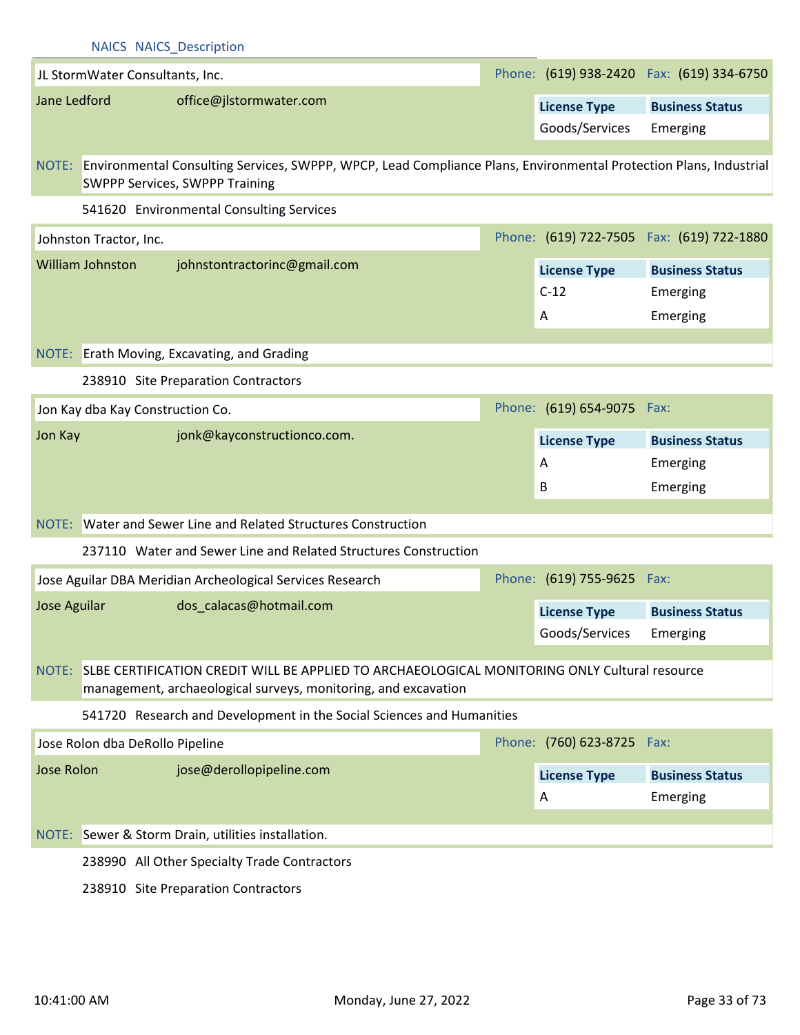NAICS NAICS_Description

**JL StormWater Consultants, Inc.**

Phone: (619) 938-2420 Fax: (619) 334-6750

Jane Ledford office@jlstormwater.com

| License Type | Business Status |
|---|---|
| Goods/Services | Emerging |

NOTE: Environmental Consulting Services, SWPPP, WPCP, Lead Compliance Plans, Environmental Protection Plans, Industrial SWPPP Services, SWPPP Training

541620 Environmental Consulting Services

**Johnston Tractor, Inc.**

Phone: (619) 722-7505 Fax: (619) 722-1880

William Johnston johnstontractorinc@gmail.com

| License Type | Business Status |
|---|---|
| C-12 | Emerging |
| A | Emerging |

NOTE: Erath Moving, Excavating, and Grading

238910 Site Preparation Contractors

**Jon Kay dba Kay Construction Co.**

Phone: (619) 654-9075 Fax:

Jon Kay jonk@kayconstructionco.com.

| License Type | Business Status |
|---|---|
| A | Emerging |
| B | Emerging |

NOTE: Water and Sewer Line and Related Structures Construction

237110 Water and Sewer Line and Related Structures Construction

**Jose Aguilar DBA Meridian Archeological Services Research**

Phone: (619) 755-9625 Fax:

Jose Aguilar dos_calacas@hotmail.com

| License Type | Business Status |
|---|---|
| Goods/Services | Emerging |

NOTE: SLBE CERTIFICATION CREDIT WILL BE APPLIED TO ARCHAEOLOGICAL MONITORING ONLY Cultural resource management, archaeological surveys, monitoring, and excavation

541720 Research and Development in the Social Sciences and Humanities

**Jose Rolon dba DeRollo Pipeline**

Phone: (760) 623-8725 Fax:

Jose Rolon jose@derollopipeline.com

| License Type | Business Status |
|---|---|
| A | Emerging |

NOTE: Sewer & Storm Drain, utilities installation.

238990 All Other Specialty Trade Contractors

238910 Site Preparation Contractors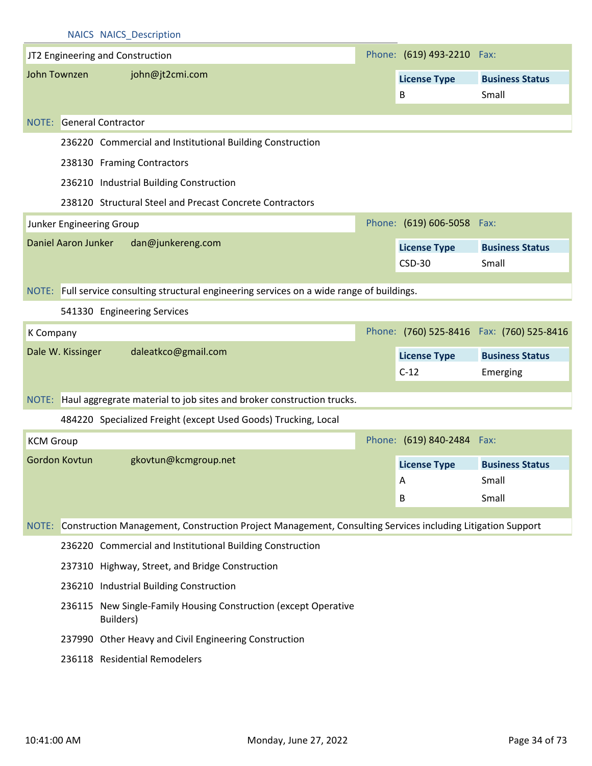NAICS NAICS_Description

## JT2 Engineering and Construction

Phone: (619) 493-2210 Fax:

John Townzen john@jt2cmi.com

| License Type | Business Status |
|---|---|
| B | Small |

NOTE: General Contractor

- 236220 Commercial and Institutional Building Construction
- 238130 Framing Contractors
- 236210 Industrial Building Construction
- 238120 Structural Steel and Precast Concrete Contractors

## Junker Engineering Group

Phone: (619) 606-5058 Fax:

Daniel Aaron Junker dan@junkereng.com

| License Type | Business Status |
|---|---|
| CSD-30 | Small |

NOTE: Full service consulting structural engineering services on a wide range of buildings.

- 541330 Engineering Services

## K Company

Phone: (760) 525-8416 Fax: (760) 525-8416

Dale W. Kissinger daleatkco@gmail.com

| License Type | Business Status |
|---|---|
| C-12 | Emerging |

NOTE: Haul aggregrate material to job sites and broker construction trucks.

- 484220 Specialized Freight (except Used Goods) Trucking, Local

## KCM Group

Phone: (619) 840-2484 Fax:

Gordon Kovtun gkovtun@kcmgroup.net

| License Type | Business Status |
|---|---|
| A | Small |
| B | Small |

NOTE: Construction Management, Construction Project Management, Consulting Services including Litigation Support

- 236220 Commercial and Institutional Building Construction
- 237310 Highway, Street, and Bridge Construction
- 236210 Industrial Building Construction
- 236115 New Single-Family Housing Construction (except Operative Builders)
- 237990 Other Heavy and Civil Engineering Construction
- 236118 Residential Remodelers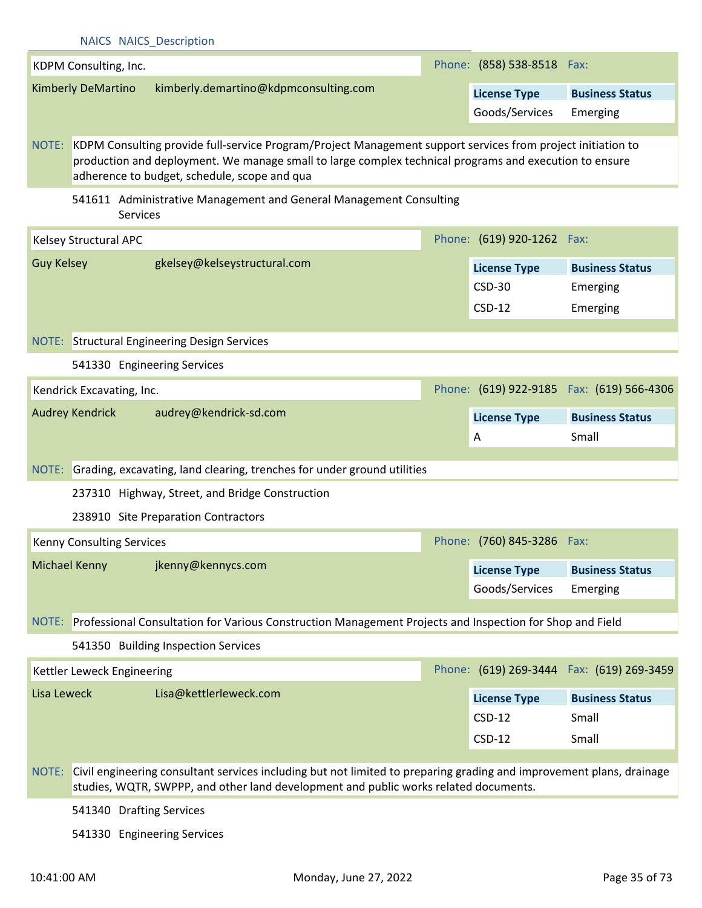NAICS NAICS_Description

**KDPM Consulting, Inc.** — Phone: (858) 538-8518 Fax:

Kimberly DeMartino — kimberly.demartino@kdpmconsulting.com

| License Type | Business Status |
| --- | --- |
| Goods/Services | Emerging |

NOTE: KDPM Consulting provide full-service Program/Project Management support services from project initiation to production and deployment. We manage small to large complex technical programs and execution to ensure adherence to budget, schedule, scope and qua

541611 Administrative Management and General Management Consulting Services

**Kelsey Structural APC** — Phone: (619) 920-1262 Fax:

Guy Kelsey — gkelsey@kelseystructural.com

| License Type | Business Status |
| --- | --- |
| CSD-30 | Emerging |
| CSD-12 | Emerging |

NOTE: Structural Engineering Design Services

541330 Engineering Services

**Kendrick Excavating, Inc.** — Phone: (619) 922-9185 Fax: (619) 566-4306

Audrey Kendrick — audrey@kendrick-sd.com

| License Type | Business Status |
| --- | --- |
| A | Small |

NOTE: Grading, excavating, land clearing, trenches for under ground utilities

237310 Highway, Street, and Bridge Construction

238910 Site Preparation Contractors

**Kenny Consulting Services** — Phone: (760) 845-3286 Fax:

Michael Kenny — jkenny@kennycs.com

| License Type | Business Status |
| --- | --- |
| Goods/Services | Emerging |

NOTE: Professional Consultation for Various Construction Management Projects and Inspection for Shop and Field

541350 Building Inspection Services

**Kettler Leweck Engineering** — Phone: (619) 269-3444 Fax: (619) 269-3459

Lisa Leweck — Lisa@kettlerleweck.com

| License Type | Business Status |
| --- | --- |
| CSD-12 | Small |
| CSD-12 | Small |

NOTE: Civil engineering consultant services including but not limited to preparing grading and improvement plans, drainage studies, WQTR, SWPPP, and other land development and public works related documents.

541340 Drafting Services

541330 Engineering Services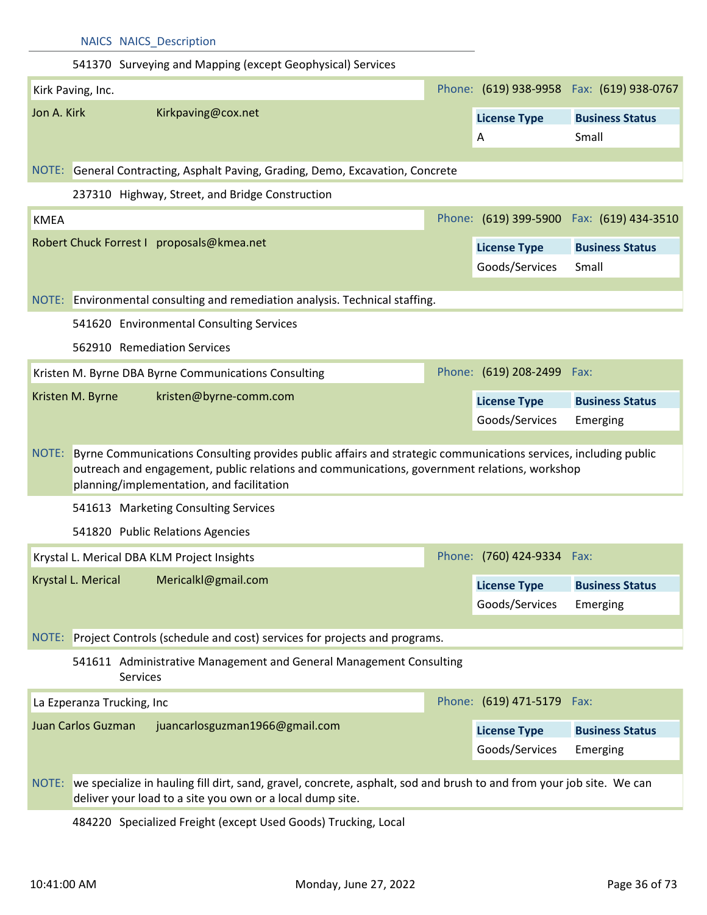| NAICS | NAICS_Description |
|---|---|
| 541370 | Surveying and Mapping (except Geophysical) Services |

**Kirk Paving, Inc.** — Phone: (619) 938-9958 — Fax: (619) 938-0767

Jon A. Kirk — Kirkpaving@cox.net

| License Type | Business Status |
|---|---|
| A | Small |

NOTE: General Contracting, Asphalt Paving, Grading, Demo, Excavation, Concrete

237310 Highway, Street, and Bridge Construction

**KMEA** — Phone: (619) 399-5900 — Fax: (619) 434-3510

Robert Chuck Forrest I — proposals@kmea.net

| License Type | Business Status |
|---|---|
| Goods/Services | Small |

NOTE: Environmental consulting and remediation analysis. Technical staffing.

541620 Environmental Consulting Services

562910 Remediation Services

**Kristen M. Byrne DBA Byrne Communications Consulting** — Phone: (619) 208-2499 — Fax:

Kristen M. Byrne — kristen@byrne-comm.com

| License Type | Business Status |
|---|---|
| Goods/Services | Emerging |

NOTE: Byrne Communications Consulting provides public affairs and strategic communications services, including public outreach and engagement, public relations and communications, government relations, workshop planning/implementation, and facilitation

541613 Marketing Consulting Services

541820 Public Relations Agencies

**Krystal L. Merical DBA KLM Project Insights** — Phone: (760) 424-9334 — Fax:

Krystal L. Merical — Mericalkl@gmail.com

| License Type | Business Status |
|---|---|
| Goods/Services | Emerging |

NOTE: Project Controls (schedule and cost) services for projects and programs.

541611 Administrative Management and General Management Consulting Services

**La Ezperanza Trucking, Inc** — Phone: (619) 471-5179 — Fax:

Juan Carlos Guzman — juancarlosguzman1966@gmail.com

| License Type | Business Status |
|---|---|
| Goods/Services | Emerging |

NOTE: we specialize in hauling fill dirt, sand, gravel, concrete, asphalt, sod and brush to and from your job site. We can deliver your load to a site you own or a local dump site.

484220 Specialized Freight (except Used Goods) Trucking, Local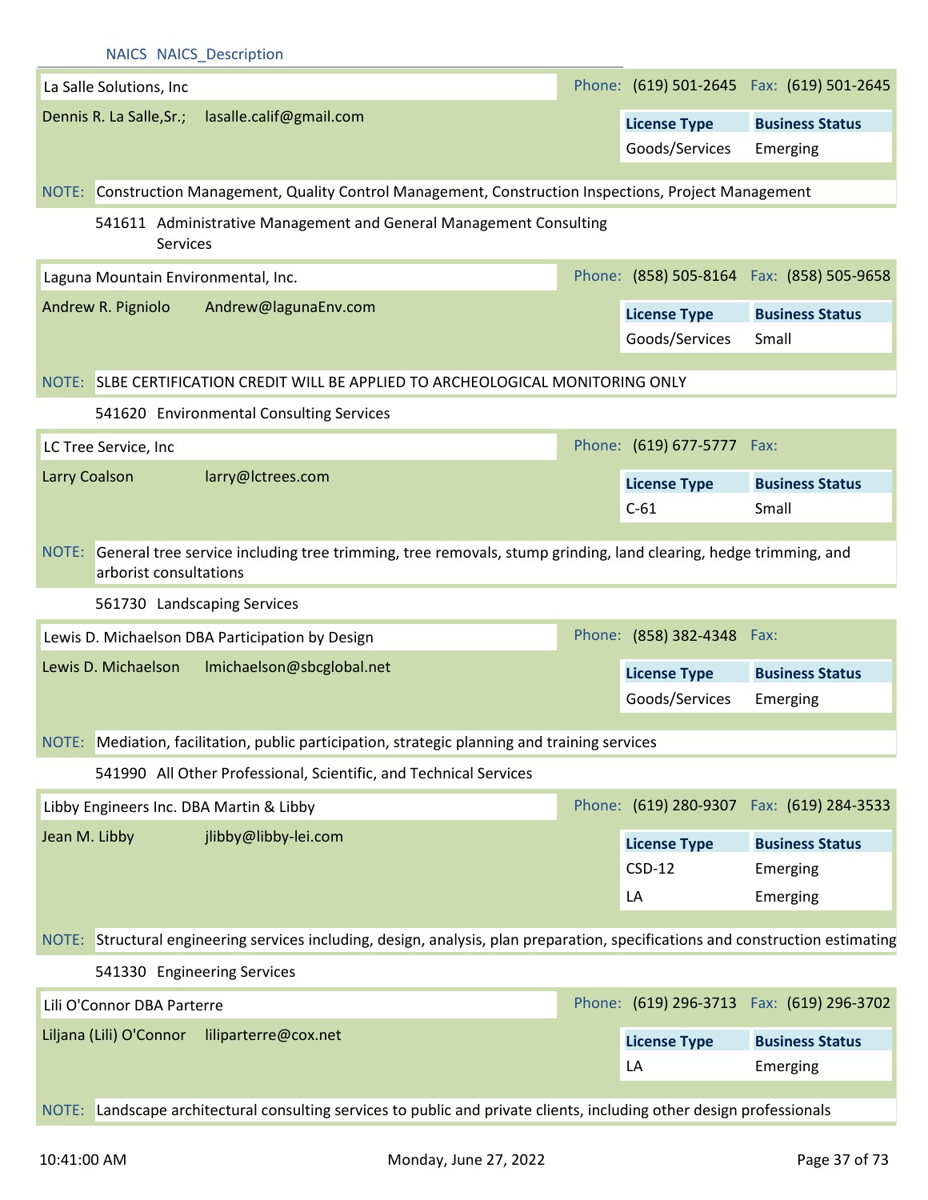NAICS NAICS_Description

**La Salle Solutions, Inc** — Phone: (619) 501-2645 Fax: (619) 501-2645

Dennis R. La Salle,Sr.; lasalle.calif@gmail.com

| License Type | Business Status |
|---|---|
| Goods/Services | Emerging |

NOTE: Construction Management, Quality Control Management, Construction Inspections, Project Management

541611 Administrative Management and General Management Consulting Services

**Laguna Mountain Environmental, Inc.** — Phone: (858) 505-8164 Fax: (858) 505-9658

Andrew R. Pigniolo Andrew@lagunaEnv.com

| License Type | Business Status |
|---|---|
| Goods/Services | Small |

NOTE: SLBE CERTIFICATION CREDIT WILL BE APPLIED TO ARCHEOLOGICAL MONITORING ONLY

541620 Environmental Consulting Services

**LC Tree Service, Inc** — Phone: (619) 677-5777 Fax:

Larry Coalson larry@lctrees.com

| License Type | Business Status |
|---|---|
| C-61 | Small |

NOTE: General tree service including tree trimming, tree removals, stump grinding, land clearing, hedge trimming, and arborist consultations

561730 Landscaping Services

**Lewis D. Michaelson DBA Participation by Design** — Phone: (858) 382-4348 Fax:

Lewis D. Michaelson lmichaelson@sbcglobal.net

| License Type | Business Status |
|---|---|
| Goods/Services | Emerging |

NOTE: Mediation, facilitation, public participation, strategic planning and training services

541990 All Other Professional, Scientific, and Technical Services

**Libby Engineers Inc. DBA Martin & Libby** — Phone: (619) 280-9307 Fax: (619) 284-3533

Jean M. Libby jlibby@libby-lei.com

| License Type | Business Status |
|---|---|
| CSD-12 | Emerging |
| LA | Emerging |

NOTE: Structural engineering services including, design, analysis, plan preparation, specifications and construction estimating

541330 Engineering Services

**Lili O'Connor DBA Parterre** — Phone: (619) 296-3713 Fax: (619) 296-3702

Liljana (Lili) O'Connor liliparterre@cox.net

| License Type | Business Status |
|---|---|
| LA | Emerging |

NOTE: Landscape architectural consulting services to public and private clients, including other design professionals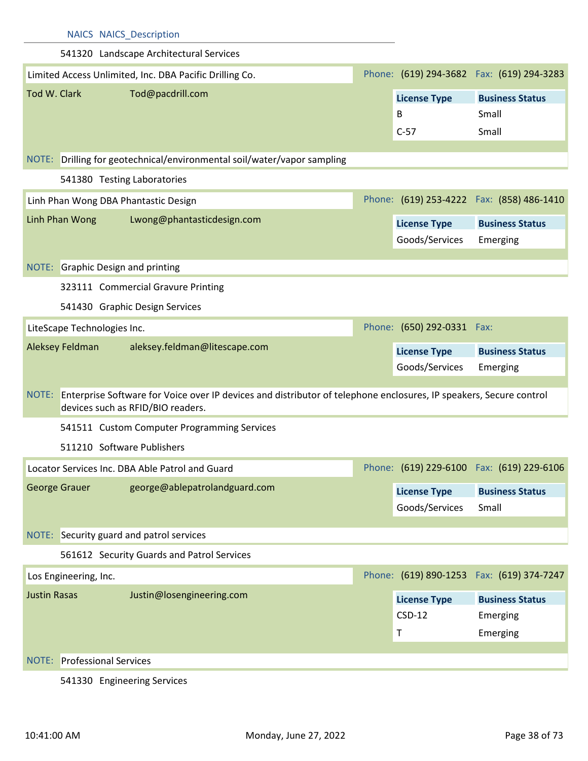| NAICS | NAICS_Description |
|---|---|
| 541320 | Landscape Architectural Services |

**Limited Access Unlimited, Inc. DBA Pacific Drilling Co.** — Phone: (619) 294-3682 Fax: (619) 294-3283

Tod W. Clark — Tod@pacdrill.com

| License Type | Business Status |
|---|---|
| B | Small |
| C-57 | Small |

NOTE: Drilling for geotechnical/environmental soil/water/vapor sampling

| NAICS | NAICS_Description |
|---|---|
| 541380 | Testing Laboratories |

**Linh Phan Wong DBA Phantastic Design** — Phone: (619) 253-4222 Fax: (858) 486-1410

Linh Phan Wong — Lwong@phantasticdesign.com

| License Type | Business Status |
|---|---|
| Goods/Services | Emerging |

NOTE: Graphic Design and printing

| NAICS | NAICS_Description |
|---|---|
| 323111 | Commercial Gravure Printing |
| 541430 | Graphic Design Services |

**LiteScape Technologies Inc.** — Phone: (650) 292-0331 Fax:

Aleksey Feldman — aleksey.feldman@litescape.com

| License Type | Business Status |
|---|---|
| Goods/Services | Emerging |

NOTE: Enterprise Software for Voice over IP devices and distributor of telephone enclosures, IP speakers, Secure control devices such as RFID/BIO readers.

| NAICS | NAICS_Description |
|---|---|
| 541511 | Custom Computer Programming Services |
| 511210 | Software Publishers |

**Locator Services Inc. DBA Able Patrol and Guard** — Phone: (619) 229-6100 Fax: (619) 229-6106

George Grauer — george@ablepatrolandguard.com

| License Type | Business Status |
|---|---|
| Goods/Services | Small |

NOTE: Security guard and patrol services

| NAICS | NAICS_Description |
|---|---|
| 561612 | Security Guards and Patrol Services |

**Los Engineering, Inc.** — Phone: (619) 890-1253 Fax: (619) 374-7247

Justin Rasas — Justin@losengineering.com

| License Type | Business Status |
|---|---|
| CSD-12 | Emerging |
| T | Emerging |

NOTE: Professional Services

| NAICS | NAICS_Description |
|---|---|
| 541330 | Engineering Services |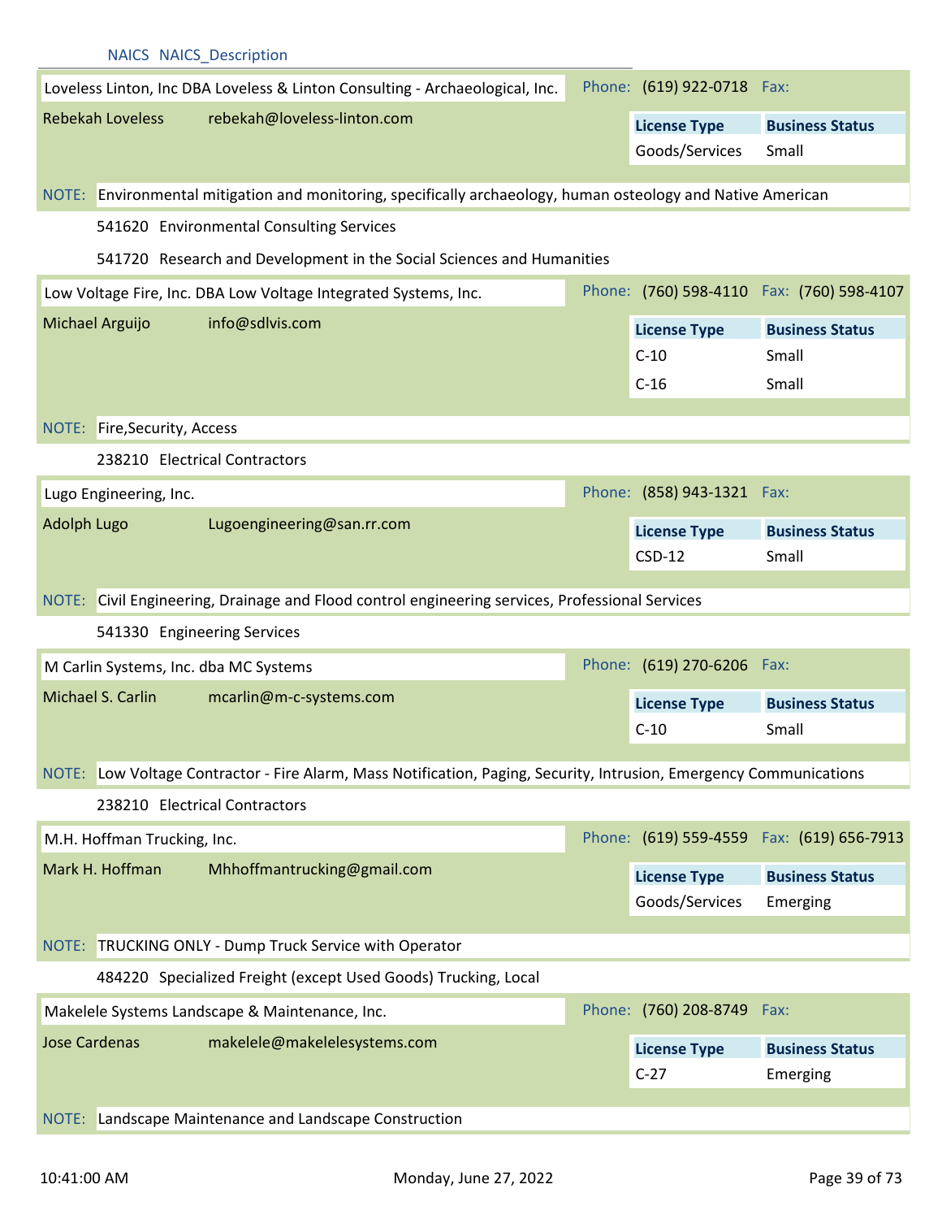NAICS NAICS_Description

**Loveless Linton, Inc DBA Loveless & Linton Consulting - Archaeological, Inc.** Phone: (619) 922-0718 Fax:

Rebekah Loveless rebekah@loveless-linton.com

| License Type | Business Status |
|---|---|
| Goods/Services | Small |

NOTE: Environmental mitigation and monitoring, specifically archaeology, human osteology and Native American

541620 Environmental Consulting Services

541720 Research and Development in the Social Sciences and Humanities

**Low Voltage Fire, Inc. DBA Low Voltage Integrated Systems, Inc.** Phone: (760) 598-4110 Fax: (760) 598-4107

Michael Arguijo info@sdlvis.com

| License Type | Business Status |
|---|---|
| C-10 | Small |
| C-16 | Small |

NOTE: Fire,Security, Access

238210 Electrical Contractors

**Lugo Engineering, Inc.** Phone: (858) 943-1321 Fax:

Adolph Lugo Lugoengineering@san.rr.com

| License Type | Business Status |
|---|---|
| CSD-12 | Small |

NOTE: Civil Engineering, Drainage and Flood control engineering services, Professional Services

541330 Engineering Services

**M Carlin Systems, Inc. dba MC Systems** Phone: (619) 270-6206 Fax:

Michael S. Carlin mcarlin@m-c-systems.com

| License Type | Business Status |
|---|---|
| C-10 | Small |

NOTE: Low Voltage Contractor - Fire Alarm, Mass Notification, Paging, Security, Intrusion, Emergency Communications

238210 Electrical Contractors

**M.H. Hoffman Trucking, Inc.** Phone: (619) 559-4559 Fax: (619) 656-7913

Mark H. Hoffman Mhhoffmantrucking@gmail.com

| License Type | Business Status |
|---|---|
| Goods/Services | Emerging |

NOTE: TRUCKING ONLY - Dump Truck Service with Operator

484220 Specialized Freight (except Used Goods) Trucking, Local

**Makelele Systems Landscape & Maintenance, Inc.** Phone: (760) 208-8749 Fax:

Jose Cardenas makelele@makelelesystems.com

| License Type | Business Status |
|---|---|
| C-27 | Emerging |

NOTE: Landscape Maintenance and Landscape Construction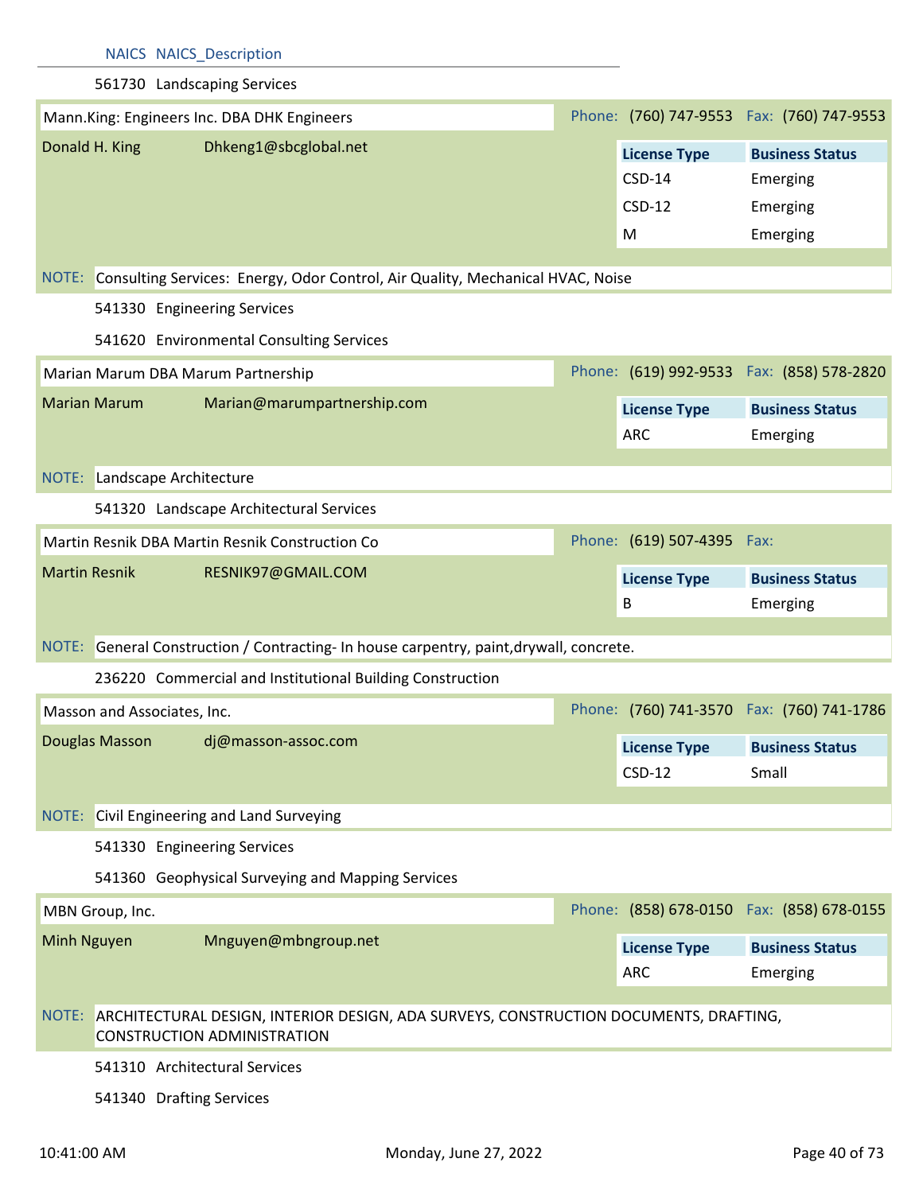| NAICS | NAICS_Description |
|---|---|
| 561730 | Landscaping Services |

**Mann.King: Engineers Inc. DBA DHK Engineers** — Phone: (760) 747-9553 Fax: (760) 747-9553

Donald H. King — Dhkeng1@sbcglobal.net

| License Type | Business Status |
|---|---|
| CSD-14 | Emerging |
| CSD-12 | Emerging |
| M | Emerging |

NOTE: Consulting Services: Energy, Odor Control, Air Quality, Mechanical HVAC, Noise

541330 Engineering Services

541620 Environmental Consulting Services

**Marian Marum DBA Marum Partnership** — Phone: (619) 992-9533 Fax: (858) 578-2820

Marian Marum — Marian@marumpartnership.com

| License Type | Business Status |
|---|---|
| ARC | Emerging |

NOTE: Landscape Architecture

541320 Landscape Architectural Services

**Martin Resnik DBA Martin Resnik Construction Co** — Phone: (619) 507-4395 Fax:

Martin Resnik — RESNIK97@GMAIL.COM

| License Type | Business Status |
|---|---|
| B | Emerging |

NOTE: General Construction / Contracting- In house carpentry, paint,drywall, concrete.

236220 Commercial and Institutional Building Construction

**Masson and Associates, Inc.** — Phone: (760) 741-3570 Fax: (760) 741-1786

Douglas Masson — dj@masson-assoc.com

| License Type | Business Status |
|---|---|
| CSD-12 | Small |

NOTE: Civil Engineering and Land Surveying

541330 Engineering Services

541360 Geophysical Surveying and Mapping Services

**MBN Group, Inc.** — Phone: (858) 678-0150 Fax: (858) 678-0155

Minh Nguyen — Mnguyen@mbngroup.net

| License Type | Business Status |
|---|---|
| ARC | Emerging |

NOTE: ARCHITECTURAL DESIGN, INTERIOR DESIGN, ADA SURVEYS, CONSTRUCTION DOCUMENTS, DRAFTING, CONSTRUCTION ADMINISTRATION

541310 Architectural Services

541340 Drafting Services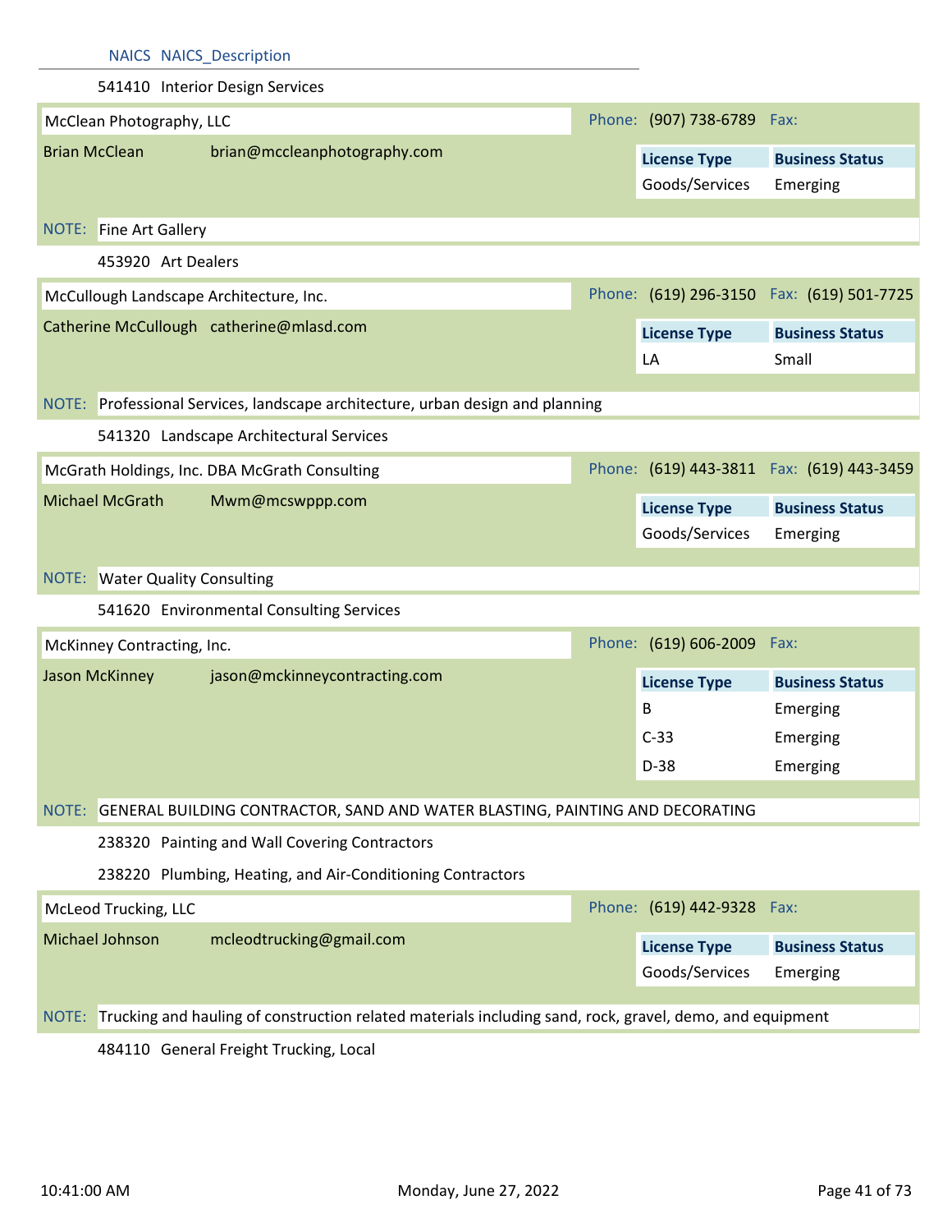| NAICS | NAICS_Description |
|---|---|
| 541410 | Interior Design Services |

**McClean Photography, LLC**

Phone: (907) 738-6789 Fax:

Brian McClean brian@mccleanphotography.com

| License Type | Business Status |
|---|---|
| Goods/Services | Emerging |

NOTE: Fine Art Gallery

453920 Art Dealers

**McCullough Landscape Architecture, Inc.**

Phone: (619) 296-3150 Fax: (619) 501-7725

Catherine McCullough catherine@mlasd.com

| License Type | Business Status |
|---|---|
| LA | Small |

NOTE: Professional Services, landscape architecture, urban design and planning

541320 Landscape Architectural Services

**McGrath Holdings, Inc. DBA McGrath Consulting**

Phone: (619) 443-3811 Fax: (619) 443-3459

Michael McGrath Mwm@mcswppp.com

| License Type | Business Status |
|---|---|
| Goods/Services | Emerging |

NOTE: Water Quality Consulting

541620 Environmental Consulting Services

**McKinney Contracting, Inc.**

Phone: (619) 606-2009 Fax:

Jason McKinney jason@mckinneycontracting.com

| License Type | Business Status |
|---|---|
| B | Emerging |
| C-33 | Emerging |
| D-38 | Emerging |

NOTE: GENERAL BUILDING CONTRACTOR, SAND AND WATER BLASTING, PAINTING AND DECORATING

238320 Painting and Wall Covering Contractors

238220 Plumbing, Heating, and Air-Conditioning Contractors

**McLeod Trucking, LLC**

Phone: (619) 442-9328 Fax:

Michael Johnson mcleodtrucking@gmail.com

| License Type | Business Status |
|---|---|
| Goods/Services | Emerging |

NOTE: Trucking and hauling of construction related materials including sand, rock, gravel, demo, and equipment

484110 General Freight Trucking, Local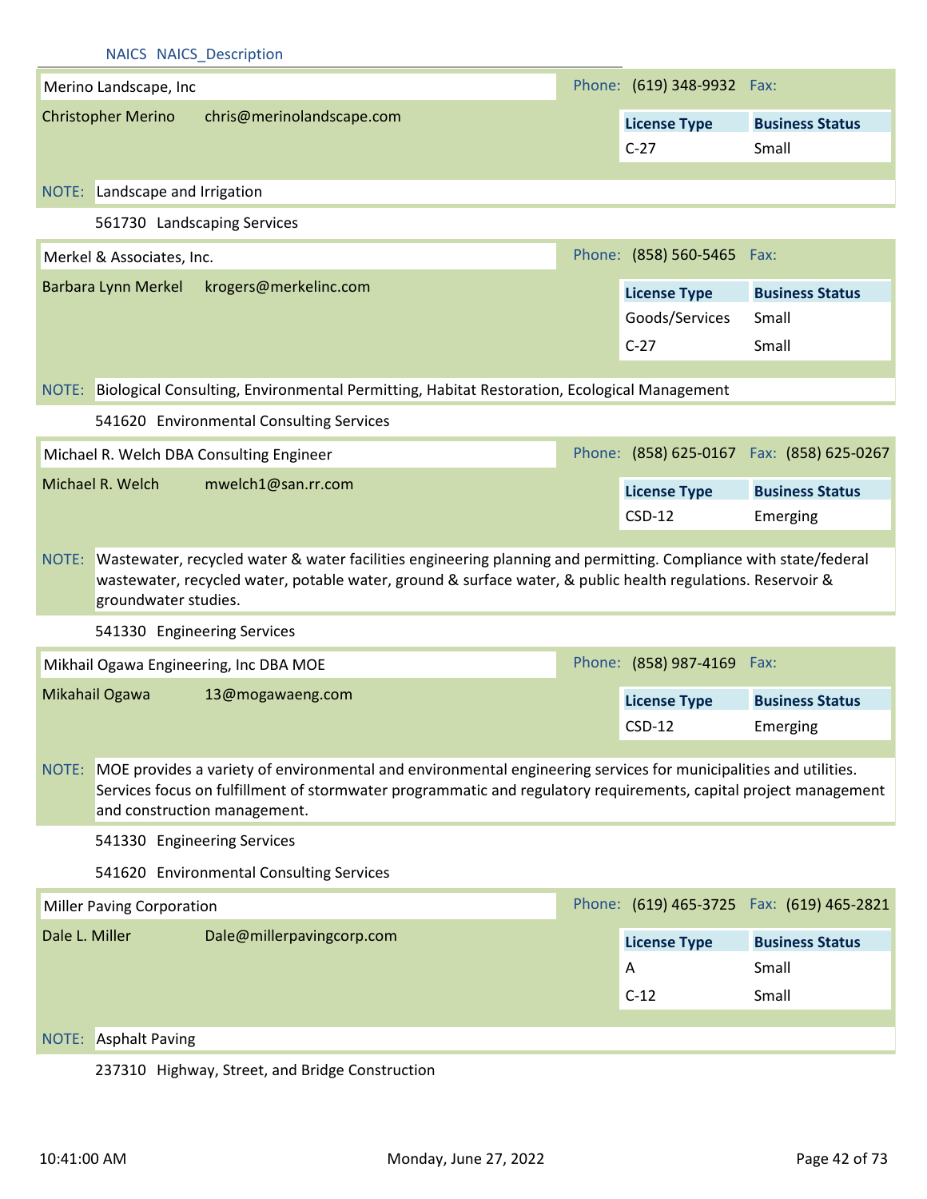NAICS NAICS_Description

**Merino Landscape, Inc**

Phone: (619) 348-9932 Fax:

Christopher Merino chris@merinolandscape.com

| License Type | Business Status |
|---|---|
| C-27 | Small |

NOTE: Landscape and Irrigation

561730 Landscaping Services

**Merkel & Associates, Inc.**

Phone: (858) 560-5465 Fax:

Barbara Lynn Merkel krogers@merkelinc.com

| License Type | Business Status |
|---|---|
| Goods/Services | Small |
| C-27 | Small |

NOTE: Biological Consulting, Environmental Permitting, Habitat Restoration, Ecological Management

541620 Environmental Consulting Services

**Michael R. Welch DBA Consulting Engineer**

Phone: (858) 625-0167 Fax: (858) 625-0267

Michael R. Welch mwelch1@san.rr.com

| License Type | Business Status |
|---|---|
| CSD-12 | Emerging |

NOTE: Wastewater, recycled water & water facilities engineering planning and permitting. Compliance with state/federal wastewater, recycled water, potable water, ground & surface water, & public health regulations. Reservoir & groundwater studies.

541330 Engineering Services

**Mikhail Ogawa Engineering, Inc DBA MOE**

Phone: (858) 987-4169 Fax:

Mikahail Ogawa 13@mogawaeng.com

| License Type | Business Status |
|---|---|
| CSD-12 | Emerging |

NOTE: MOE provides a variety of environmental and environmental engineering services for municipalities and utilities. Services focus on fulfillment of stormwater programmatic and regulatory requirements, capital project management and construction management.

541330 Engineering Services

541620 Environmental Consulting Services

**Miller Paving Corporation**

Phone: (619) 465-3725 Fax: (619) 465-2821

Dale L. Miller Dale@millerpavingcorp.com

| License Type | Business Status |
|---|---|
| A | Small |
| C-12 | Small |

NOTE: Asphalt Paving

237310 Highway, Street, and Bridge Construction

10:41:00 AM Monday, June 27, 2022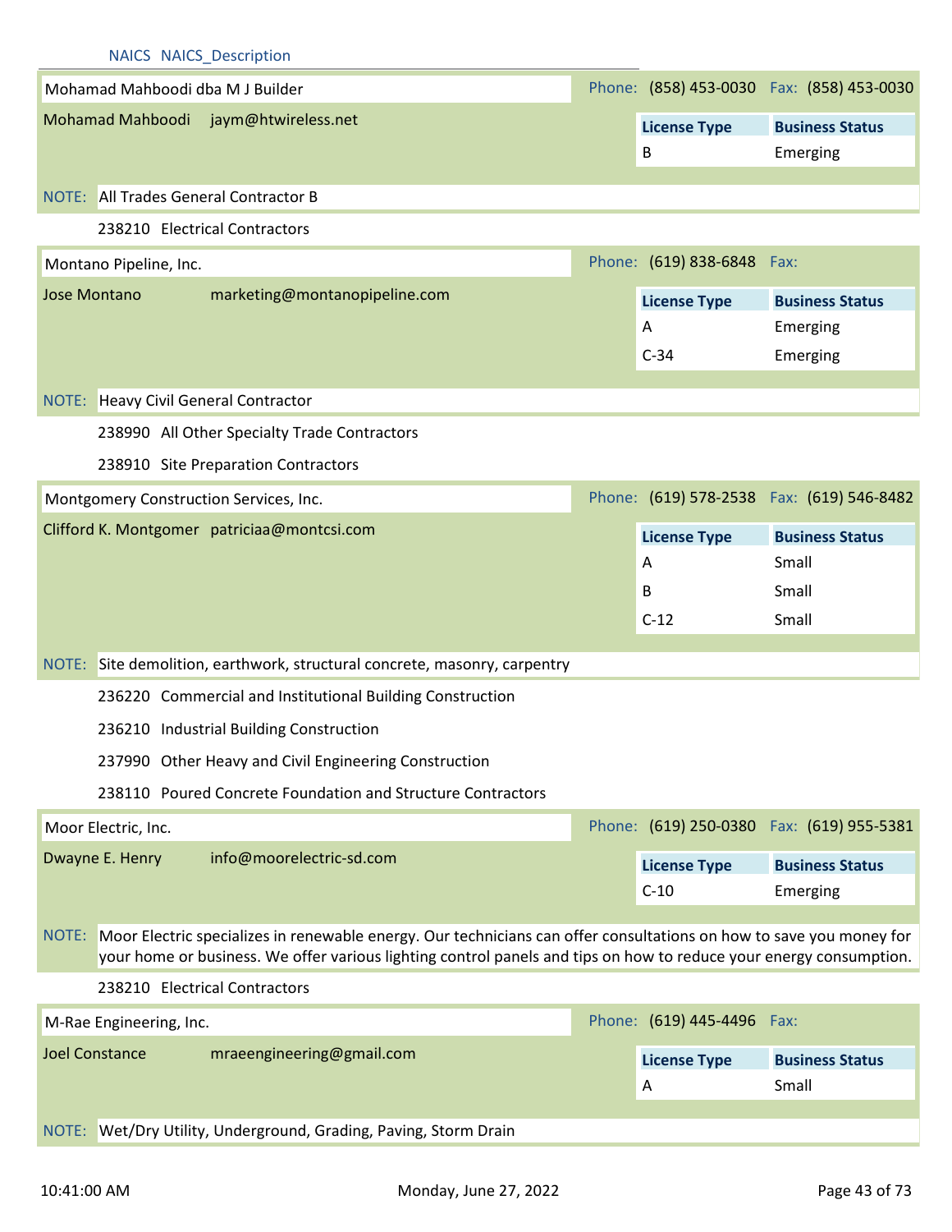NAICS NAICS_Description

## Mohamad Mahboodi dba M J Builder

Phone: (858) 453-0030 Fax: (858) 453-0030

Mohamad Mahboodi jaym@htwireless.net

| License Type | Business Status |
|---|---|
| B | Emerging |

NOTE: All Trades General Contractor B

238210 Electrical Contractors

## Montano Pipeline, Inc.

Phone: (619) 838-6848 Fax:

Jose Montano marketing@montanopipeline.com

| License Type | Business Status |
|---|---|
| A | Emerging |
| C-34 | Emerging |

NOTE: Heavy Civil General Contractor

238990 All Other Specialty Trade Contractors

238910 Site Preparation Contractors

## Montgomery Construction Services, Inc.

Phone: (619) 578-2538 Fax: (619) 546-8482

Clifford K. Montgomer patriciaa@montcsi.com

| License Type | Business Status |
|---|---|
| A | Small |
| B | Small |
| C-12 | Small |

NOTE: Site demolition, earthwork, structural concrete, masonry, carpentry

236220 Commercial and Institutional Building Construction

236210 Industrial Building Construction

237990 Other Heavy and Civil Engineering Construction

238110 Poured Concrete Foundation and Structure Contractors

## Moor Electric, Inc.

Phone: (619) 250-0380 Fax: (619) 955-5381

Dwayne E. Henry info@moorelectric-sd.com

| License Type | Business Status |
|---|---|
| C-10 | Emerging |

NOTE: Moor Electric specializes in renewable energy. Our technicians can offer consultations on how to save you money for your home or business. We offer various lighting control panels and tips on how to reduce your energy consumption.

238210 Electrical Contractors

## M-Rae Engineering, Inc.

Phone: (619) 445-4496 Fax:

Joel Constance mraeengineering@gmail.com

| License Type | Business Status |
|---|---|
| A | Small |

NOTE: Wet/Dry Utility, Underground, Grading, Paving, Storm Drain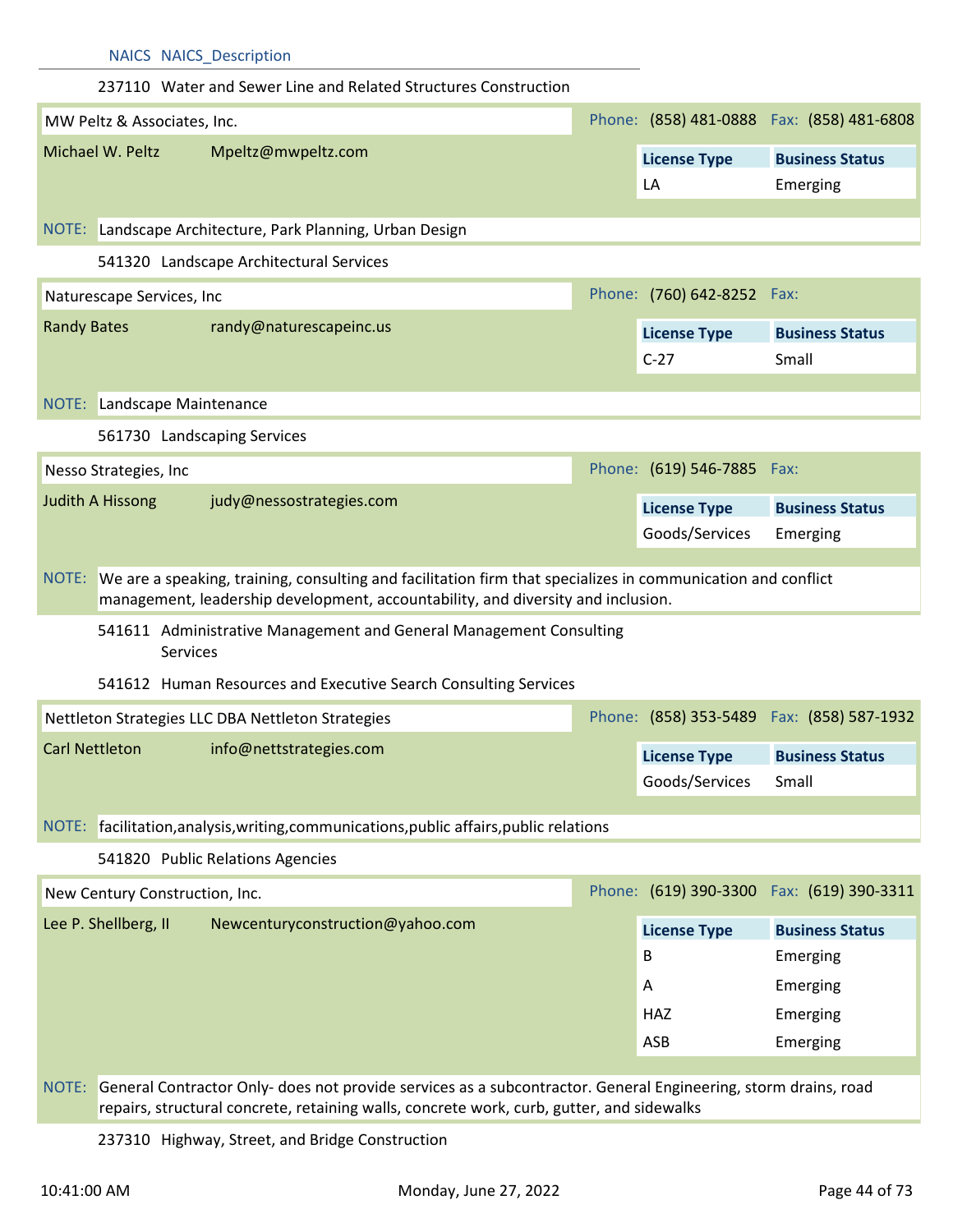NAICS NAICS_Description

237110 Water and Sewer Line and Related Structures Construction

**MW Peltz & Associates, Inc.** — Phone: (858) 481-0888 Fax: (858) 481-6808

Michael W. Peltz — Mpeltz@mwpeltz.com

| License Type | Business Status |
| --- | --- |
| LA | Emerging |

NOTE: Landscape Architecture, Park Planning, Urban Design

541320 Landscape Architectural Services

**Naturescape Services, Inc** — Phone: (760) 642-8252 Fax:

Randy Bates — randy@naturescapeinc.us

| License Type | Business Status |
| --- | --- |
| C-27 | Small |

NOTE: Landscape Maintenance

561730 Landscaping Services

**Nesso Strategies, Inc** — Phone: (619) 546-7885 Fax:

Judith A Hissong — judy@nessostrategies.com

| License Type | Business Status |
| --- | --- |
| Goods/Services | Emerging |

NOTE: We are a speaking, training, consulting and facilitation firm that specializes in communication and conflict management, leadership development, accountability, and diversity and inclusion.

541611 Administrative Management and General Management Consulting Services

541612 Human Resources and Executive Search Consulting Services

**Nettleton Strategies LLC DBA Nettleton Strategies** — Phone: (858) 353-5489 Fax: (858) 587-1932

Carl Nettleton — info@nettstrategies.com

| License Type | Business Status |
| --- | --- |
| Goods/Services | Small |

NOTE: facilitation,analysis,writing,communications,public affairs,public relations

541820 Public Relations Agencies

**New Century Construction, Inc.** — Phone: (619) 390-3300 Fax: (619) 390-3311

Lee P. Shellberg, II — Newcenturyconstruction@yahoo.com

| License Type | Business Status |
| --- | --- |
| B | Emerging |
| A | Emerging |
| HAZ | Emerging |
| ASB | Emerging |

NOTE: General Contractor Only- does not provide services as a subcontractor. General Engineering, storm drains, road repairs, structural concrete, retaining walls, concrete work, curb, gutter, and sidewalks

237310 Highway, Street, and Bridge Construction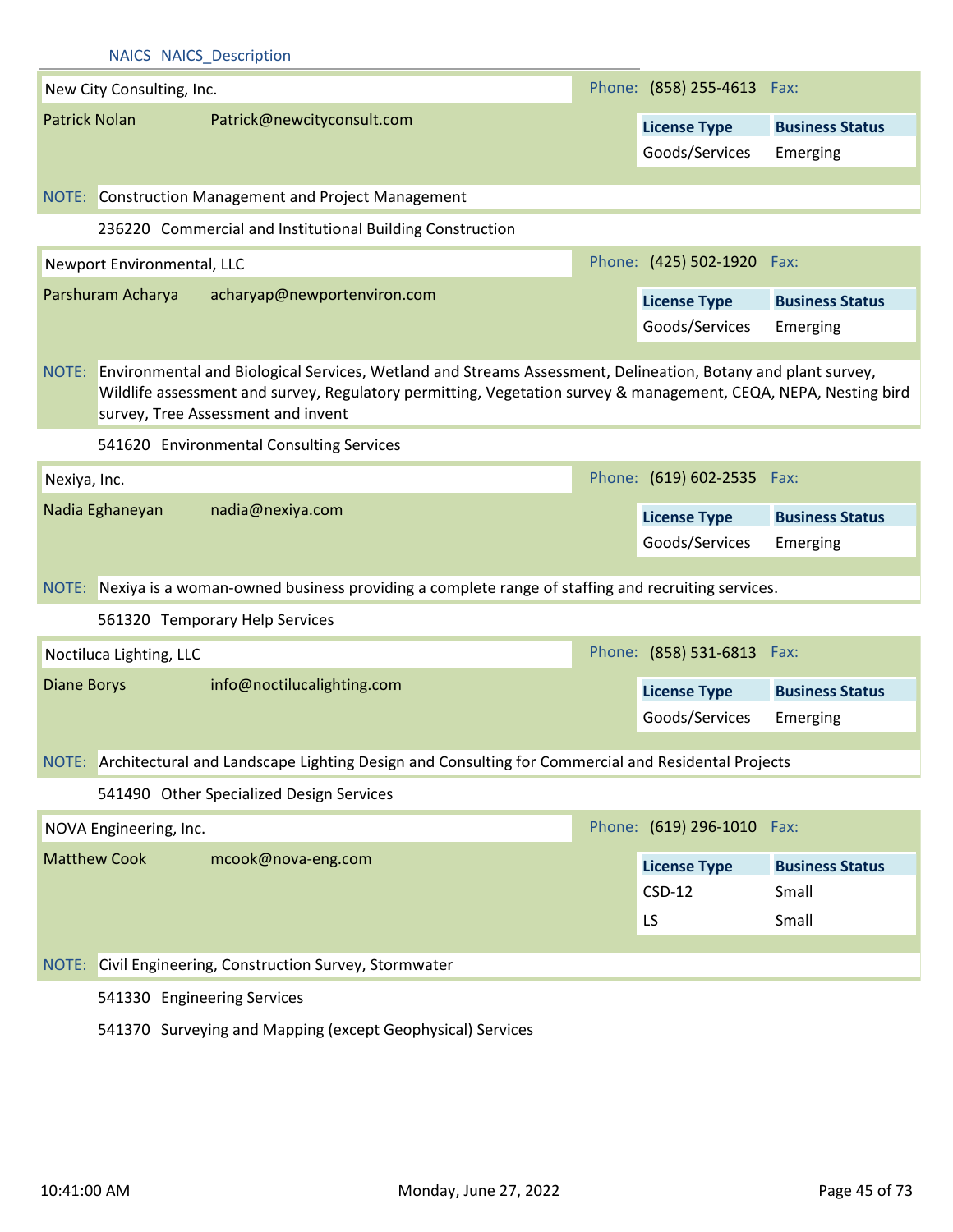NAICS NAICS_Description

**New City Consulting, Inc.** Phone: (858) 255-4613 Fax:

Patrick Nolan Patrick@newcityconsult.com

| License Type | Business Status |
|---|---|
| Goods/Services | Emerging |

NOTE: Construction Management and Project Management

236220 Commercial and Institutional Building Construction

**Newport Environmental, LLC** Phone: (425) 502-1920 Fax:

Parshuram Acharya acharyap@newportenviron.com

| License Type | Business Status |
|---|---|
| Goods/Services | Emerging |

NOTE: Environmental and Biological Services, Wetland and Streams Assessment, Delineation, Botany and plant survey, Wildlife assessment and survey, Regulatory permitting, Vegetation survey & management, CEQA, NEPA, Nesting bird survey, Tree Assessment and invent

541620 Environmental Consulting Services

**Nexiya, Inc.** Phone: (619) 602-2535 Fax:

Nadia Eghaneyan nadia@nexiya.com

| License Type | Business Status |
|---|---|
| Goods/Services | Emerging |

NOTE: Nexiya is a woman-owned business providing a complete range of staffing and recruiting services.

561320 Temporary Help Services

**Noctiluca Lighting, LLC** Phone: (858) 531-6813 Fax:

Diane Borys info@noctilucalighting.com

| License Type | Business Status |
|---|---|
| Goods/Services | Emerging |

NOTE: Architectural and Landscape Lighting Design and Consulting for Commercial and Residental Projects

541490 Other Specialized Design Services

**NOVA Engineering, Inc.** Phone: (619) 296-1010 Fax:

Matthew Cook mcook@nova-eng.com

| License Type | Business Status |
|---|---|
| CSD-12 | Small |
| LS | Small |

NOTE: Civil Engineering, Construction Survey, Stormwater

541330 Engineering Services

541370 Surveying and Mapping (except Geophysical) Services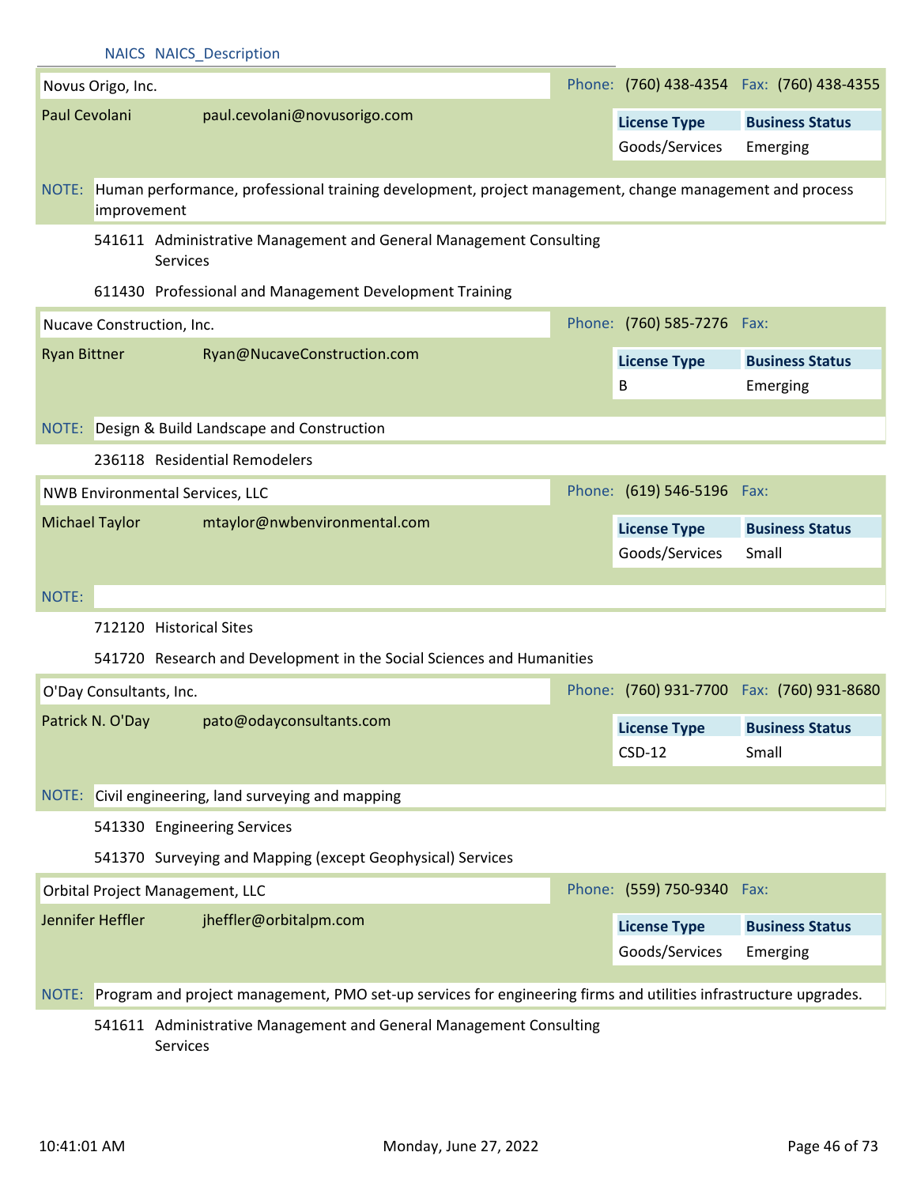NAICS NAICS_Description

**Novus Origo, Inc.** Phone: (760) 438-4354 Fax: (760) 438-4355

Paul Cevolani paul.cevolani@novusorigo.com

| License Type | Business Status |
|---|---|
| Goods/Services | Emerging |

NOTE: Human performance, professional training development, project management, change management and process improvement

541611 Administrative Management and General Management Consulting Services

611430 Professional and Management Development Training

**Nucave Construction, Inc.** Phone: (760) 585-7276 Fax:

Ryan Bittner Ryan@NucaveConstruction.com

| License Type | Business Status |
|---|---|
| B | Emerging |

NOTE: Design & Build Landscape and Construction

236118 Residential Remodelers

**NWB Environmental Services, LLC** Phone: (619) 546-5196 Fax:

Michael Taylor mtaylor@nwbenvironmental.com

| License Type | Business Status |
|---|---|
| Goods/Services | Small |

NOTE:

712120 Historical Sites

541720 Research and Development in the Social Sciences and Humanities

**O'Day Consultants, Inc.** Phone: (760) 931-7700 Fax: (760) 931-8680

Patrick N. O'Day pato@odayconsultants.com

| License Type | Business Status |
|---|---|
| CSD-12 | Small |

NOTE: Civil engineering, land surveying and mapping

541330 Engineering Services

541370 Surveying and Mapping (except Geophysical) Services

**Orbital Project Management, LLC** Phone: (559) 750-9340 Fax:

Jennifer Heffler jheffler@orbitalpm.com

| License Type | Business Status |
|---|---|
| Goods/Services | Emerging |

NOTE: Program and project management, PMO set-up services for engineering firms and utilities infrastructure upgrades.

541611 Administrative Management and General Management Consulting Services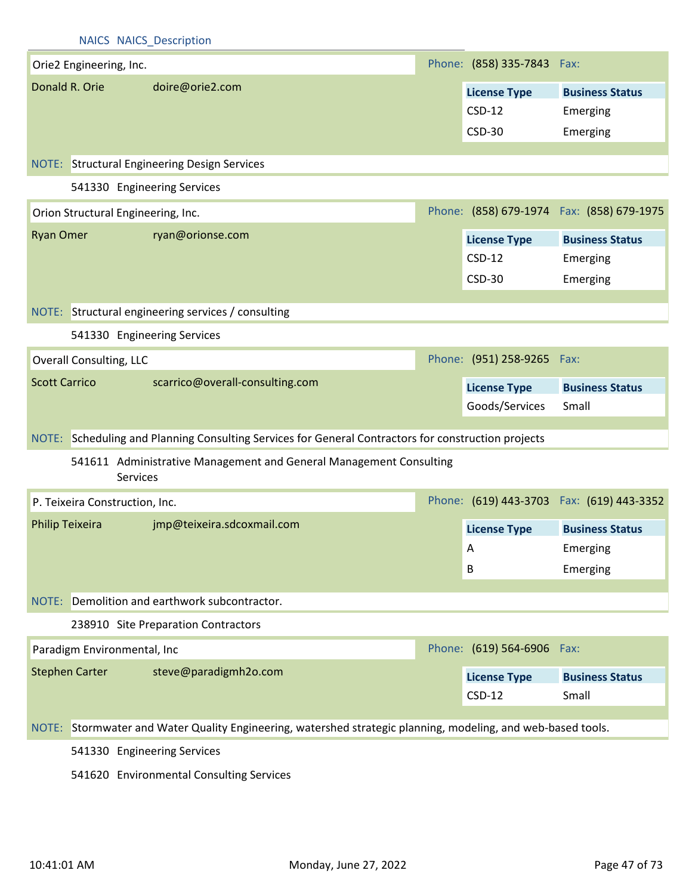NAICS NAICS_Description

**Orie2 Engineering, Inc.** Phone: (858) 335-7843 Fax:

Donald R. Orie doire@orie2.com

| License Type | Business Status |
|---|---|
| CSD-12 | Emerging |
| CSD-30 | Emerging |

NOTE: Structural Engineering Design Services

541330 Engineering Services

**Orion Structural Engineering, Inc.** Phone: (858) 679-1974 Fax: (858) 679-1975

Ryan Omer ryan@orionse.com

| License Type | Business Status |
|---|---|
| CSD-12 | Emerging |
| CSD-30 | Emerging |

NOTE: Structural engineering services / consulting

541330 Engineering Services

**Overall Consulting, LLC** Phone: (951) 258-9265 Fax:

Scott Carrico scarrico@overall-consulting.com

| License Type | Business Status |
|---|---|
| Goods/Services | Small |

NOTE: Scheduling and Planning Consulting Services for General Contractors for construction projects

541611 Administrative Management and General Management Consulting Services

**P. Teixeira Construction, Inc.** Phone: (619) 443-3703 Fax: (619) 443-3352

Philip Teixeira jmp@teixeira.sdcoxmail.com

| License Type | Business Status |
|---|---|
| A | Emerging |
| B | Emerging |

NOTE: Demolition and earthwork subcontractor.

238910 Site Preparation Contractors

**Paradigm Environmental, Inc** Phone: (619) 564-6906 Fax:

Stephen Carter steve@paradigmh2o.com

| License Type | Business Status |
|---|---|
| CSD-12 | Small |

NOTE: Stormwater and Water Quality Engineering, watershed strategic planning, modeling, and web-based tools.

541330 Engineering Services

541620 Environmental Consulting Services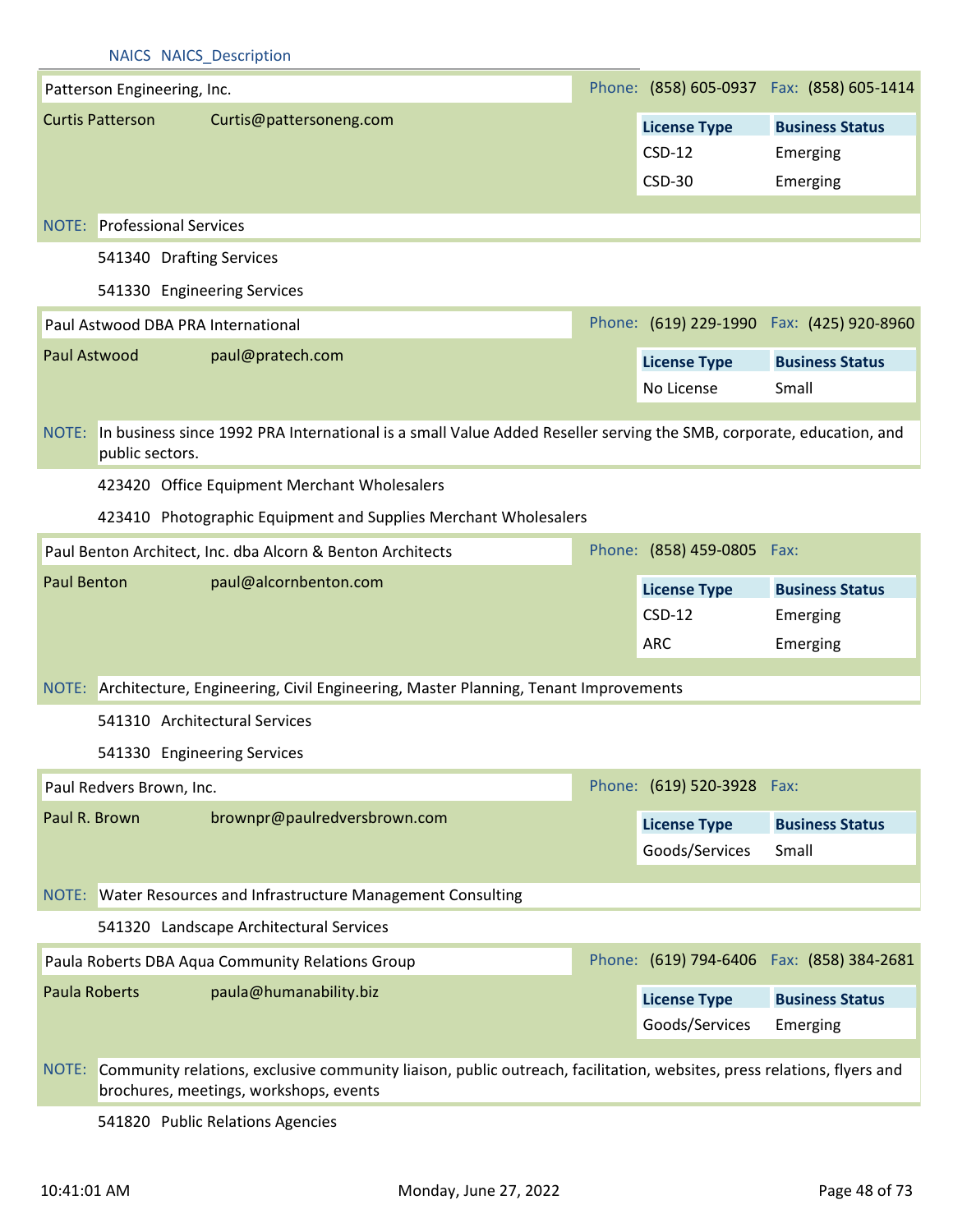NAICS NAICS_Description

**Patterson Engineering, Inc.** Phone: (858) 605-0937 Fax: (858) 605-1414

Curtis Patterson Curtis@pattersoneng.com

| License Type | Business Status |
|---|---|
| CSD-12 | Emerging |
| CSD-30 | Emerging |

NOTE: Professional Services

541340 Drafting Services

541330 Engineering Services

**Paul Astwood DBA PRA International** Phone: (619) 229-1990 Fax: (425) 920-8960

Paul Astwood paul@pratech.com

| License Type | Business Status |
|---|---|
| No License | Small |

NOTE: In business since 1992 PRA International is a small Value Added Reseller serving the SMB, corporate, education, and public sectors.

423420 Office Equipment Merchant Wholesalers

423410 Photographic Equipment and Supplies Merchant Wholesalers

**Paul Benton Architect, Inc. dba Alcorn & Benton Architects** Phone: (858) 459-0805 Fax:

Paul Benton paul@alcornbenton.com

| License Type | Business Status |
|---|---|
| CSD-12 | Emerging |
| ARC | Emerging |

NOTE: Architecture, Engineering, Civil Engineering, Master Planning, Tenant Improvements

541310 Architectural Services

541330 Engineering Services

**Paul Redvers Brown, Inc.** Phone: (619) 520-3928 Fax:

Paul R. Brown brownpr@paulredversbrown.com

| License Type | Business Status |
|---|---|
| Goods/Services | Small |

NOTE: Water Resources and Infrastructure Management Consulting

541320 Landscape Architectural Services

**Paula Roberts DBA Aqua Community Relations Group** Phone: (619) 794-6406 Fax: (858) 384-2681

Paula Roberts paula@humanability.biz

| License Type | Business Status |
|---|---|
| Goods/Services | Emerging |

NOTE: Community relations, exclusive community liaison, public outreach, facilitation, websites, press relations, flyers and brochures, meetings, workshops, events

541820 Public Relations Agencies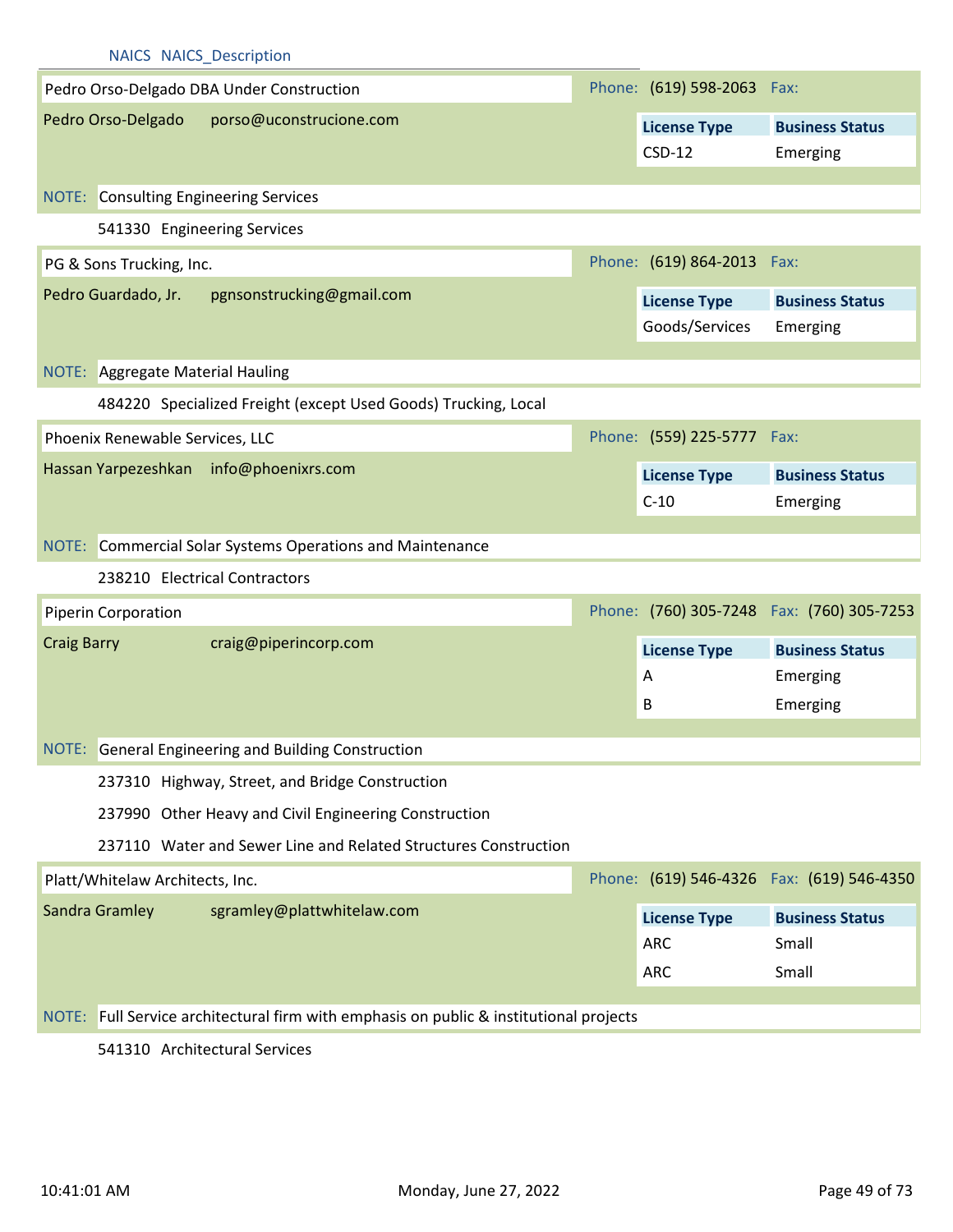NAICS NAICS_Description

**Pedro Orso-Delgado DBA Under Construction**

Phone: (619) 598-2063 Fax:

Pedro Orso-Delgado porso@uconstrucione.com

| License Type | Business Status |
|---|---|
| CSD-12 | Emerging |

NOTE: Consulting Engineering Services

541330 Engineering Services

**PG & Sons Trucking, Inc.**

Phone: (619) 864-2013 Fax:

Pedro Guardado, Jr. pgnsonstrucking@gmail.com

| License Type | Business Status |
|---|---|
| Goods/Services | Emerging |

NOTE: Aggregate Material Hauling

484220 Specialized Freight (except Used Goods) Trucking, Local

**Phoenix Renewable Services, LLC**

Phone: (559) 225-5777 Fax:

Hassan Yarpezeshkan info@phoenixrs.com

| License Type | Business Status |
|---|---|
| C-10 | Emerging |

NOTE: Commercial Solar Systems Operations and Maintenance

238210 Electrical Contractors

**Piperin Corporation**

Phone: (760) 305-7248 Fax: (760) 305-7253

Craig Barry craig@piperincorp.com

| License Type | Business Status |
|---|---|
| A | Emerging |
| B | Emerging |

NOTE: General Engineering and Building Construction

237310 Highway, Street, and Bridge Construction

237990 Other Heavy and Civil Engineering Construction

237110 Water and Sewer Line and Related Structures Construction

**Platt/Whitelaw Architects, Inc.**

Phone: (619) 546-4326 Fax: (619) 546-4350

Sandra Gramley sgramley@plattwhitelaw.com

| License Type | Business Status |
|---|---|
| ARC | Small |
| ARC | Small |

NOTE: Full Service architectural firm with emphasis on public & institutional projects

541310 Architectural Services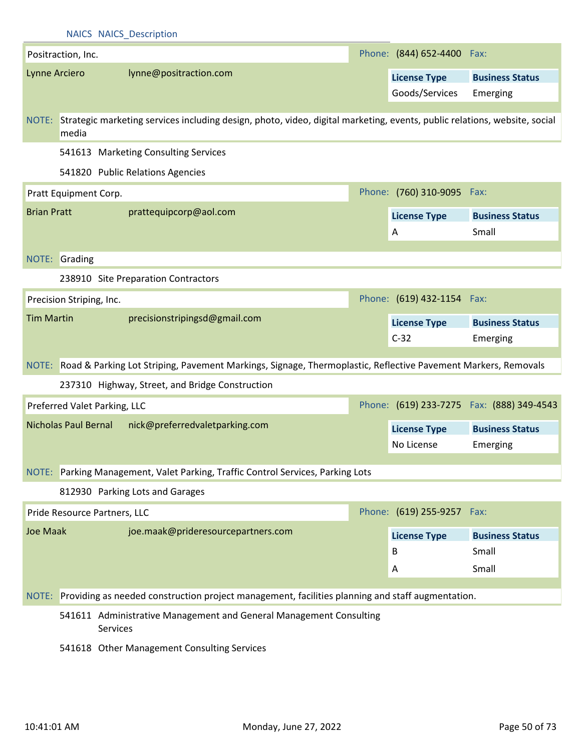NAICS NAICS_Description

**Positraction, Inc.** | Phone: (844) 652-4400 | Fax:

Lynne Arciero | lynne@positraction.com

| License Type | Business Status |
|---|---|
| Goods/Services | Emerging |

NOTE: Strategic marketing services including design, photo, video, digital marketing, events, public relations, website, social media

- 541613 Marketing Consulting Services
- 541820 Public Relations Agencies

**Pratt Equipment Corp.** | Phone: (760) 310-9095 | Fax:

Brian Pratt | prattequipcorp@aol.com

| License Type | Business Status |
|---|---|
| A | Small |

NOTE: Grading

- 238910 Site Preparation Contractors

**Precision Striping, Inc.** | Phone: (619) 432-1154 | Fax:

Tim Martin | precisionstripingsd@gmail.com

| License Type | Business Status |
|---|---|
| C-32 | Emerging |

NOTE: Road & Parking Lot Striping, Pavement Markings, Signage, Thermoplastic, Reflective Pavement Markers, Removals

- 237310 Highway, Street, and Bridge Construction

**Preferred Valet Parking, LLC** | Phone: (619) 233-7275 | Fax: (888) 349-4543

Nicholas Paul Bernal | nick@preferredvaletparking.com

| License Type | Business Status |
|---|---|
| No License | Emerging |

NOTE: Parking Management, Valet Parking, Traffic Control Services, Parking Lots

- 812930 Parking Lots and Garages

**Pride Resource Partners, LLC** | Phone: (619) 255-9257 | Fax:

Joe Maak | joe.maak@prideresourcepartners.com

| License Type | Business Status |
|---|---|
| B | Small |
| A | Small |

NOTE: Providing as needed construction project management, facilities planning and staff augmentation.

- 541611 Administrative Management and General Management Consulting Services
- 541618 Other Management Consulting Services

10:41:01 AM | Monday, June 27, 2022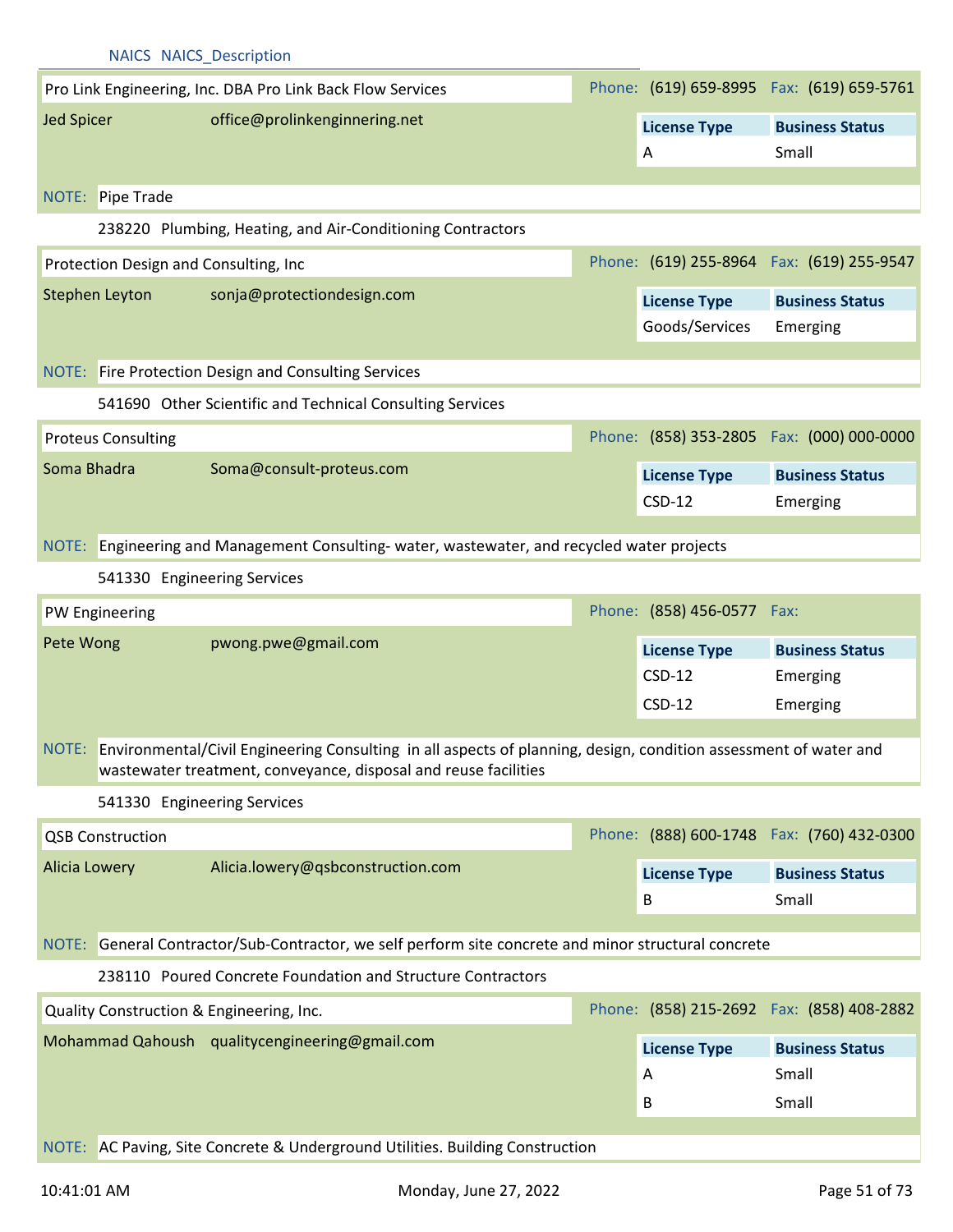NAICS NAICS_Description

**Pro Link Engineering, Inc. DBA Pro Link Back Flow Services**
Phone: (619) 659-8995 Fax: (619) 659-5761

Jed Spicer office@prolinkenginnering.net

| License Type | Business Status |
|---|---|
| A | Small |

NOTE: Pipe Trade

238220 Plumbing, Heating, and Air-Conditioning Contractors

**Protection Design and Consulting, Inc**
Phone: (619) 255-8964 Fax: (619) 255-9547

Stephen Leyton sonja@protectiondesign.com

| License Type | Business Status |
|---|---|
| Goods/Services | Emerging |

NOTE: Fire Protection Design and Consulting Services

541690 Other Scientific and Technical Consulting Services

**Proteus Consulting**
Phone: (858) 353-2805 Fax: (000) 000-0000

Soma Bhadra Soma@consult-proteus.com

| License Type | Business Status |
|---|---|
| CSD-12 | Emerging |

NOTE: Engineering and Management Consulting- water, wastewater, and recycled water projects

541330 Engineering Services

**PW Engineering**
Phone: (858) 456-0577 Fax:

Pete Wong pwong.pwe@gmail.com

| License Type | Business Status |
|---|---|
| CSD-12 | Emerging |
| CSD-12 | Emerging |

NOTE: Environmental/Civil Engineering Consulting in all aspects of planning, design, condition assessment of water and wastewater treatment, conveyance, disposal and reuse facilities

541330 Engineering Services

**QSB Construction**
Phone: (888) 600-1748 Fax: (760) 432-0300

Alicia Lowery Alicia.lowery@qsbconstruction.com

| License Type | Business Status |
|---|---|
| B | Small |

NOTE: General Contractor/Sub-Contractor, we self perform site concrete and minor structural concrete

238110 Poured Concrete Foundation and Structure Contractors

**Quality Construction & Engineering, Inc.**
Phone: (858) 215-2692 Fax: (858) 408-2882

Mohammad Qahoush qualitycengineering@gmail.com

| License Type | Business Status |
|---|---|
| A | Small |
| B | Small |

NOTE: AC Paving, Site Concrete & Underground Utilities. Building Construction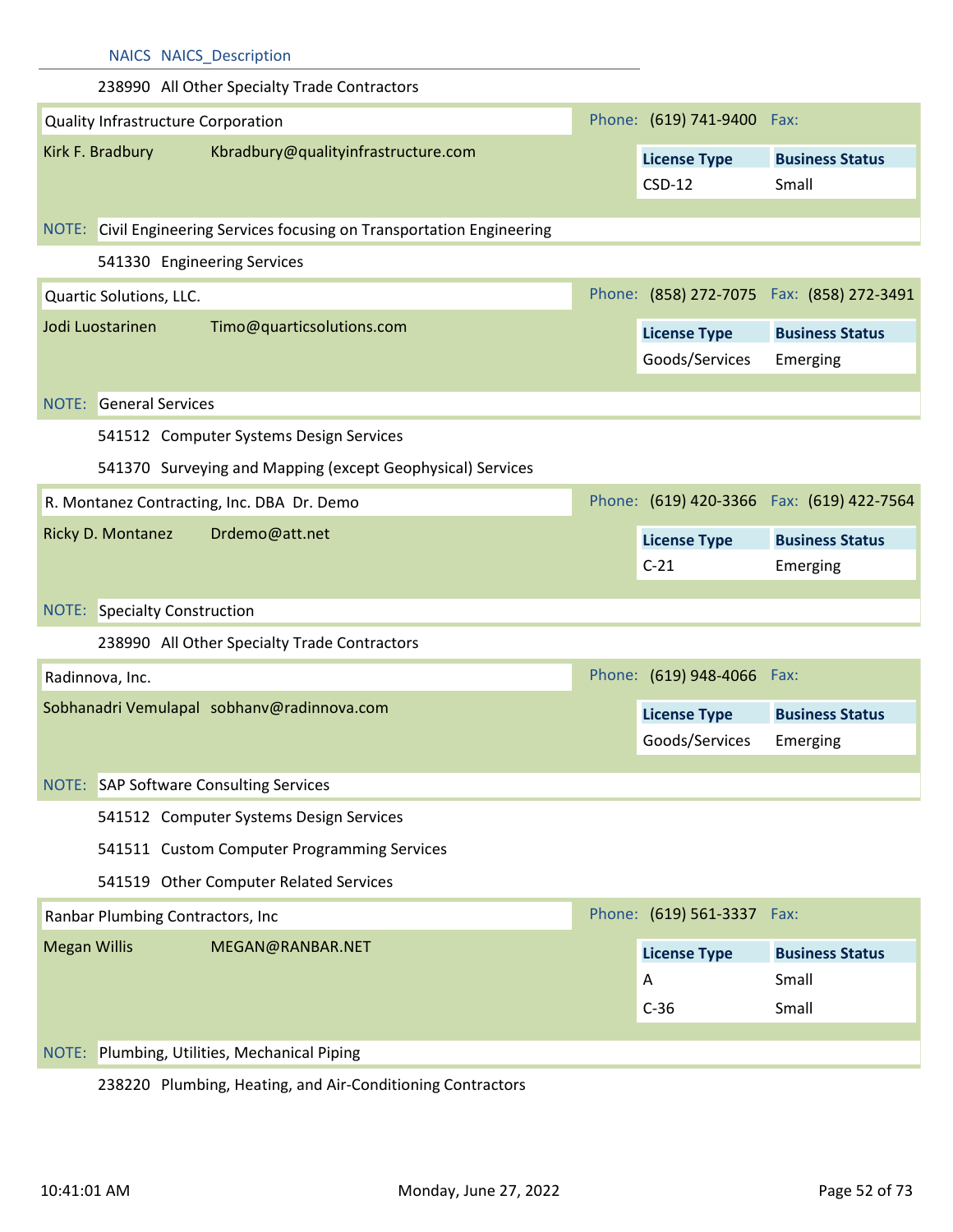| NAICS | NAICS_Description |
|---|---|
| 238990 | All Other Specialty Trade Contractors |

**Quality Infrastructure Corporation** — Phone: (619) 741-9400 Fax:

Kirk F. Bradbury — Kbradbury@qualityinfrastructure.com

| License Type | Business Status |
|---|---|
| CSD-12 | Small |

NOTE: Civil Engineering Services focusing on Transportation Engineering

- 541330 Engineering Services

**Quartic Solutions, LLC.** — Phone: (858) 272-7075 Fax: (858) 272-3491

Jodi Luostarinen — Timo@quarticsolutions.com

| License Type | Business Status |
|---|---|
| Goods/Services | Emerging |

NOTE: General Services

- 541512 Computer Systems Design Services
- 541370 Surveying and Mapping (except Geophysical) Services

**R. Montanez Contracting, Inc. DBA Dr. Demo** — Phone: (619) 420-3366 Fax: (619) 422-7564

Ricky D. Montanez — Drdemo@att.net

| License Type | Business Status |
|---|---|
| C-21 | Emerging |

NOTE: Specialty Construction

- 238990 All Other Specialty Trade Contractors

**Radinnova, Inc.** — Phone: (619) 948-4066 Fax:

Sobhanadri Vemulapal — sobhanv@radinnova.com

| License Type | Business Status |
|---|---|
| Goods/Services | Emerging |

NOTE: SAP Software Consulting Services

- 541512 Computer Systems Design Services
- 541511 Custom Computer Programming Services
- 541519 Other Computer Related Services

**Ranbar Plumbing Contractors, Inc** — Phone: (619) 561-3337 Fax:

Megan Willis — MEGAN@RANBAR.NET

| License Type | Business Status |
|---|---|
| A | Small |
| C-36 | Small |

NOTE: Plumbing, Utilities, Mechanical Piping

- 238220 Plumbing, Heating, and Air-Conditioning Contractors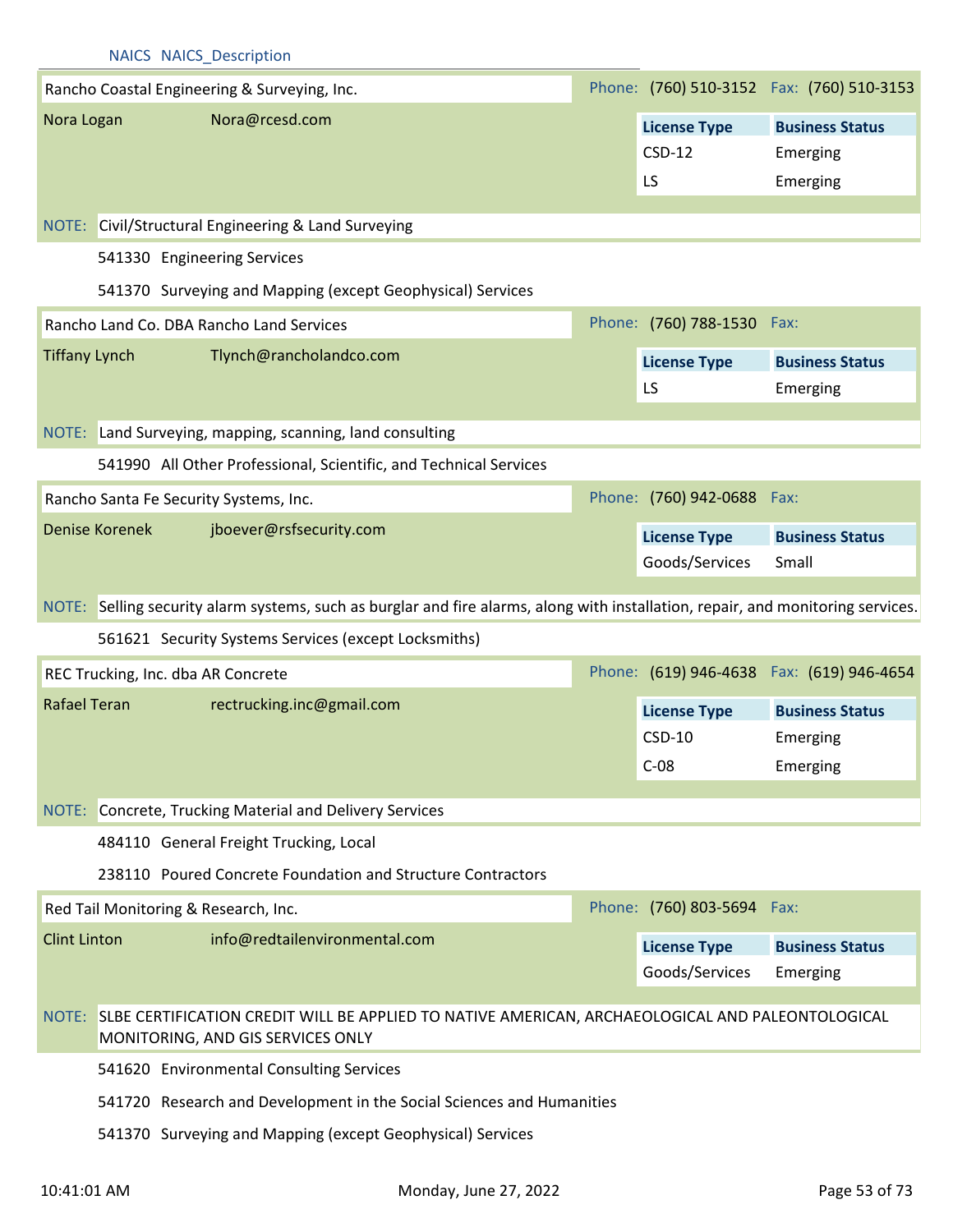NAICS NAICS_Description

**Rancho Coastal Engineering & Surveying, Inc.** Phone: (760) 510-3152 Fax: (760) 510-3153

Nora Logan Nora@rcesd.com

| License Type | Business Status |
|---|---|
| CSD-12 | Emerging |
| LS | Emerging |

NOTE: Civil/Structural Engineering & Land Surveying

541330 Engineering Services

541370 Surveying and Mapping (except Geophysical) Services

**Rancho Land Co. DBA Rancho Land Services** Phone: (760) 788-1530 Fax:

Tiffany Lynch Tlynch@rancholandco.com

| License Type | Business Status |
|---|---|
| LS | Emerging |

NOTE: Land Surveying, mapping, scanning, land consulting

541990 All Other Professional, Scientific, and Technical Services

**Rancho Santa Fe Security Systems, Inc.** Phone: (760) 942-0688 Fax:

Denise Korenek jboever@rsfsecurity.com

| License Type | Business Status |
|---|---|
| Goods/Services | Small |

NOTE: Selling security alarm systems, such as burglar and fire alarms, along with installation, repair, and monitoring services.

561621 Security Systems Services (except Locksmiths)

**REC Trucking, Inc. dba AR Concrete** Phone: (619) 946-4638 Fax: (619) 946-4654

Rafael Teran rectrucking.inc@gmail.com

| License Type | Business Status |
|---|---|
| CSD-10 | Emerging |
| C-08 | Emerging |

NOTE: Concrete, Trucking Material and Delivery Services

484110 General Freight Trucking, Local

238110 Poured Concrete Foundation and Structure Contractors

**Red Tail Monitoring & Research, Inc.** Phone: (760) 803-5694 Fax:

Clint Linton info@redtailenvironmental.com

| License Type | Business Status |
|---|---|
| Goods/Services | Emerging |

NOTE: SLBE CERTIFICATION CREDIT WILL BE APPLIED TO NATIVE AMERICAN, ARCHAEOLOGICAL AND PALEONTOLOGICAL MONITORING, AND GIS SERVICES ONLY

541620 Environmental Consulting Services

541720 Research and Development in the Social Sciences and Humanities

541370 Surveying and Mapping (except Geophysical) Services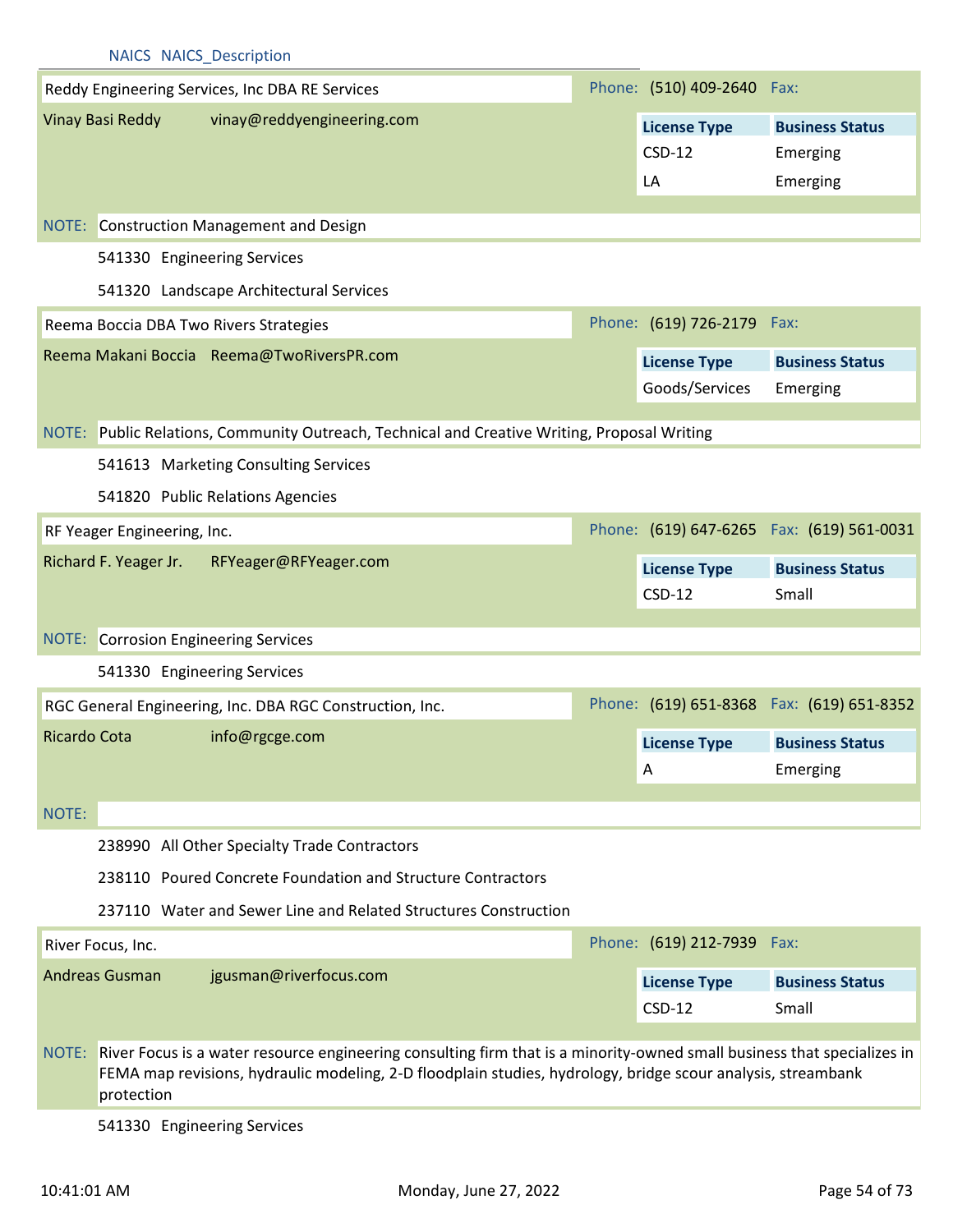NAICS NAICS_Description

**Reddy Engineering Services, Inc DBA RE Services**

Phone: (510) 409-2640 Fax:

Vinay Basi Reddy vinay@reddyengineering.com

| License Type | Business Status |
|---|---|
| CSD-12 | Emerging |
| LA | Emerging |

NOTE: Construction Management and Design

541330 Engineering Services

541320 Landscape Architectural Services

**Reema Boccia DBA Two Rivers Strategies**

Phone: (619) 726-2179 Fax:

Reema Makani Boccia Reema@TwoRiversPR.com

| License Type | Business Status |
|---|---|
| Goods/Services | Emerging |

NOTE: Public Relations, Community Outreach, Technical and Creative Writing, Proposal Writing

541613 Marketing Consulting Services

541820 Public Relations Agencies

**RF Yeager Engineering, Inc.**

Phone: (619) 647-6265 Fax: (619) 561-0031

Richard F. Yeager Jr. RFYeager@RFYeager.com

| License Type | Business Status |
|---|---|
| CSD-12 | Small |

NOTE: Corrosion Engineering Services

541330 Engineering Services

**RGC General Engineering, Inc. DBA RGC Construction, Inc.**

Phone: (619) 651-8368 Fax: (619) 651-8352

Ricardo Cota info@rgcge.com

| License Type | Business Status |
|---|---|
| A | Emerging |

NOTE:

238990 All Other Specialty Trade Contractors

238110 Poured Concrete Foundation and Structure Contractors

237110 Water and Sewer Line and Related Structures Construction

**River Focus, Inc.**

Phone: (619) 212-7939 Fax:

Andreas Gusman jgusman@riverfocus.com

| License Type | Business Status |
|---|---|
| CSD-12 | Small |

NOTE: River Focus is a water resource engineering consulting firm that is a minority-owned small business that specializes in FEMA map revisions, hydraulic modeling, 2-D floodplain studies, hydrology, bridge scour analysis, streambank protection

541330 Engineering Services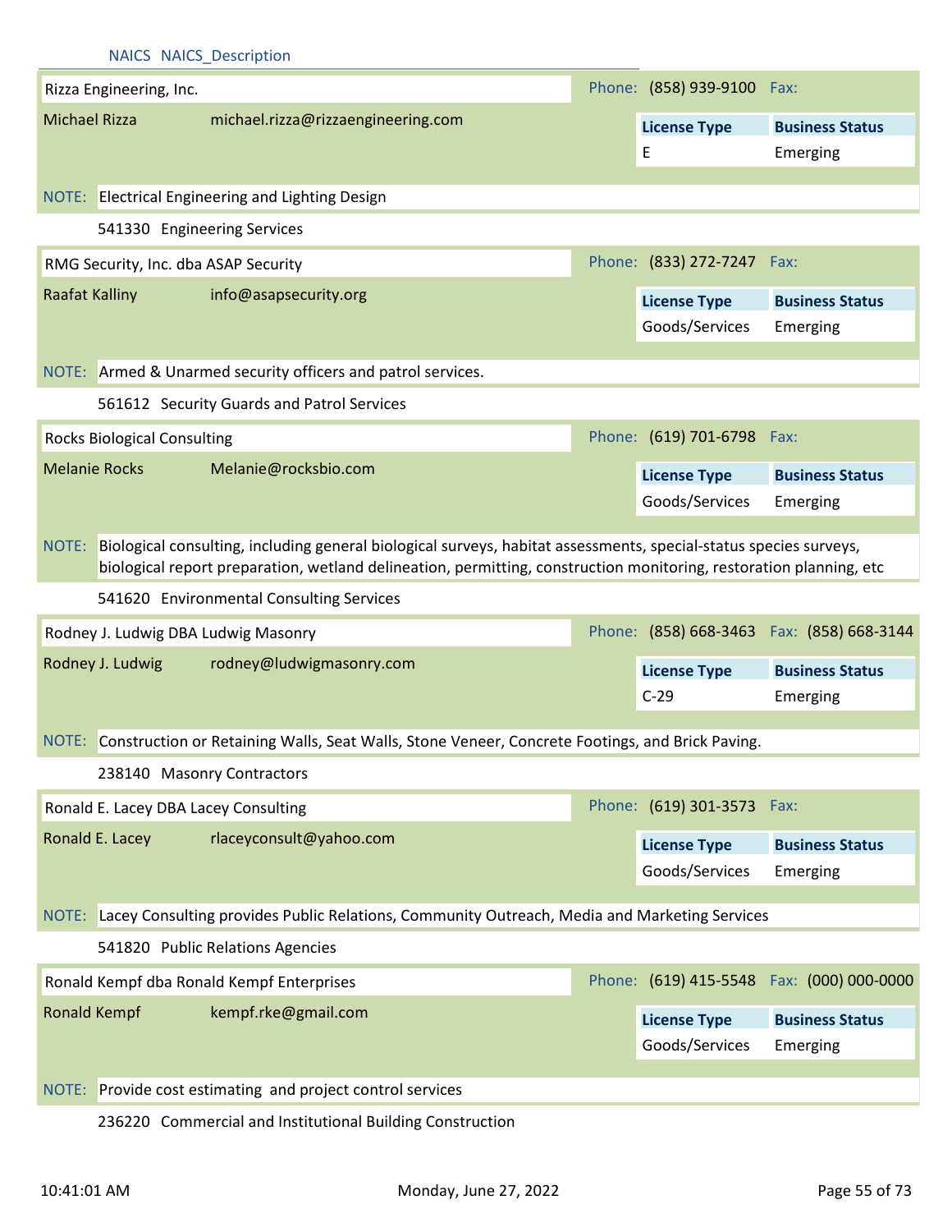NAICS NAICS_Description

**Rizza Engineering, Inc.** | Phone: (858) 939-9100 | Fax:

Michael Rizza | michael.rizza@rizzaengineering.com

| License Type | Business Status |
|---|---|
| E | Emerging |

NOTE: Electrical Engineering and Lighting Design

541330 Engineering Services

**RMG Security, Inc. dba ASAP Security** | Phone: (833) 272-7247 | Fax:

Raafat Kalliny | info@asapsecurity.org

| License Type | Business Status |
|---|---|
| Goods/Services | Emerging |

NOTE: Armed & Unarmed security officers and patrol services.

561612 Security Guards and Patrol Services

**Rocks Biological Consulting** | Phone: (619) 701-6798 | Fax:

Melanie Rocks | Melanie@rocksbio.com

| License Type | Business Status |
|---|---|
| Goods/Services | Emerging |

NOTE: Biological consulting, including general biological surveys, habitat assessments, special-status species surveys, biological report preparation, wetland delineation, permitting, construction monitoring, restoration planning, etc

541620 Environmental Consulting Services

**Rodney J. Ludwig DBA Ludwig Masonry** | Phone: (858) 668-3463 | Fax: (858) 668-3144

Rodney J. Ludwig | rodney@ludwigmasonry.com

| License Type | Business Status |
|---|---|
| C-29 | Emerging |

NOTE: Construction or Retaining Walls, Seat Walls, Stone Veneer, Concrete Footings, and Brick Paving.

238140 Masonry Contractors

**Ronald E. Lacey DBA Lacey Consulting** | Phone: (619) 301-3573 | Fax:

Ronald E. Lacey | rlaceyconsult@yahoo.com

| License Type | Business Status |
|---|---|
| Goods/Services | Emerging |

NOTE: Lacey Consulting provides Public Relations, Community Outreach, Media and Marketing Services

541820 Public Relations Agencies

**Ronald Kempf dba Ronald Kempf Enterprises** | Phone: (619) 415-5548 | Fax: (000) 000-0000

Ronald Kempf | kempf.rke@gmail.com

| License Type | Business Status |
|---|---|
| Goods/Services | Emerging |

NOTE: Provide cost estimating and project control services

236220 Commercial and Institutional Building Construction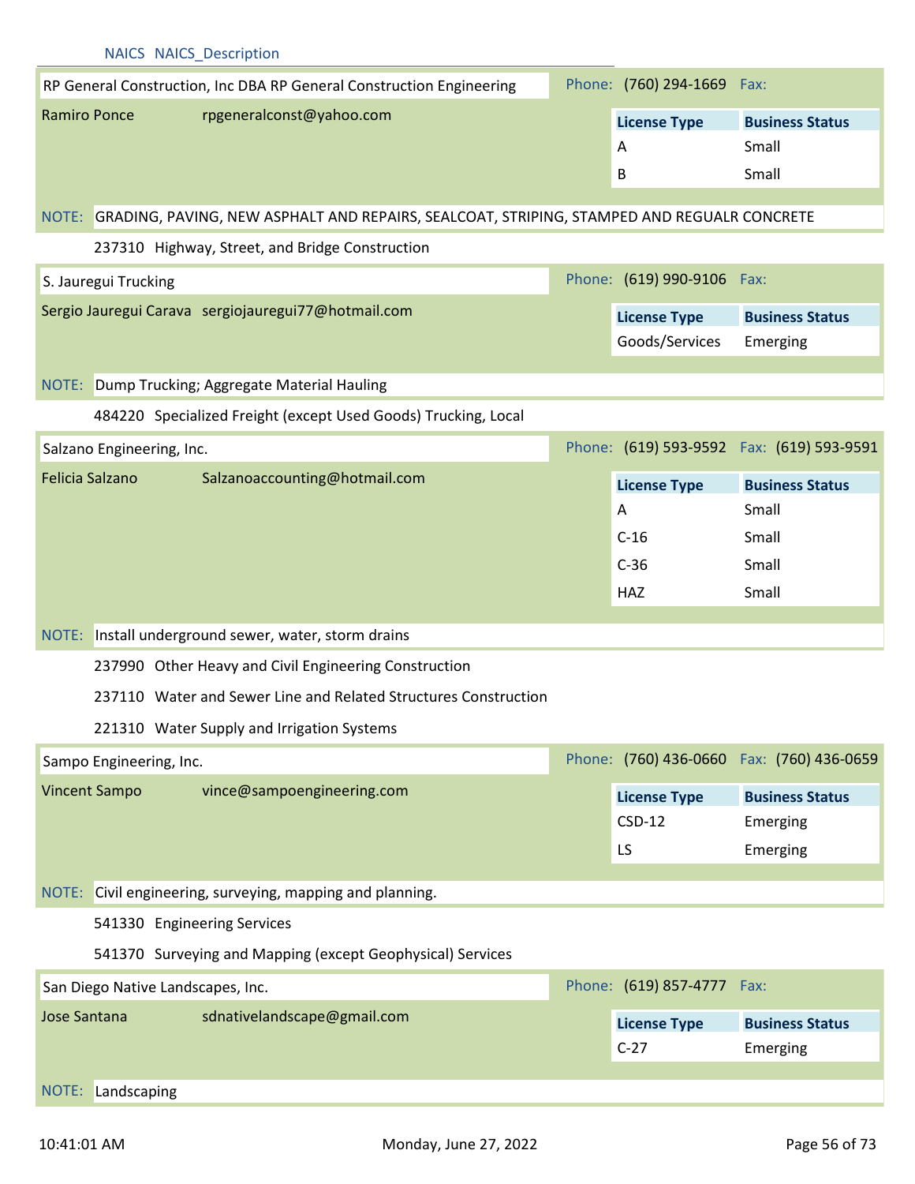NAICS NAICS_Description

**RP General Construction, Inc DBA RP General Construction Engineering** — Phone: (760) 294-1669 Fax:

Ramiro Ponce — rpgeneralconst@yahoo.com

| License Type | Business Status |
|---|---|
| A | Small |
| B | Small |

NOTE: GRADING, PAVING, NEW ASPHALT AND REPAIRS, SEALCOAT, STRIPING, STAMPED AND REGUALR CONCRETE

237310 Highway, Street, and Bridge Construction

**S. Jauregui Trucking** — Phone: (619) 990-9106 Fax:

Sergio Jauregui Carava — sergiojauregui77@hotmail.com

| License Type | Business Status |
|---|---|
| Goods/Services | Emerging |

NOTE: Dump Trucking; Aggregate Material Hauling

484220 Specialized Freight (except Used Goods) Trucking, Local

**Salzano Engineering, Inc.** — Phone: (619) 593-9592 Fax: (619) 593-9591

Felicia Salzano — Salzanoaccounting@hotmail.com

| License Type | Business Status |
|---|---|
| A | Small |
| C-16 | Small |
| C-36 | Small |
| HAZ | Small |

NOTE: Install underground sewer, water, storm drains

237990 Other Heavy and Civil Engineering Construction

237110 Water and Sewer Line and Related Structures Construction

221310 Water Supply and Irrigation Systems

**Sampo Engineering, Inc.** — Phone: (760) 436-0660 Fax: (760) 436-0659

Vincent Sampo — vince@sampoengineering.com

| License Type | Business Status |
|---|---|
| CSD-12 | Emerging |
| LS | Emerging |

NOTE: Civil engineering, surveying, mapping and planning.

541330 Engineering Services

541370 Surveying and Mapping (except Geophysical) Services

**San Diego Native Landscapes, Inc.** — Phone: (619) 857-4777 Fax:

Jose Santana — sdnativelandscape@gmail.com

| License Type | Business Status |
|---|---|
| C-27 | Emerging |

NOTE: Landscaping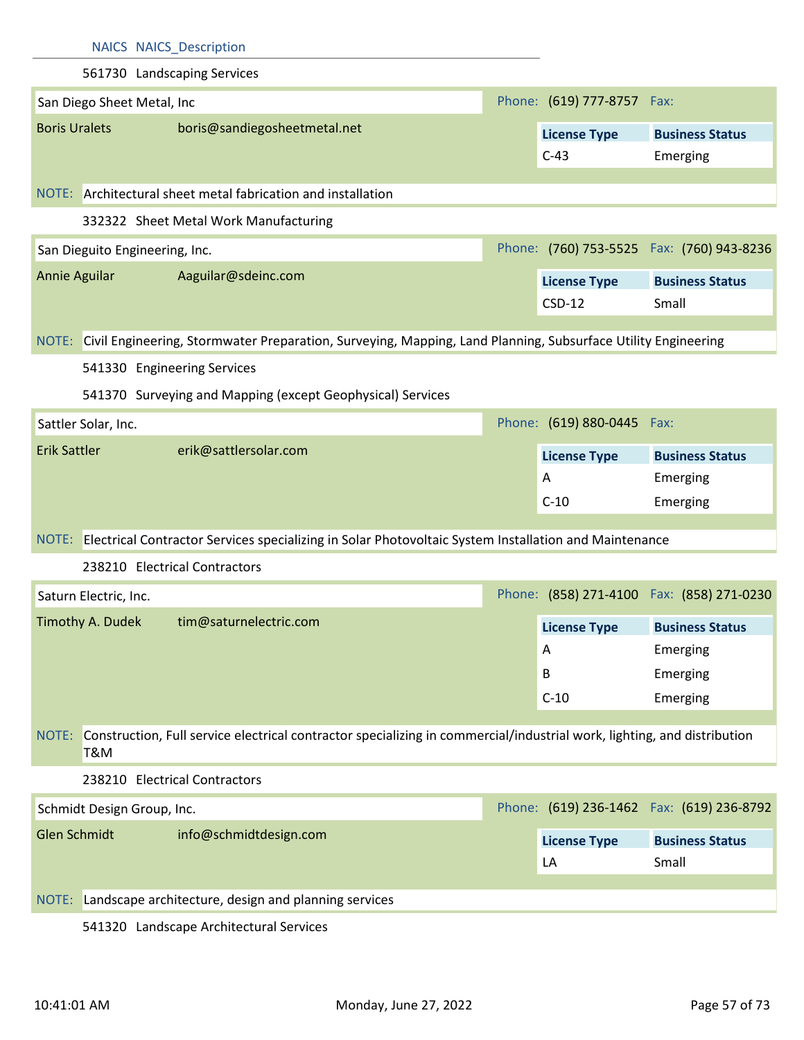| NAICS | NAICS_Description |
|---|---|
| 561730 | Landscaping Services |

**San Diego Sheet Metal, Inc** — Phone: (619) 777-8757 Fax:

Boris Uralets — boris@sandiegosheetmetal.net

| License Type | Business Status |
|---|---|
| C-43 | Emerging |

NOTE: Architectural sheet metal fabrication and installation

332322 Sheet Metal Work Manufacturing

**San Dieguito Engineering, Inc.** — Phone: (760) 753-5525 Fax: (760) 943-8236

Annie Aguilar — Aaguilar@sdeinc.com

| License Type | Business Status |
|---|---|
| CSD-12 | Small |

NOTE: Civil Engineering, Stormwater Preparation, Surveying, Mapping, Land Planning, Subsurface Utility Engineering

541330 Engineering Services

541370 Surveying and Mapping (except Geophysical) Services

**Sattler Solar, Inc.** — Phone: (619) 880-0445 Fax:

Erik Sattler — erik@sattlersolar.com

| License Type | Business Status |
|---|---|
| A | Emerging |
| C-10 | Emerging |

NOTE: Electrical Contractor Services specializing in Solar Photovoltaic System Installation and Maintenance

238210 Electrical Contractors

**Saturn Electric, Inc.** — Phone: (858) 271-4100 Fax: (858) 271-0230

Timothy A. Dudek — tim@saturnelectric.com

| License Type | Business Status |
|---|---|
| A | Emerging |
| B | Emerging |
| C-10 | Emerging |

NOTE: Construction, Full service electrical contractor specializing in commercial/industrial work, lighting, and distribution T&M

238210 Electrical Contractors

**Schmidt Design Group, Inc.** — Phone: (619) 236-1462 Fax: (619) 236-8792

Glen Schmidt — info@schmidtdesign.com

| License Type | Business Status |
|---|---|
| LA | Small |

NOTE: Landscape architecture, design and planning services

541320 Landscape Architectural Services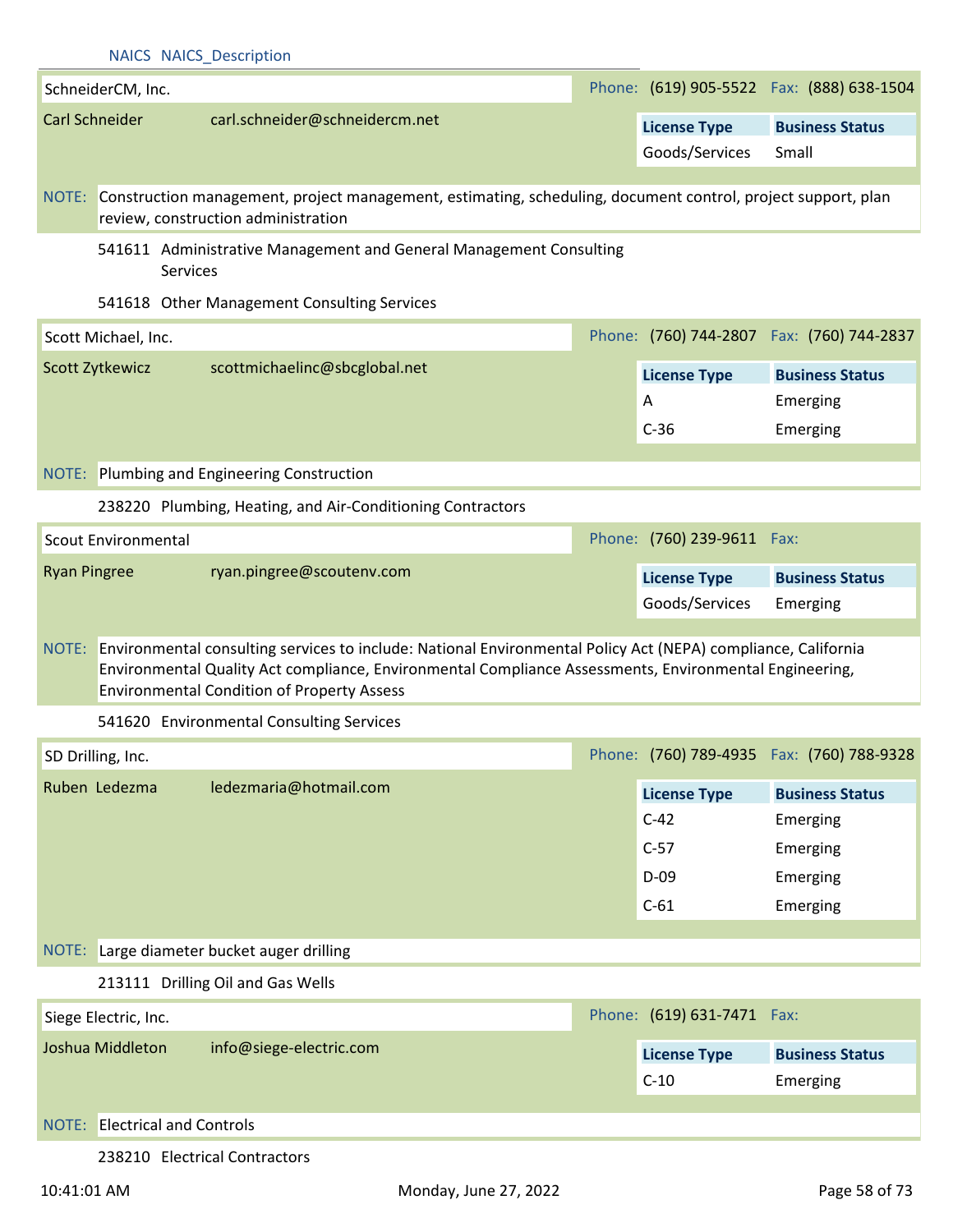NAICS NAICS_Description

**SchneiderCM, Inc.** Phone: (619) 905-5522 Fax: (888) 638-1504

Carl Schneider carl.schneider@schneidercm.net

| License Type | Business Status |
|---|---|
| Goods/Services | Small |

NOTE: Construction management, project management, estimating, scheduling, document control, project support, plan review, construction administration

541611 Administrative Management and General Management Consulting Services

541618 Other Management Consulting Services

**Scott Michael, Inc.** Phone: (760) 744-2807 Fax: (760) 744-2837

Scott Zytkewicz scottmichaelinc@sbcglobal.net

| License Type | Business Status |
|---|---|
| A | Emerging |
| C-36 | Emerging |

NOTE: Plumbing and Engineering Construction

238220 Plumbing, Heating, and Air-Conditioning Contractors

**Scout Environmental** Phone: (760) 239-9611 Fax:

Ryan Pingree ryan.pingree@scoutenv.com

| License Type | Business Status |
|---|---|
| Goods/Services | Emerging |

NOTE: Environmental consulting services to include: National Environmental Policy Act (NEPA) compliance, California Environmental Quality Act compliance, Environmental Compliance Assessments, Environmental Engineering, Environmental Condition of Property Assess

541620 Environmental Consulting Services

**SD Drilling, Inc.** Phone: (760) 789-4935 Fax: (760) 788-9328

Ruben Ledezma ledezmaria@hotmail.com

| License Type | Business Status |
|---|---|
| C-42 | Emerging |
| C-57 | Emerging |
| D-09 | Emerging |
| C-61 | Emerging |

NOTE: Large diameter bucket auger drilling

213111 Drilling Oil and Gas Wells

**Siege Electric, Inc.** Phone: (619) 631-7471 Fax:

Joshua Middleton info@siege-electric.com

| License Type | Business Status |
|---|---|
| C-10 | Emerging |

NOTE: Electrical and Controls

238210 Electrical Contractors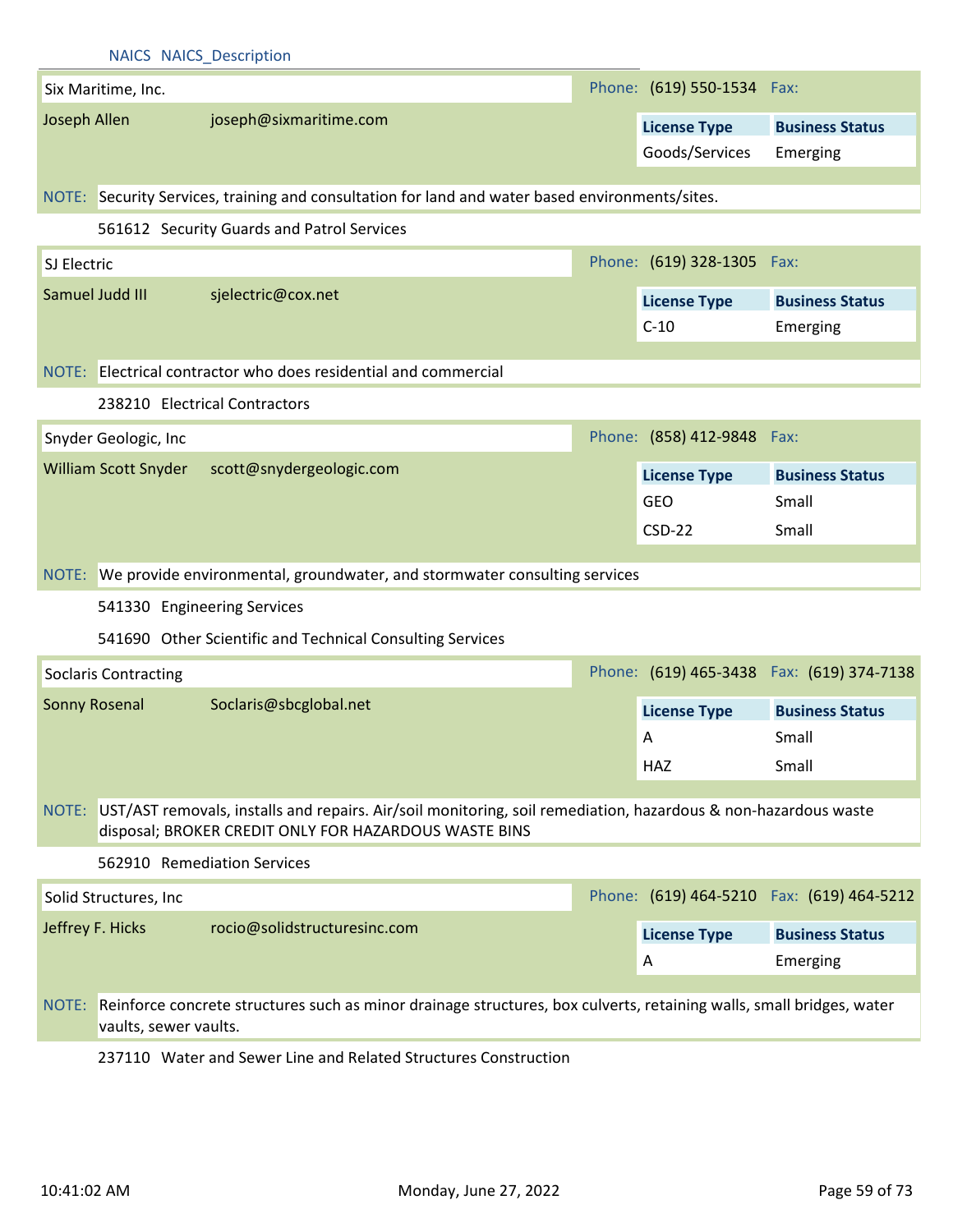NAICS NAICS_Description

**Six Maritime, Inc.**

Phone: (619) 550-1534 Fax:

Joseph Allen joseph@sixmaritime.com

| License Type | Business Status |
|---|---|
| Goods/Services | Emerging |

NOTE: Security Services, training and consultation for land and water based environments/sites.

561612 Security Guards and Patrol Services

**SJ Electric**

Phone: (619) 328-1305 Fax:

Samuel Judd III sjelectric@cox.net

| License Type | Business Status |
|---|---|
| C-10 | Emerging |

NOTE: Electrical contractor who does residential and commercial

238210 Electrical Contractors

**Snyder Geologic, Inc**

Phone: (858) 412-9848 Fax:

William Scott Snyder scott@snydergeologic.com

| License Type | Business Status |
|---|---|
| GEO | Small |
| CSD-22 | Small |

NOTE: We provide environmental, groundwater, and stormwater consulting services

541330 Engineering Services

541690 Other Scientific and Technical Consulting Services

**Soclaris Contracting**

Phone: (619) 465-3438 Fax: (619) 374-7138

Sonny Rosenal Soclaris@sbcglobal.net

| License Type | Business Status |
|---|---|
| A | Small |
| HAZ | Small |

NOTE: UST/AST removals, installs and repairs. Air/soil monitoring, soil remediation, hazardous & non-hazardous waste disposal; BROKER CREDIT ONLY FOR HAZARDOUS WASTE BINS

562910 Remediation Services

**Solid Structures, Inc**

Phone: (619) 464-5210 Fax: (619) 464-5212

Jeffrey F. Hicks rocio@solidstructuresinc.com

| License Type | Business Status |
|---|---|
| A | Emerging |

NOTE: Reinforce concrete structures such as minor drainage structures, box culverts, retaining walls, small bridges, water vaults, sewer vaults.

237110 Water and Sewer Line and Related Structures Construction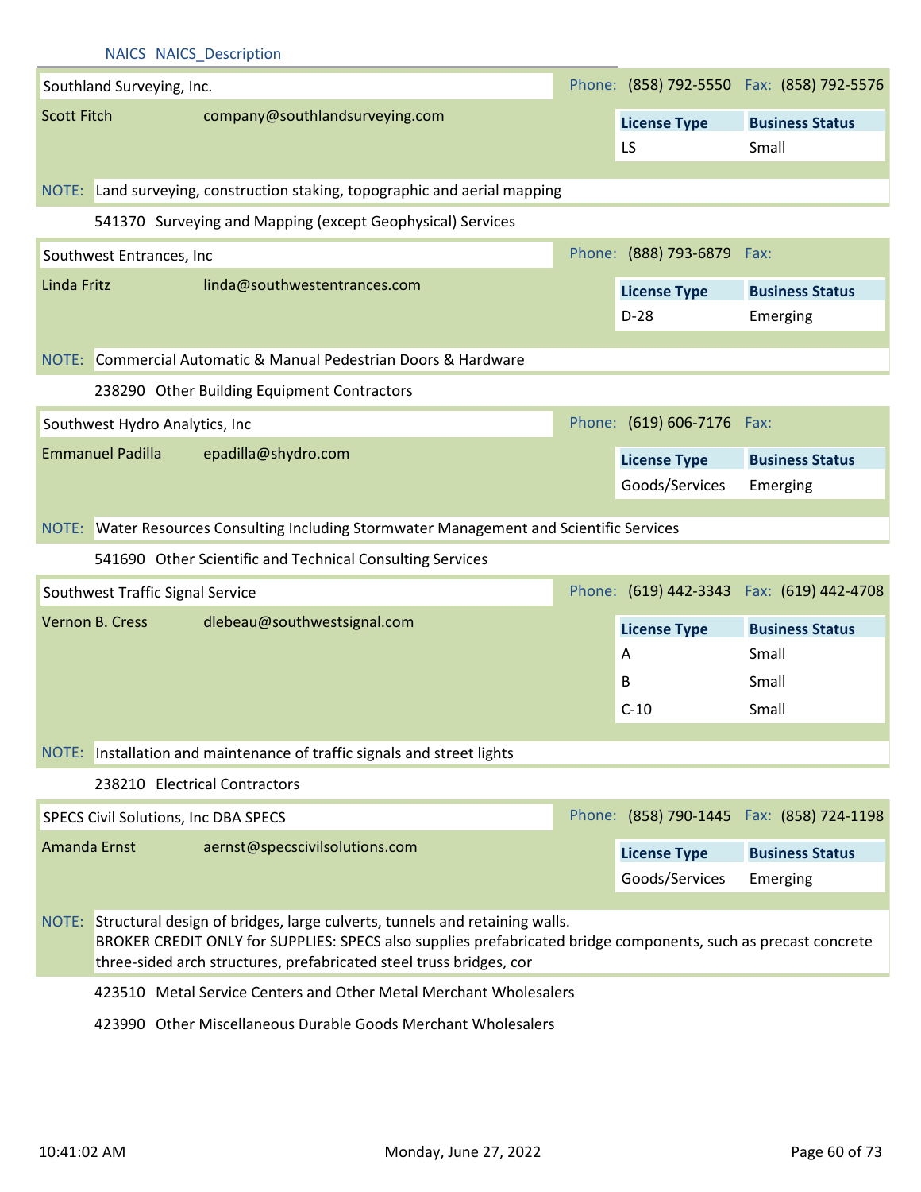NAICS NAICS_Description

## Southland Surveying, Inc.

Phone: (858) 792-5550 Fax: (858) 792-5576

Scott Fitch company@southlandsurveying.com

| License Type | Business Status |
|---|---|
| LS | Small |

NOTE: Land surveying, construction staking, topographic and aerial mapping

541370 Surveying and Mapping (except Geophysical) Services

## Southwest Entrances, Inc

Phone: (888) 793-6879 Fax:

Linda Fritz linda@southwestentrances.com

| License Type | Business Status |
|---|---|
| D-28 | Emerging |

NOTE: Commercial Automatic & Manual Pedestrian Doors & Hardware

238290 Other Building Equipment Contractors

## Southwest Hydro Analytics, Inc

Phone: (619) 606-7176 Fax:

Emmanuel Padilla epadilla@shydro.com

| License Type | Business Status |
|---|---|
| Goods/Services | Emerging |

NOTE: Water Resources Consulting Including Stormwater Management and Scientific Services

541690 Other Scientific and Technical Consulting Services

## Southwest Traffic Signal Service

Phone: (619) 442-3343 Fax: (619) 442-4708

Vernon B. Cress dlebeau@southwestsignal.com

| License Type | Business Status |
|---|---|
| A | Small |
| B | Small |
| C-10 | Small |

NOTE: Installation and maintenance of traffic signals and street lights

238210 Electrical Contractors

## SPECS Civil Solutions, Inc DBA SPECS

Phone: (858) 790-1445 Fax: (858) 724-1198

Amanda Ernst aernst@specscivilsolutions.com

| License Type | Business Status |
|---|---|
| Goods/Services | Emerging |

NOTE: Structural design of bridges, large culverts, tunnels and retaining walls.
BROKER CREDIT ONLY for SUPPLIES: SPECS also supplies prefabricated bridge components, such as precast concrete three-sided arch structures, prefabricated steel truss bridges, cor

423510 Metal Service Centers and Other Metal Merchant Wholesalers

423990 Other Miscellaneous Durable Goods Merchant Wholesalers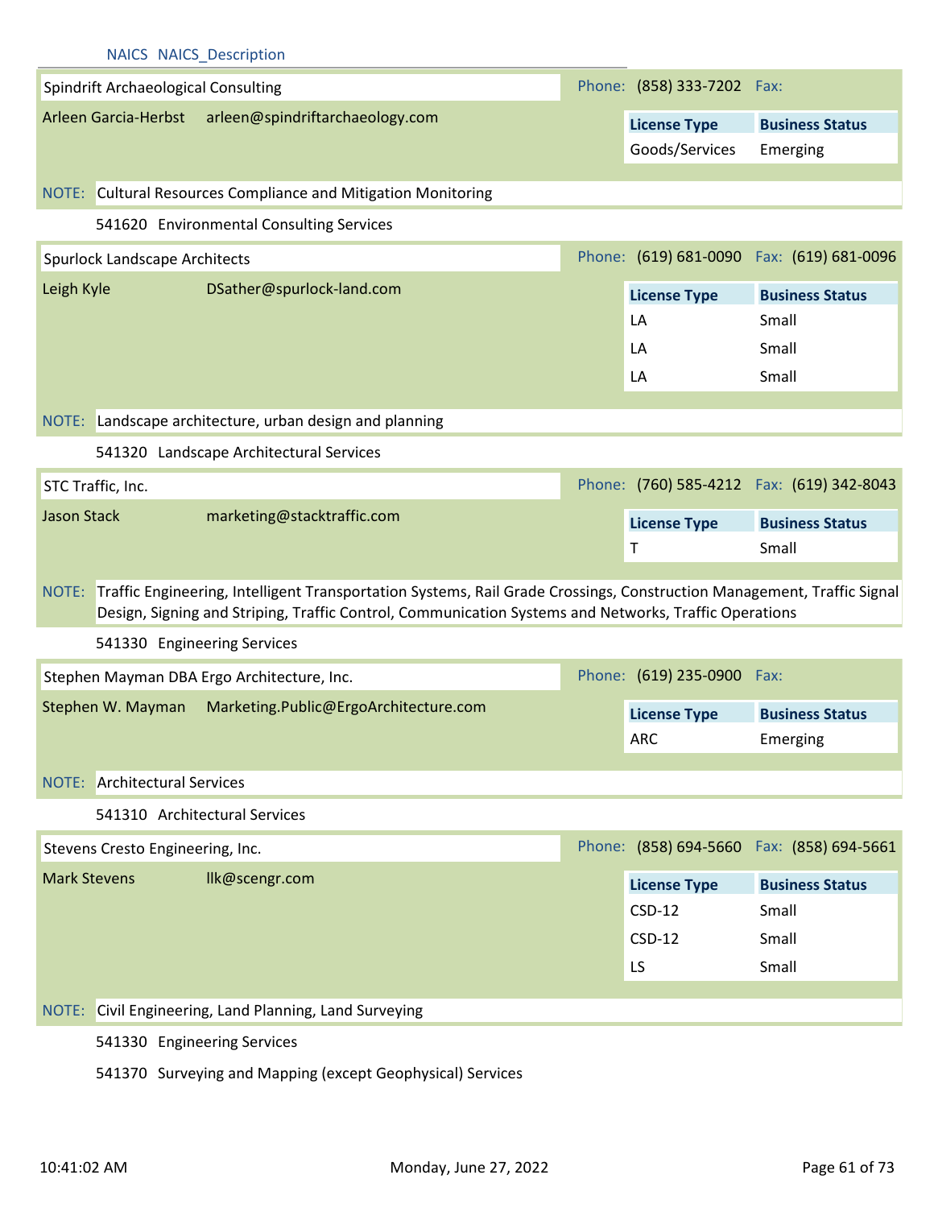NAICS NAICS_Description

**Spindrift Archaeological Consulting** Phone: (858) 333-7202 Fax:

Arleen Garcia-Herbst arleen@spindriftarchaeology.com

| License Type | Business Status |
|---|---|
| Goods/Services | Emerging |

NOTE: Cultural Resources Compliance and Mitigation Monitoring

541620 Environmental Consulting Services

**Spurlock Landscape Architects** Phone: (619) 681-0090 Fax: (619) 681-0096

Leigh Kyle DSather@spurlock-land.com

| License Type | Business Status |
|---|---|
| LA | Small |
| LA | Small |
| LA | Small |

NOTE: Landscape architecture, urban design and planning

541320 Landscape Architectural Services

**STC Traffic, Inc.** Phone: (760) 585-4212 Fax: (619) 342-8043

Jason Stack marketing@stacktraffic.com

| License Type | Business Status |
|---|---|
| T | Small |

NOTE: Traffic Engineering, Intelligent Transportation Systems, Rail Grade Crossings, Construction Management, Traffic Signal Design, Signing and Striping, Traffic Control, Communication Systems and Networks, Traffic Operations

541330 Engineering Services

**Stephen Mayman DBA Ergo Architecture, Inc.** Phone: (619) 235-0900 Fax:

Stephen W. Mayman Marketing.Public@ErgoArchitecture.com

| License Type | Business Status |
|---|---|
| ARC | Emerging |

NOTE: Architectural Services

541310 Architectural Services

**Stevens Cresto Engineering, Inc.** Phone: (858) 694-5660 Fax: (858) 694-5661

Mark Stevens llk@scengr.com

| License Type | Business Status |
|---|---|
| CSD-12 | Small |
| CSD-12 | Small |
| LS | Small |

NOTE: Civil Engineering, Land Planning, Land Surveying

541330 Engineering Services

541370 Surveying and Mapping (except Geophysical) Services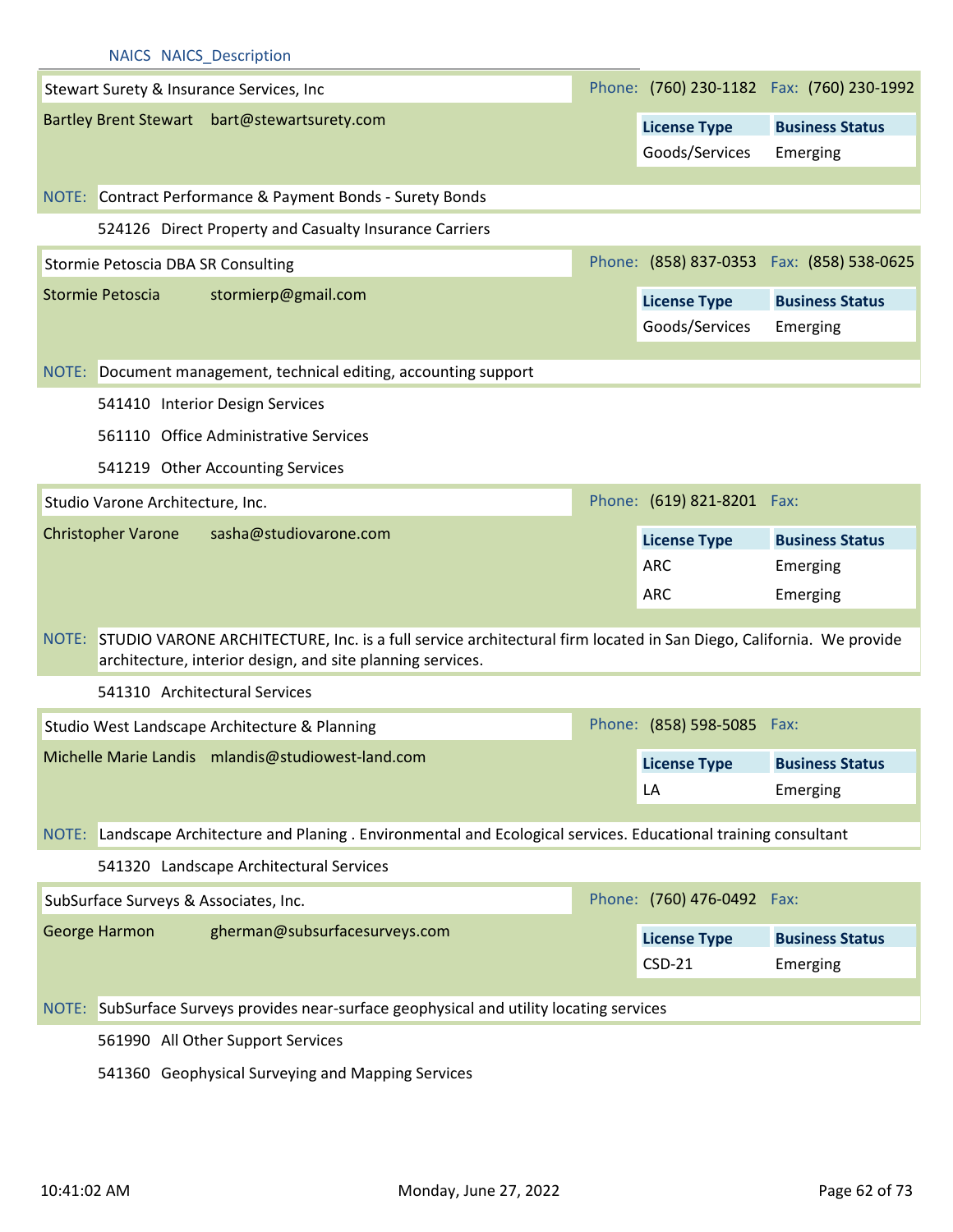NAICS NAICS_Description

**Stewart Surety & Insurance Services, Inc**

Phone: (760) 230-1182 Fax: (760) 230-1992

Bartley Brent Stewart bart@stewartsurety.com

| License Type | Business Status |
|---|---|
| Goods/Services | Emerging |

NOTE: Contract Performance & Payment Bonds - Surety Bonds

524126 Direct Property and Casualty Insurance Carriers

**Stormie Petoscia DBA SR Consulting**

Phone: (858) 837-0353 Fax: (858) 538-0625

Stormie Petoscia stormierp@gmail.com

| License Type | Business Status |
|---|---|
| Goods/Services | Emerging |

NOTE: Document management, technical editing, accounting support

541410 Interior Design Services

561110 Office Administrative Services

541219 Other Accounting Services

**Studio Varone Architecture, Inc.**

Phone: (619) 821-8201 Fax:

Christopher Varone sasha@studiovarone.com

| License Type | Business Status |
|---|---|
| ARC | Emerging |
| ARC | Emerging |

NOTE: STUDIO VARONE ARCHITECTURE, Inc. is a full service architectural firm located in San Diego, California. We provide architecture, interior design, and site planning services.

541310 Architectural Services

**Studio West Landscape Architecture & Planning**

Phone: (858) 598-5085 Fax:

Michelle Marie Landis mlandis@studiowest-land.com

| License Type | Business Status |
|---|---|
| LA | Emerging |

NOTE: Landscape Architecture and Planing . Environmental and Ecological services. Educational training consultant

541320 Landscape Architectural Services

**SubSurface Surveys & Associates, Inc.**

Phone: (760) 476-0492 Fax:

George Harmon gherman@subsurfacesurveys.com

| License Type | Business Status |
|---|---|
| CSD-21 | Emerging |

NOTE: SubSurface Surveys provides near-surface geophysical and utility locating services

561990 All Other Support Services

541360 Geophysical Surveying and Mapping Services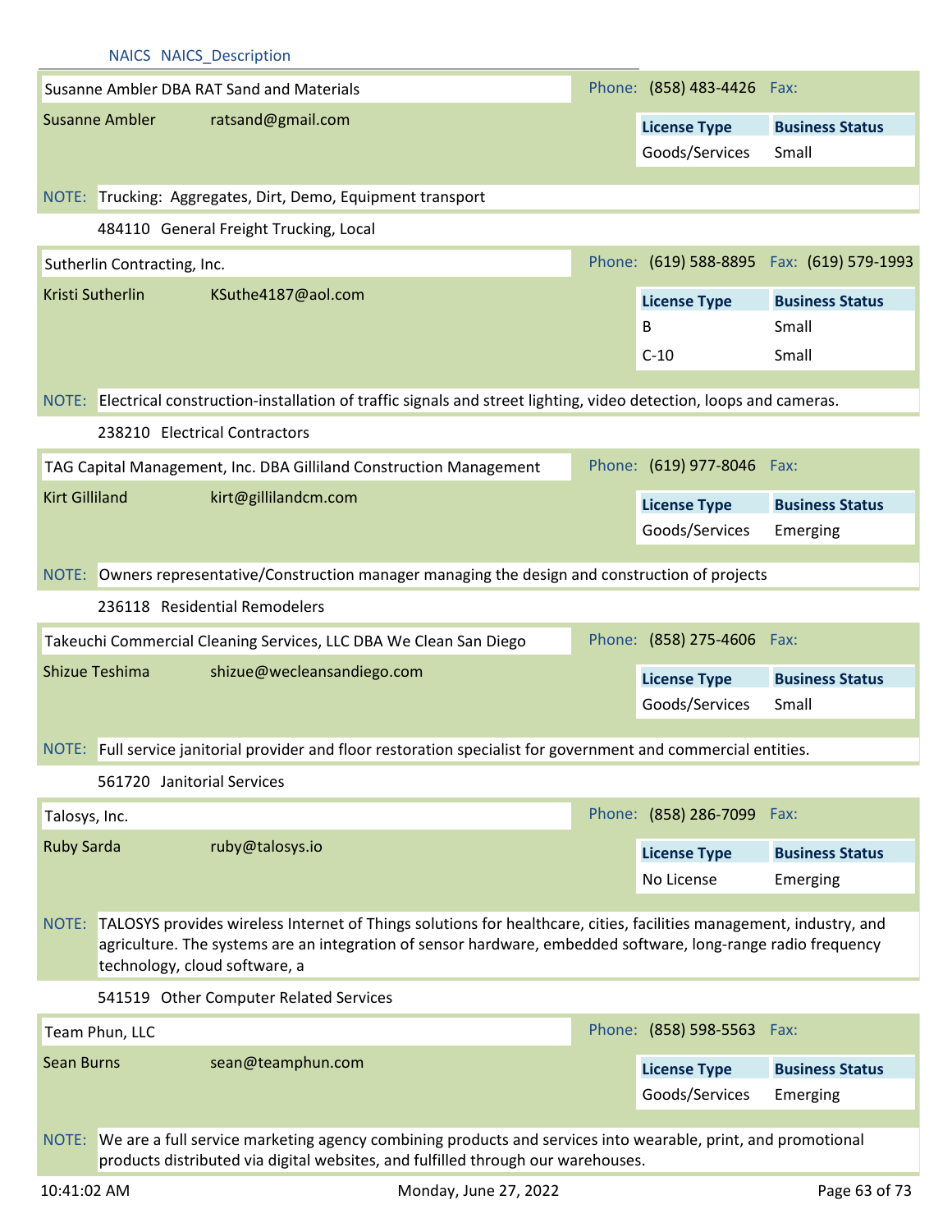NAICS NAICS_Description

**Susanne Ambler DBA RAT Sand and Materials**
Phone: (858) 483-4426 Fax:

Susanne Ambler ratsand@gmail.com

| License Type | Business Status |
|---|---|
| Goods/Services | Small |

NOTE: Trucking: Aggregates, Dirt, Demo, Equipment transport

484110 General Freight Trucking, Local

**Sutherlin Contracting, Inc.**
Phone: (619) 588-8895 Fax: (619) 579-1993

Kristi Sutherlin KSuthe4187@aol.com

| License Type | Business Status |
|---|---|
| B | Small |
| C-10 | Small |

NOTE: Electrical construction-installation of traffic signals and street lighting, video detection, loops and cameras.

238210 Electrical Contractors

**TAG Capital Management, Inc. DBA Gilliland Construction Management**
Phone: (619) 977-8046 Fax:

Kirt Gilliland kirt@gillilandcm.com

| License Type | Business Status |
|---|---|
| Goods/Services | Emerging |

NOTE: Owners representative/Construction manager managing the design and construction of projects

236118 Residential Remodelers

**Takeuchi Commercial Cleaning Services, LLC DBA We Clean San Diego**
Phone: (858) 275-4606 Fax:

Shizue Teshima shizue@wecleansandiego.com

| License Type | Business Status |
|---|---|
| Goods/Services | Small |

NOTE: Full service janitorial provider and floor restoration specialist for government and commercial entities.

561720 Janitorial Services

**Talosys, Inc.**
Phone: (858) 286-7099 Fax:

Ruby Sarda ruby@talosys.io

| License Type | Business Status |
|---|---|
| No License | Emerging |

NOTE: TALOSYS provides wireless Internet of Things solutions for healthcare, cities, facilities management, industry, and agriculture. The systems are an integration of sensor hardware, embedded software, long-range radio frequency technology, cloud software, a

541519 Other Computer Related Services

**Team Phun, LLC**
Phone: (858) 598-5563 Fax:

Sean Burns sean@teamphun.com

| License Type | Business Status |
|---|---|
| Goods/Services | Emerging |

NOTE: We are a full service marketing agency combining products and services into wearable, print, and promotional products distributed via digital websites, and fulfilled through our warehouses.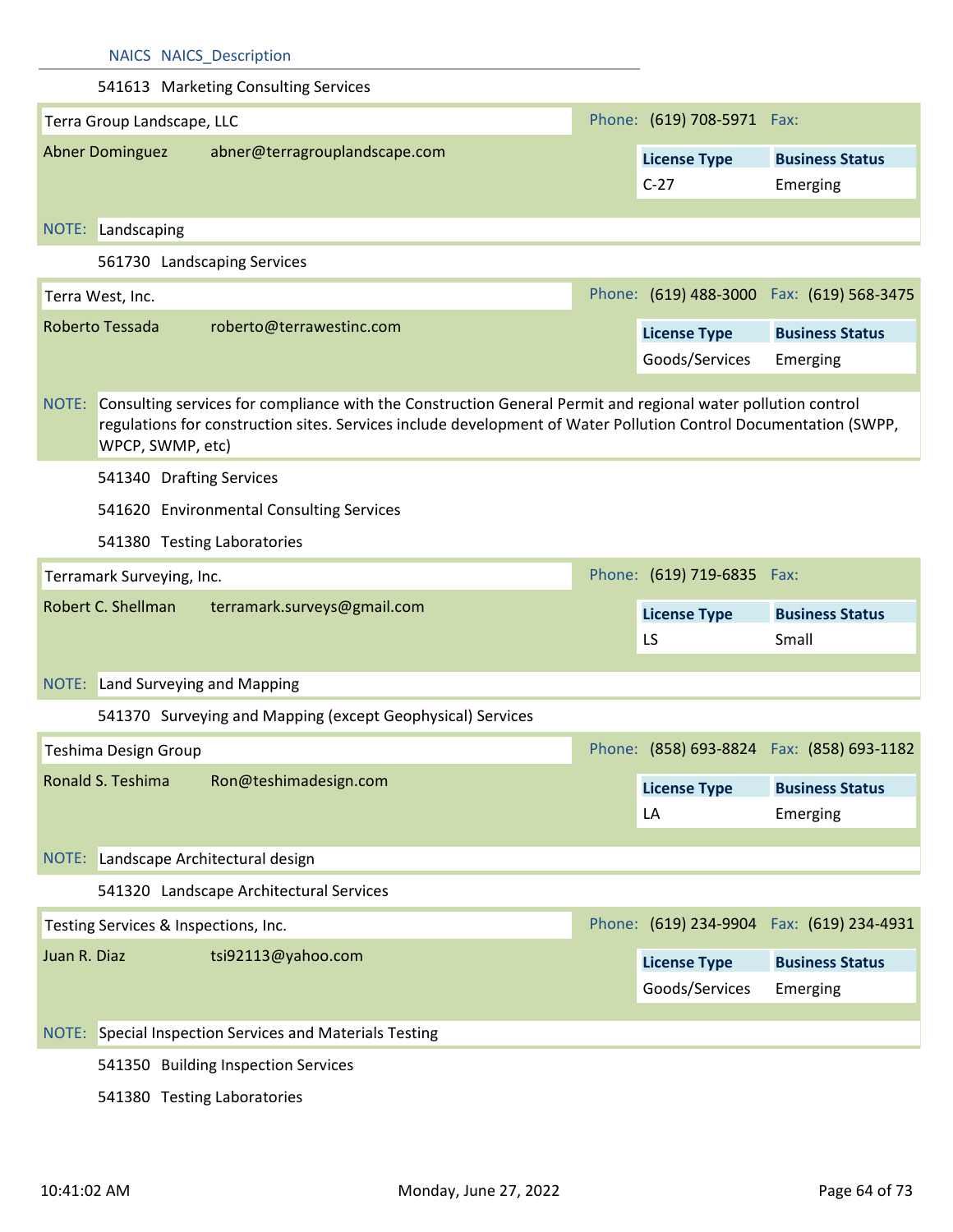| NAICS | NAICS_Description |
|---|---|
| 541613 | Marketing Consulting Services |

**Terra Group Landscape, LLC** — Phone: (619) 708-5971 Fax:

Abner Dominguez — abner@terragrouplandscape.com

| License Type | Business Status |
|---|---|
| C-27 | Emerging |

NOTE: Landscaping

| NAICS | NAICS_Description |
|---|---|
| 561730 | Landscaping Services |

**Terra West, Inc.** — Phone: (619) 488-3000 Fax: (619) 568-3475

Roberto Tessada — roberto@terrawestinc.com

| License Type | Business Status |
|---|---|
| Goods/Services | Emerging |

NOTE: Consulting services for compliance with the Construction General Permit and regional water pollution control regulations for construction sites. Services include development of Water Pollution Control Documentation (SWPP, WPCP, SWMP, etc)

| NAICS | NAICS_Description |
|---|---|
| 541340 | Drafting Services |
| 541620 | Environmental Consulting Services |
| 541380 | Testing Laboratories |

**Terramark Surveying, Inc.** — Phone: (619) 719-6835 Fax:

Robert C. Shellman — terramark.surveys@gmail.com

| License Type | Business Status |
|---|---|
| LS | Small |

NOTE: Land Surveying and Mapping

| NAICS | NAICS_Description |
|---|---|
| 541370 | Surveying and Mapping (except Geophysical) Services |

**Teshima Design Group** — Phone: (858) 693-8824 Fax: (858) 693-1182

Ronald S. Teshima — Ron@teshimadesign.com

| License Type | Business Status |
|---|---|
| LA | Emerging |

NOTE: Landscape Architectural design

| NAICS | NAICS_Description |
|---|---|
| 541320 | Landscape Architectural Services |

**Testing Services & Inspections, Inc.** — Phone: (619) 234-9904 Fax: (619) 234-4931

Juan R. Diaz — tsi92113@yahoo.com

| License Type | Business Status |
|---|---|
| Goods/Services | Emerging |

NOTE: Special Inspection Services and Materials Testing

| NAICS | NAICS_Description |
|---|---|
| 541350 | Building Inspection Services |
| 541380 | Testing Laboratories |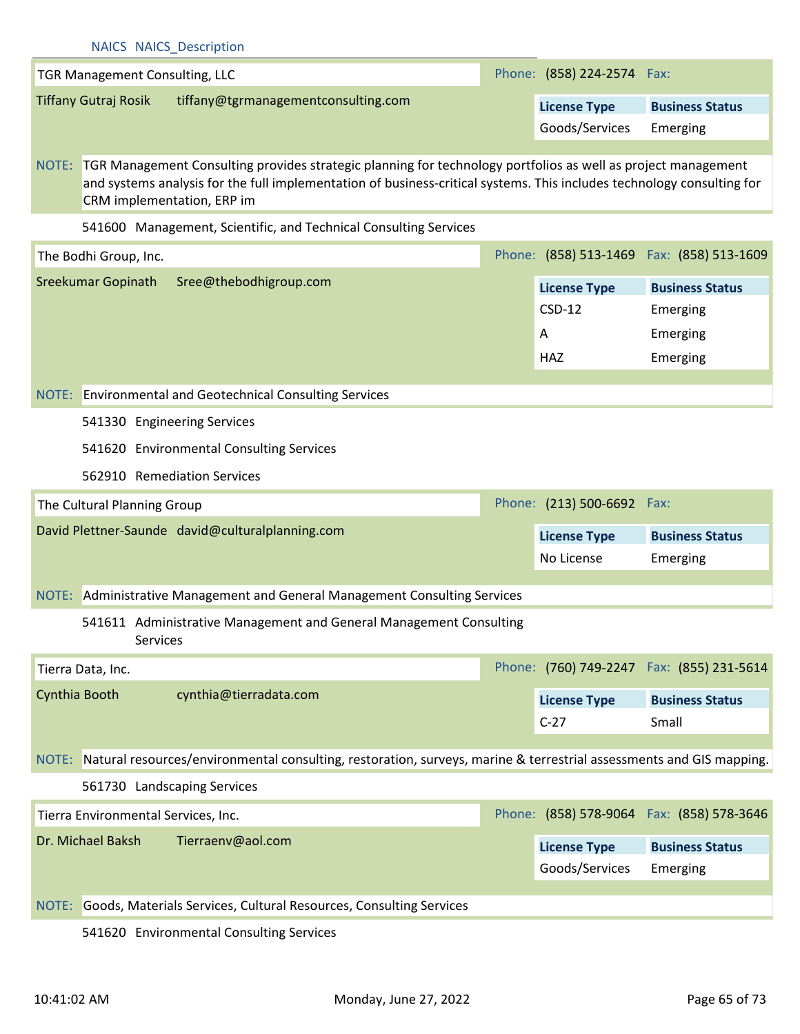NAICS NAICS_Description

**TGR Management Consulting, LLC** — Phone: (858) 224-2574 Fax:

Tiffany Gutraj Rosik — tiffany@tgrmanagementconsulting.com

| License Type | Business Status |
|---|---|
| Goods/Services | Emerging |

NOTE: TGR Management Consulting provides strategic planning for technology portfolios as well as project management and systems analysis for the full implementation of business-critical systems. This includes technology consulting for CRM implementation, ERP im

541600 Management, Scientific, and Technical Consulting Services

---

**The Bodhi Group, Inc.** — Phone: (858) 513-1469 Fax: (858) 513-1609

Sreekumar Gopinath — Sree@thebodhigroup.com

| License Type | Business Status |
|---|---|
| CSD-12 | Emerging |
| A | Emerging |
| HAZ | Emerging |

NOTE: Environmental and Geotechnical Consulting Services

541330 Engineering Services

541620 Environmental Consulting Services

562910 Remediation Services

---

**The Cultural Planning Group** — Phone: (213) 500-6692 Fax:

David Plettner-Saunde — david@culturalplanning.com

| License Type | Business Status |
|---|---|
| No License | Emerging |

NOTE: Administrative Management and General Management Consulting Services

541611 Administrative Management and General Management Consulting Services

---

**Tierra Data, Inc.** — Phone: (760) 749-2247 Fax: (855) 231-5614

Cynthia Booth — cynthia@tierradata.com

| License Type | Business Status |
|---|---|
| C-27 | Small |

NOTE: Natural resources/environmental consulting, restoration, surveys, marine & terrestrial assessments and GIS mapping.

561730 Landscaping Services

---

**Tierra Environmental Services, Inc.** — Phone: (858) 578-9064 Fax: (858) 578-3646

Dr. Michael Baksh — Tierraenv@aol.com

| License Type | Business Status |
|---|---|
| Goods/Services | Emerging |

NOTE: Goods, Materials Services, Cultural Resources, Consulting Services

541620 Environmental Consulting Services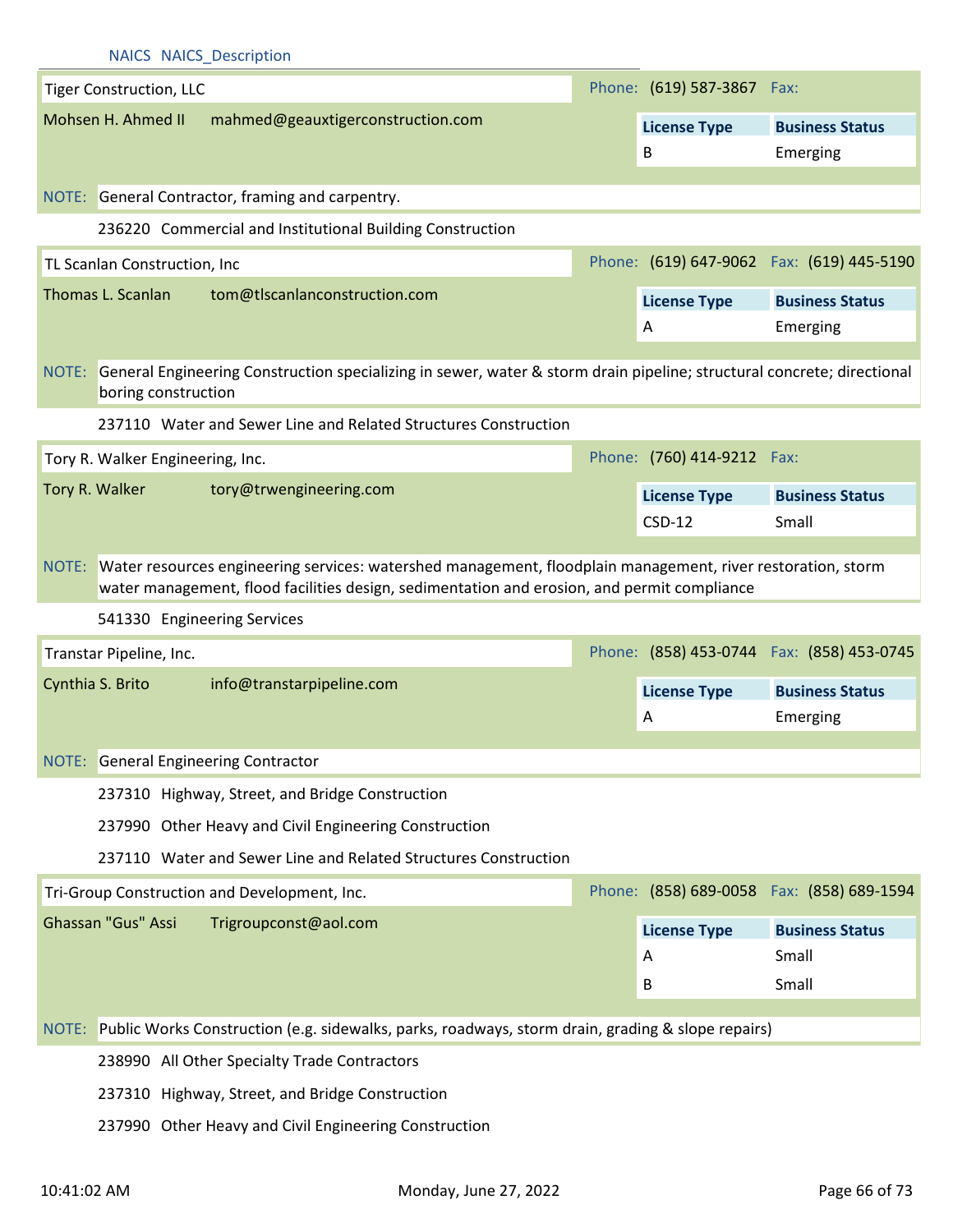NAICS NAICS_Description

**Tiger Construction, LLC**

Phone: (619) 587-3867 Fax:

Mohsen H. Ahmed II mahmed@geauxtigerconstruction.com

| License Type | Business Status |
| --- | --- |
| B | Emerging |

NOTE: General Contractor, framing and carpentry.

236220 Commercial and Institutional Building Construction

**TL Scanlan Construction, Inc**

Phone: (619) 647-9062 Fax: (619) 445-5190

Thomas L. Scanlan tom@tlscanlanconstruction.com

| License Type | Business Status |
| --- | --- |
| A | Emerging |

NOTE: General Engineering Construction specializing in sewer, water & storm drain pipeline; structural concrete; directional boring construction

237110 Water and Sewer Line and Related Structures Construction

**Tory R. Walker Engineering, Inc.**

Phone: (760) 414-9212 Fax:

Tory R. Walker tory@trwengineering.com

| License Type | Business Status |
| --- | --- |
| CSD-12 | Small |

NOTE: Water resources engineering services: watershed management, floodplain management, river restoration, storm water management, flood facilities design, sedimentation and erosion, and permit compliance

541330 Engineering Services

**Transtar Pipeline, Inc.**

Phone: (858) 453-0744 Fax: (858) 453-0745

Cynthia S. Brito info@transtarpipeline.com

| License Type | Business Status |
| --- | --- |
| A | Emerging |

NOTE: General Engineering Contractor

237310 Highway, Street, and Bridge Construction

237990 Other Heavy and Civil Engineering Construction

237110 Water and Sewer Line and Related Structures Construction

**Tri-Group Construction and Development, Inc.**

Phone: (858) 689-0058 Fax: (858) 689-1594

Ghassan "Gus" Assi Trigroupconst@aol.com

| License Type | Business Status |
| --- | --- |
| A | Small |
| B | Small |

NOTE: Public Works Construction (e.g. sidewalks, parks, roadways, storm drain, grading & slope repairs)

238990 All Other Specialty Trade Contractors

237310 Highway, Street, and Bridge Construction

237990 Other Heavy and Civil Engineering Construction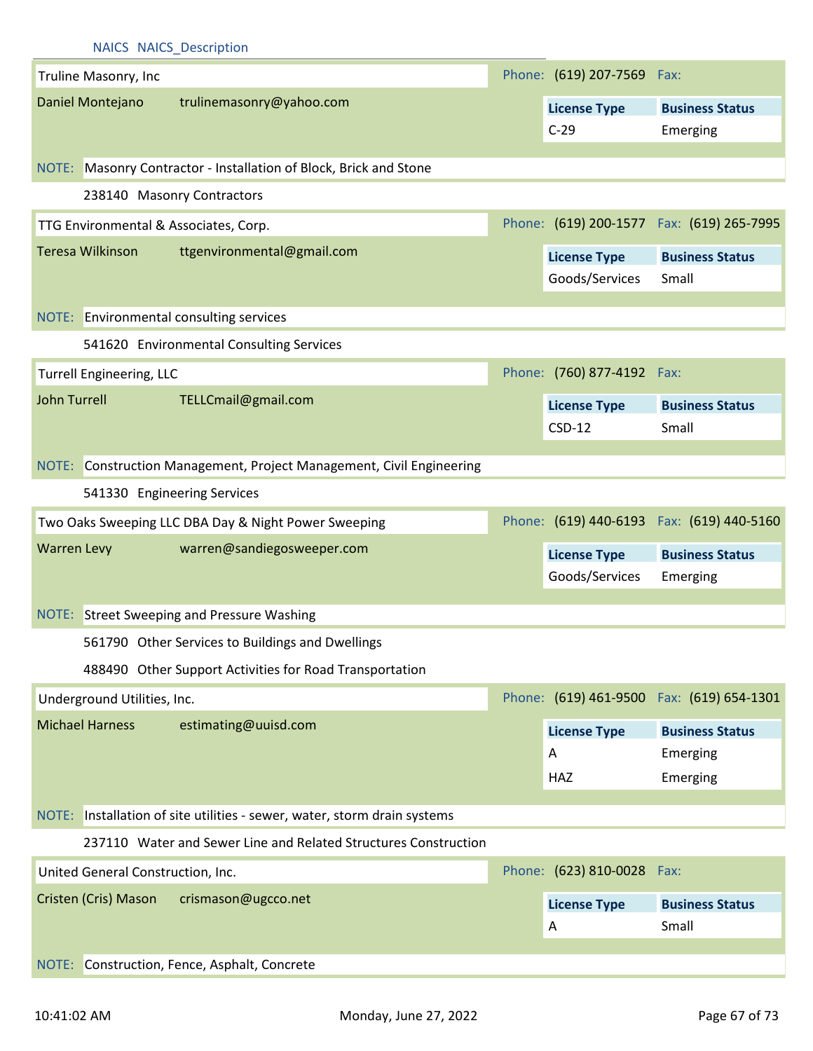NAICS NAICS_Description

**Truline Masonry, Inc** — Phone: (619) 207-7569 Fax:

Daniel Montejano — trulinemasonry@yahoo.com

| License Type | Business Status |
|---|---|
| C-29 | Emerging |

NOTE: Masonry Contractor - Installation of Block, Brick and Stone

238140 Masonry Contractors

**TTG Environmental & Associates, Corp.** — Phone: (619) 200-1577 Fax: (619) 265-7995

Teresa Wilkinson — ttgenvironmental@gmail.com

| License Type | Business Status |
|---|---|
| Goods/Services | Small |

NOTE: Environmental consulting services

541620 Environmental Consulting Services

**Turrell Engineering, LLC** — Phone: (760) 877-4192 Fax:

John Turrell — TELLCmail@gmail.com

| License Type | Business Status |
|---|---|
| CSD-12 | Small |

NOTE: Construction Management, Project Management, Civil Engineering

541330 Engineering Services

**Two Oaks Sweeping LLC DBA Day & Night Power Sweeping** — Phone: (619) 440-6193 Fax: (619) 440-5160

Warren Levy — warren@sandiegosweeper.com

| License Type | Business Status |
|---|---|
| Goods/Services | Emerging |

NOTE: Street Sweeping and Pressure Washing

561790 Other Services to Buildings and Dwellings

488490 Other Support Activities for Road Transportation

**Underground Utilities, Inc.** — Phone: (619) 461-9500 Fax: (619) 654-1301

Michael Harness — estimating@uuisd.com

| License Type | Business Status |
|---|---|
| A | Emerging |
| HAZ | Emerging |

NOTE: Installation of site utilities - sewer, water, storm drain systems

237110 Water and Sewer Line and Related Structures Construction

**United General Construction, Inc.** — Phone: (623) 810-0028 Fax:

Cristen (Cris) Mason — crismason@ugcco.net

| License Type | Business Status |
|---|---|
| A | Small |

NOTE: Construction, Fence, Asphalt, Concrete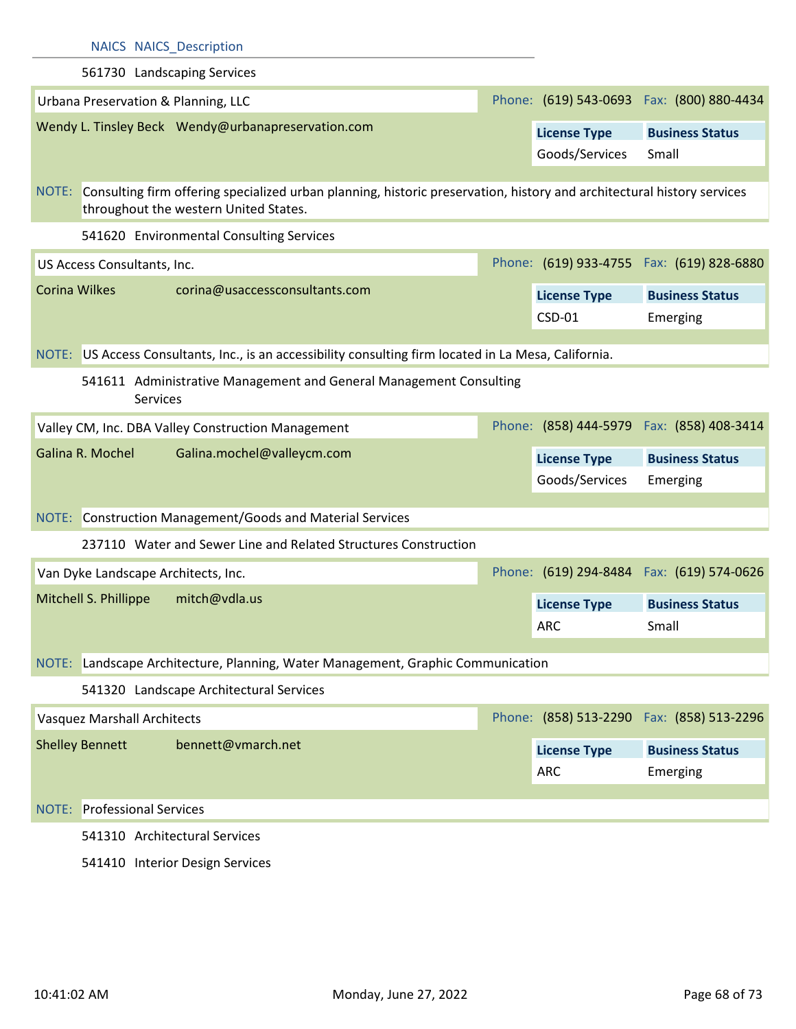| NAICS | NAICS_Description |
|---|---|
| 561730 | Landscaping Services |

**Urbana Preservation & Planning, LLC**

Phone: (619) 543-0693 Fax: (800) 880-4434

Wendy L. Tinsley Beck Wendy@urbanapreservation.com

| License Type | Business Status |
|---|---|
| Goods/Services | Small |

NOTE: Consulting firm offering specialized urban planning, historic preservation, history and architectural history services throughout the western United States.

| NAICS | NAICS_Description |
|---|---|
| 541620 | Environmental Consulting Services |

**US Access Consultants, Inc.**

Phone: (619) 933-4755 Fax: (619) 828-6880

Corina Wilkes corina@usaccessconsultants.com

| License Type | Business Status |
|---|---|
| CSD-01 | Emerging |

NOTE: US Access Consultants, Inc., is an accessibility consulting firm located in La Mesa, California.

| NAICS | NAICS_Description |
|---|---|
| 541611 | Administrative Management and General Management Consulting Services |

**Valley CM, Inc. DBA Valley Construction Management**

Phone: (858) 444-5979 Fax: (858) 408-3414

Galina R. Mochel Galina.mochel@valleycm.com

| License Type | Business Status |
|---|---|
| Goods/Services | Emerging |

NOTE: Construction Management/Goods and Material Services

| NAICS | NAICS_Description |
|---|---|
| 237110 | Water and Sewer Line and Related Structures Construction |

**Van Dyke Landscape Architects, Inc.**

Phone: (619) 294-8484 Fax: (619) 574-0626

Mitchell S. Phillippe mitch@vdla.us

| License Type | Business Status |
|---|---|
| ARC | Small |

NOTE: Landscape Architecture, Planning, Water Management, Graphic Communication

| NAICS | NAICS_Description |
|---|---|
| 541320 | Landscape Architectural Services |

**Vasquez Marshall Architects**

Phone: (858) 513-2290 Fax: (858) 513-2296

Shelley Bennett bennett@vmarch.net

| License Type | Business Status |
|---|---|
| ARC | Emerging |

NOTE: Professional Services

| NAICS | NAICS_Description |
|---|---|
| 541310 | Architectural Services |
| 541410 | Interior Design Services |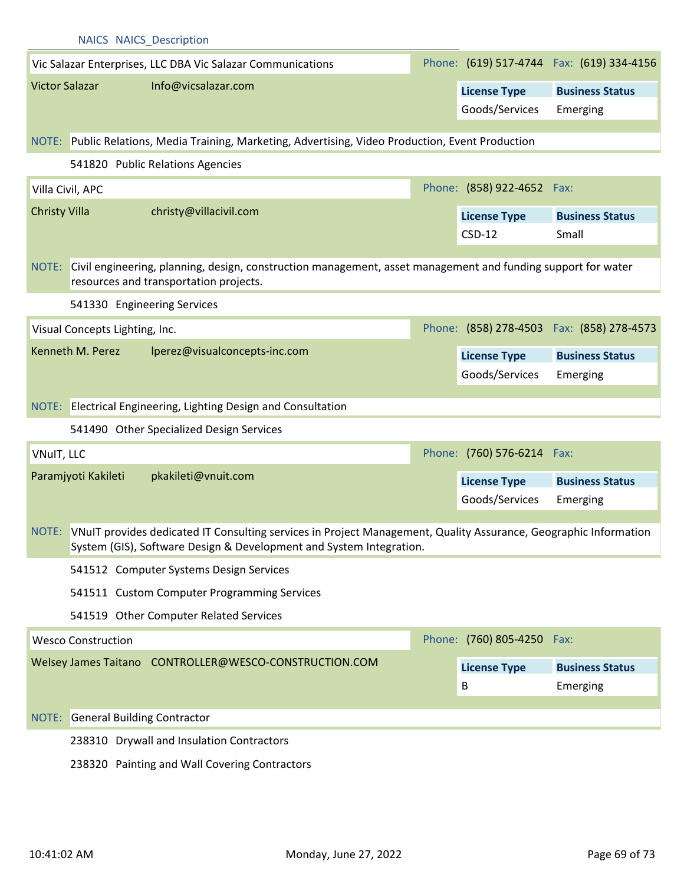NAICS NAICS_Description

**Vic Salazar Enterprises, LLC DBA Vic Salazar Communications**
Phone: (619) 517-4744 Fax: (619) 334-4156

Victor Salazar    Info@vicsalazar.com

| License Type | Business Status |
|---|---|
| Goods/Services | Emerging |

NOTE: Public Relations, Media Training, Marketing, Advertising, Video Production, Event Production

541820 Public Relations Agencies

**Villa Civil, APC**
Phone: (858) 922-4652 Fax:

Christy Villa    christy@villacivil.com

| License Type | Business Status |
|---|---|
| CSD-12 | Small |

NOTE: Civil engineering, planning, design, construction management, asset management and funding support for water resources and transportation projects.

541330 Engineering Services

**Visual Concepts Lighting, Inc.**
Phone: (858) 278-4503 Fax: (858) 278-4573

Kenneth M. Perez    lperez@visualconcepts-inc.com

| License Type | Business Status |
|---|---|
| Goods/Services | Emerging |

NOTE: Electrical Engineering, Lighting Design and Consultation

541490 Other Specialized Design Services

**VNuIT, LLC**
Phone: (760) 576-6214 Fax:

Paramjyoti Kakileti    pkakileti@vnuit.com

| License Type | Business Status |
|---|---|
| Goods/Services | Emerging |

NOTE: VNuIT provides dedicated IT Consulting services in Project Management, Quality Assurance, Geographic Information System (GIS), Software Design & Development and System Integration.

541512 Computer Systems Design Services

541511 Custom Computer Programming Services

541519 Other Computer Related Services

**Wesco Construction**
Phone: (760) 805-4250 Fax:

Welsey James Taitano    CONTROLLER@WESCO-CONSTRUCTION.COM

| License Type | Business Status |
|---|---|
| B | Emerging |

NOTE: General Building Contractor

238310 Drywall and Insulation Contractors

238320 Painting and Wall Covering Contractors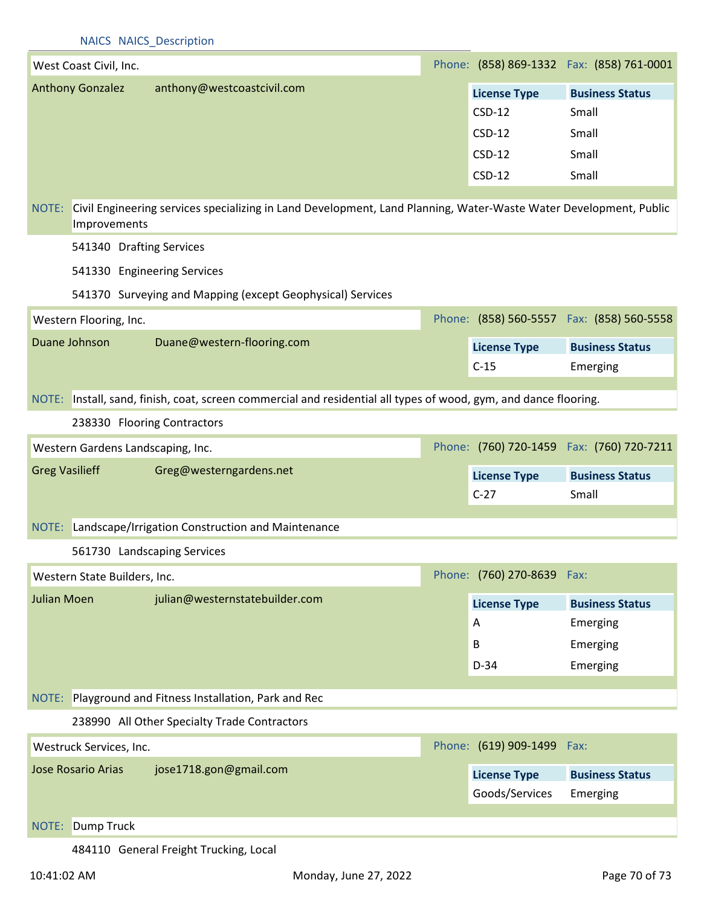NAICS NAICS_Description

**West Coast Civil, Inc.** Phone: (858) 869-1332 Fax: (858) 761-0001

Anthony Gonzalez anthony@westcoastcivil.com

| License Type | Business Status |
| --- | --- |
| CSD-12 | Small |
| CSD-12 | Small |
| CSD-12 | Small |
| CSD-12 | Small |

NOTE: Civil Engineering services specializing in Land Development, Land Planning, Water-Waste Water Development, Public Improvements

541340 Drafting Services

541330 Engineering Services

541370 Surveying and Mapping (except Geophysical) Services

**Western Flooring, Inc.** Phone: (858) 560-5557 Fax: (858) 560-5558

Duane Johnson Duane@western-flooring.com

| License Type | Business Status |
| --- | --- |
| C-15 | Emerging |

NOTE: Install, sand, finish, coat, screen commercial and residential all types of wood, gym, and dance flooring.

238330 Flooring Contractors

**Western Gardens Landscaping, Inc.** Phone: (760) 720-1459 Fax: (760) 720-7211

Greg Vasilieff Greg@westerngardens.net

| License Type | Business Status |
| --- | --- |
| C-27 | Small |

NOTE: Landscape/Irrigation Construction and Maintenance

561730 Landscaping Services

**Western State Builders, Inc.** Phone: (760) 270-8639 Fax:

Julian Moen julian@westernstatebuilder.com

| License Type | Business Status |
| --- | --- |
| A | Emerging |
| B | Emerging |
| D-34 | Emerging |

NOTE: Playground and Fitness Installation, Park and Rec

238990 All Other Specialty Trade Contractors

**Westruck Services, Inc.** Phone: (619) 909-1499 Fax:

Jose Rosario Arias jose1718.gon@gmail.com

| License Type | Business Status |
| --- | --- |
| Goods/Services | Emerging |

NOTE: Dump Truck

484110 General Freight Trucking, Local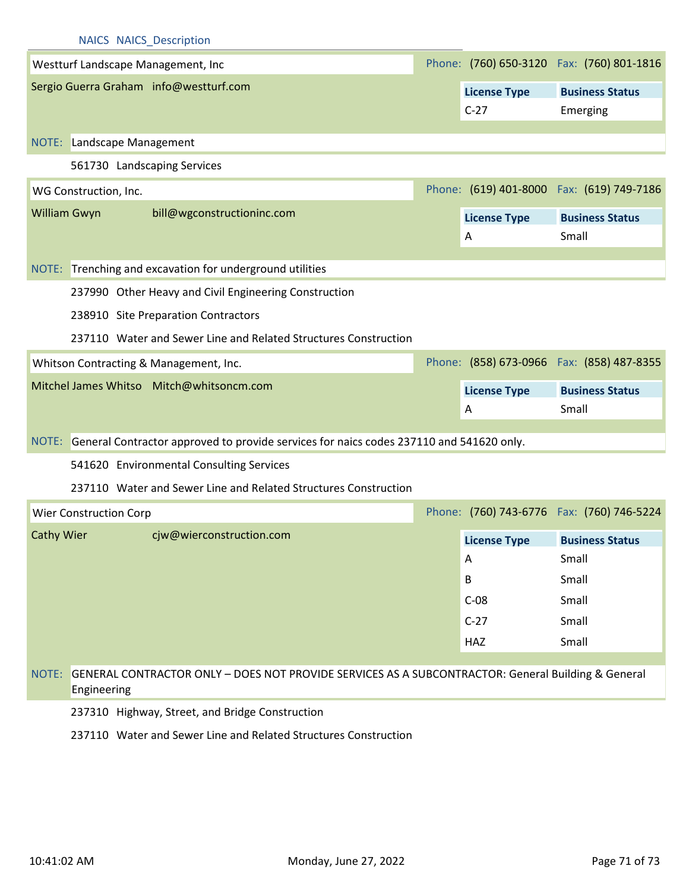NAICS NAICS_Description

**Westturf Landscape Management, Inc** — Phone: (760) 650-3120 Fax: (760) 801-1816

Sergio Guerra Graham info@westturf.com

| License Type | Business Status |
|---|---|
| C-27 | Emerging |

NOTE: Landscape Management

561730 Landscaping Services

**WG Construction, Inc.** — Phone: (619) 401-8000 Fax: (619) 749-7186

William Gwyn bill@wgconstructioninc.com

| License Type | Business Status |
|---|---|
| A | Small |

NOTE: Trenching and excavation for underground utilities

237990 Other Heavy and Civil Engineering Construction

238910 Site Preparation Contractors

237110 Water and Sewer Line and Related Structures Construction

**Whitson Contracting & Management, Inc.** — Phone: (858) 673-0966 Fax: (858) 487-8355

Mitchel James Whitso Mitch@whitsoncm.com

| License Type | Business Status |
|---|---|
| A | Small |

NOTE: General Contractor approved to provide services for naics codes 237110 and 541620 only.

541620 Environmental Consulting Services

237110 Water and Sewer Line and Related Structures Construction

**Wier Construction Corp** — Phone: (760) 743-6776 Fax: (760) 746-5224

Cathy Wier cjw@wierconstruction.com

| License Type | Business Status |
|---|---|
| A | Small |
| B | Small |
| C-08 | Small |
| C-27 | Small |
| HAZ | Small |

NOTE: GENERAL CONTRACTOR ONLY – DOES NOT PROVIDE SERVICES AS A SUBCONTRACTOR: General Building & General Engineering

237310 Highway, Street, and Bridge Construction

237110 Water and Sewer Line and Related Structures Construction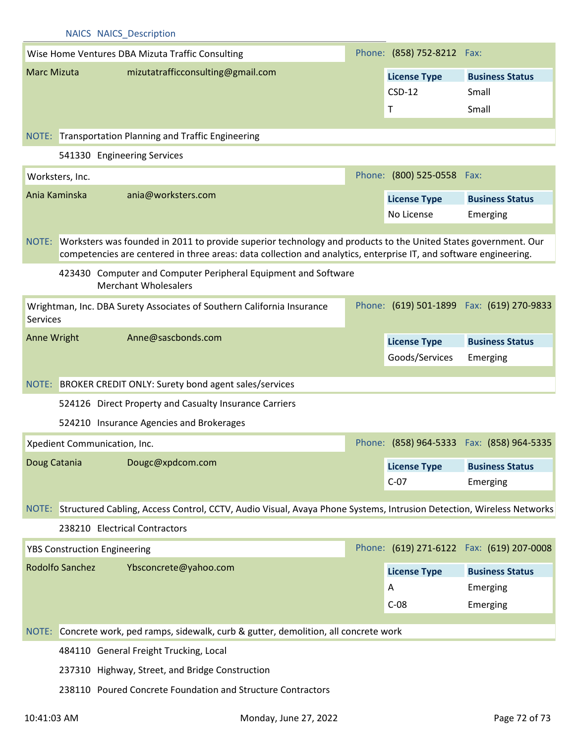NAICS NAICS_Description

**Wise Home Ventures DBA Mizuta Traffic Consulting**

Phone: (858) 752-8212 Fax:

Marc Mizuta mizutatrafficconsulting@gmail.com

| License Type | Business Status |
|---|---|
| CSD-12 | Small |
| T | Small |

NOTE: Transportation Planning and Traffic Engineering

541330 Engineering Services

**Worksters, Inc.**

Phone: (800) 525-0558 Fax:

Ania Kaminska ania@worksters.com

| License Type | Business Status |
|---|---|
| No License | Emerging |

NOTE: Worksters was founded in 2011 to provide superior technology and products to the United States government. Our competencies are centered in three areas: data collection and analytics, enterprise IT, and software engineering.

423430 Computer and Computer Peripheral Equipment and Software Merchant Wholesalers

**Wrightman, Inc. DBA Surety Associates of Southern California Insurance Services**

Phone: (619) 501-1899 Fax: (619) 270-9833

Anne Wright Anne@sascbonds.com

| License Type | Business Status |
|---|---|
| Goods/Services | Emerging |

NOTE: BROKER CREDIT ONLY: Surety bond agent sales/services

524126 Direct Property and Casualty Insurance Carriers

524210 Insurance Agencies and Brokerages

**Xpedient Communication, Inc.**

Phone: (858) 964-5333 Fax: (858) 964-5335

Doug Catania Dougc@xpdcom.com

| License Type | Business Status |
|---|---|
| C-07 | Emerging |

NOTE: Structured Cabling, Access Control, CCTV, Audio Visual, Avaya Phone Systems, Intrusion Detection, Wireless Networks

238210 Electrical Contractors

**YBS Construction Engineering**

Phone: (619) 271-6122 Fax: (619) 207-0008

Rodolfo Sanchez Ybsconcrete@yahoo.com

| License Type | Business Status |
|---|---|
| A | Emerging |
| C-08 | Emerging |

NOTE: Concrete work, ped ramps, sidewalk, curb & gutter, demolition, all concrete work

484110 General Freight Trucking, Local

237310 Highway, Street, and Bridge Construction

238110 Poured Concrete Foundation and Structure Contractors

10:41:03 AM Monday, June 27, 2022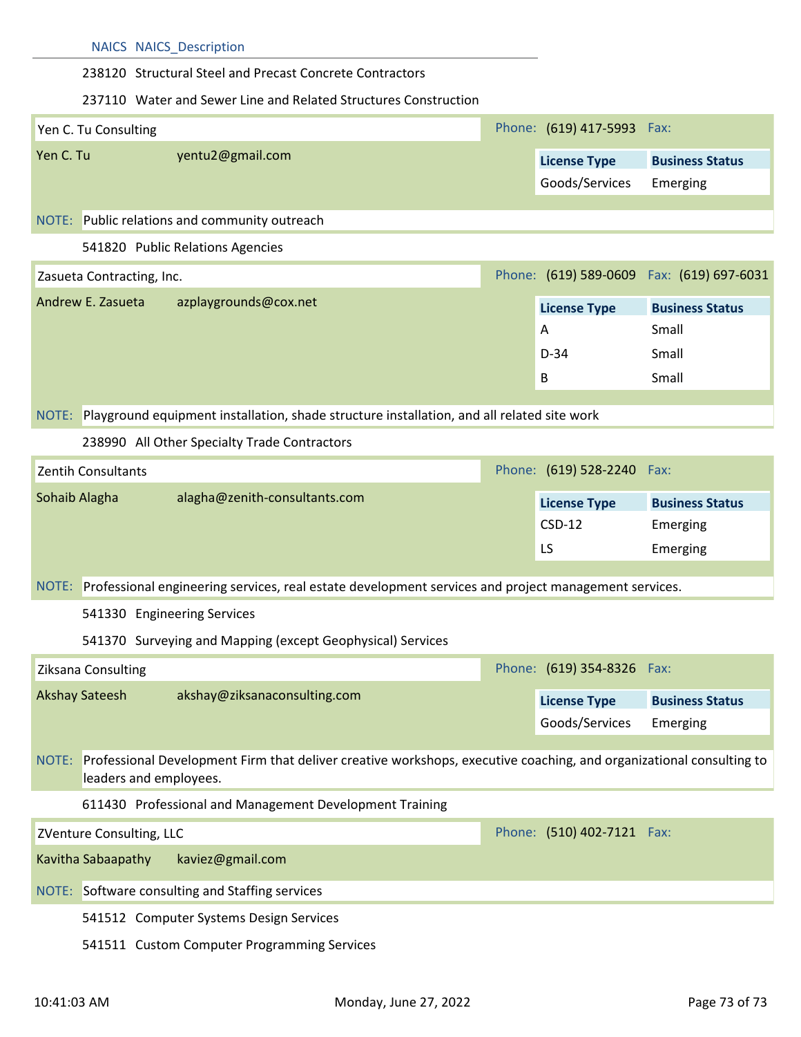| NAICS | NAICS_Description |
|---|---|
| 238120 | Structural Steel and Precast Concrete Contractors |
| 237110 | Water and Sewer Line and Related Structures Construction |

**Yen C. Tu Consulting** — Phone: (619) 417-5993 Fax:

Yen C. Tu — yentu2@gmail.com

| License Type | Business Status |
|---|---|
| Goods/Services | Emerging |

NOTE: Public relations and community outreach

| NAICS | NAICS_Description |
|---|---|
| 541820 | Public Relations Agencies |

**Zasueta Contracting, Inc.** — Phone: (619) 589-0609 Fax: (619) 697-6031

Andrew E. Zasueta — azplaygrounds@cox.net

| License Type | Business Status |
|---|---|
| A | Small |
| D-34 | Small |
| B | Small |

NOTE: Playground equipment installation, shade structure installation, and all related site work

| NAICS | NAICS_Description |
|---|---|
| 238990 | All Other Specialty Trade Contractors |

**Zentih Consultants** — Phone: (619) 528-2240 Fax:

Sohaib Alagha — alagha@zenith-consultants.com

| License Type | Business Status |
|---|---|
| CSD-12 | Emerging |
| LS | Emerging |

NOTE: Professional engineering services, real estate development services and project management services.

| NAICS | NAICS_Description |
|---|---|
| 541330 | Engineering Services |
| 541370 | Surveying and Mapping (except Geophysical) Services |

**Ziksana Consulting** — Phone: (619) 354-8326 Fax:

Akshay Sateesh — akshay@ziksanaconsulting.com

| License Type | Business Status |
|---|---|
| Goods/Services | Emerging |

NOTE: Professional Development Firm that deliver creative workshops, executive coaching, and organizational consulting to leaders and employees.

| NAICS | NAICS_Description |
|---|---|
| 611430 | Professional and Management Development Training |

**ZVenture Consulting, LLC** — Phone: (510) 402-7121 Fax:

Kavitha Sabaapathy — kaviez@gmail.com

NOTE: Software consulting and Staffing services

| NAICS | NAICS_Description |
|---|---|
| 541512 | Computer Systems Design Services |
| 541511 | Custom Computer Programming Services |

10:41:03 AM — Monday, June 27, 2022